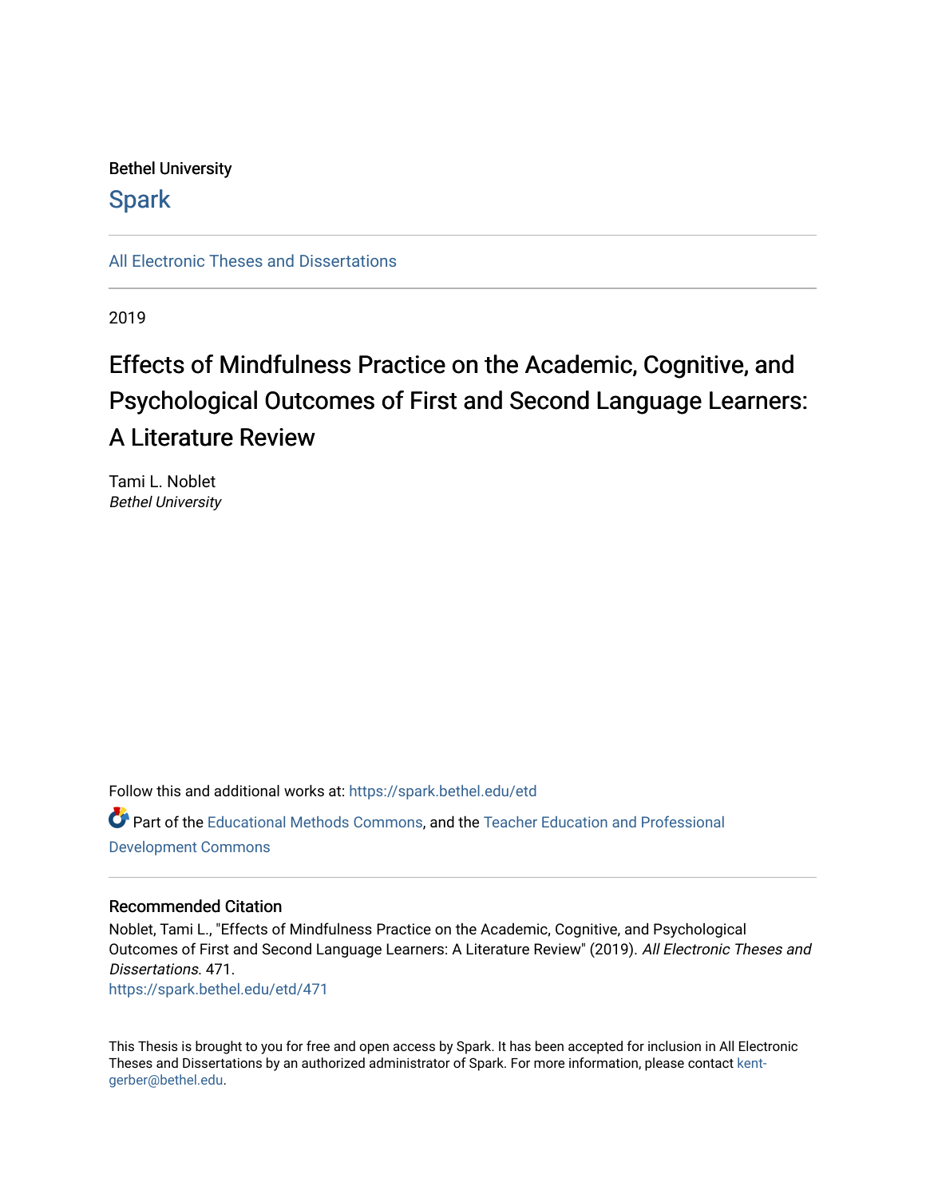Bethel University

# Spark

All Electronic Theses and Dissertations

2019

# Effects of Mindfulness Practice on the Academic, Cognitive, and Psychological Outcomes of First and Second Language Learners: A Literature Review

Tami L. Noblet
*Bethel University*

Follow this and additional works at: https://spark.bethel.edu/etd

Part of the Educational Methods Commons, and the Teacher Education and Professional Development Commons

## Recommended Citation

Noblet, Tami L., "Effects of Mindfulness Practice on the Academic, Cognitive, and Psychological Outcomes of First and Second Language Learners: A Literature Review" (2019). *All Electronic Theses and Dissertations*. 471.
https://spark.bethel.edu/etd/471

This Thesis is brought to you for free and open access by Spark. It has been accepted for inclusion in All Electronic Theses and Dissertations by an authorized administrator of Spark. For more information, please contact kent-gerber@bethel.edu.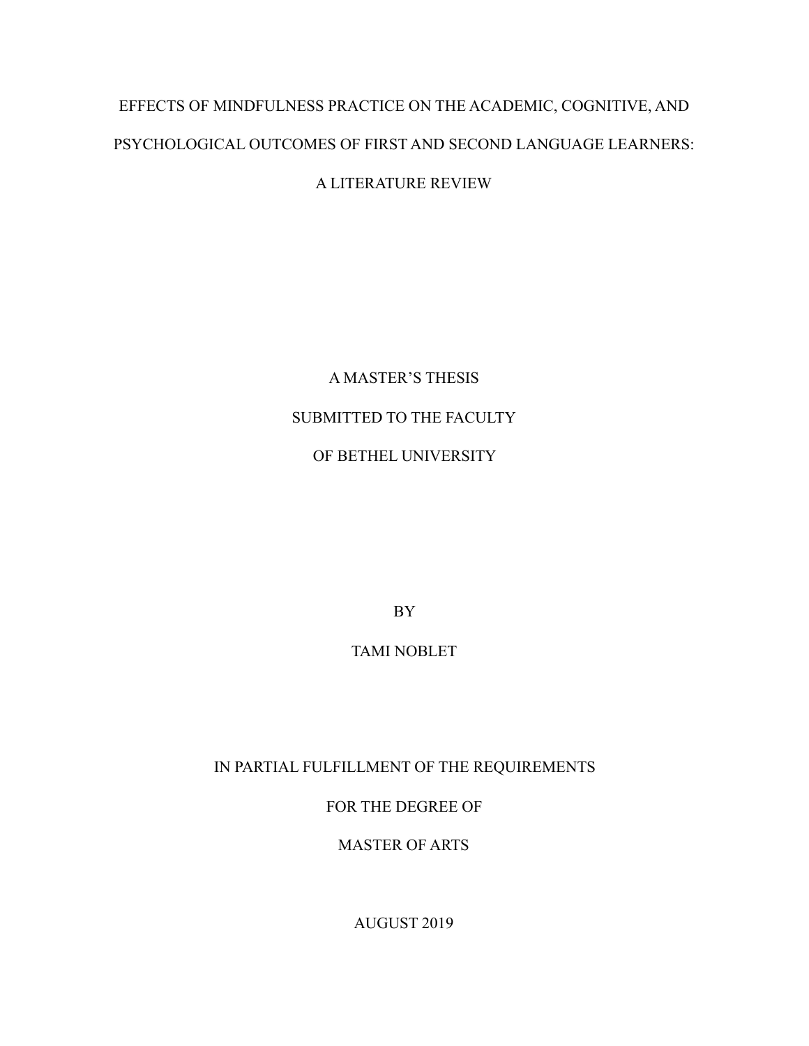# EFFECTS OF MINDFULNESS PRACTICE ON THE ACADEMIC, COGNITIVE, AND PSYCHOLOGICAL OUTCOMES OF FIRST AND SECOND LANGUAGE LEARNERS: A LITERATURE REVIEW

A MASTER'S THESIS

SUBMITTED TO THE FACULTY

OF BETHEL UNIVERSITY

BY

TAMI NOBLET

IN PARTIAL FULFILLMENT OF THE REQUIREMENTS

FOR THE DEGREE OF

MASTER OF ARTS

AUGUST 2019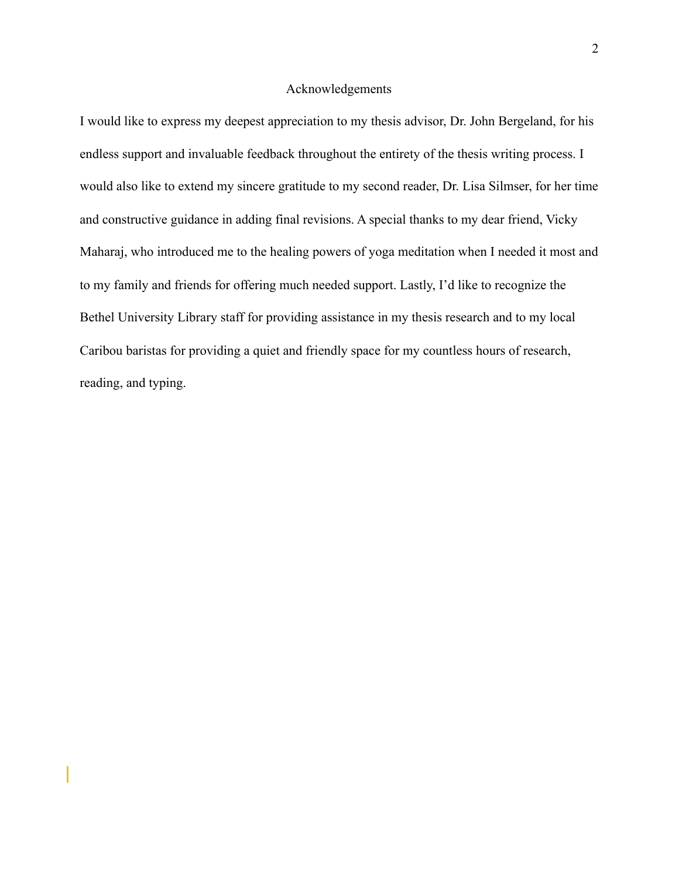# Acknowledgements

I would like to express my deepest appreciation to my thesis advisor, Dr. John Bergeland, for his endless support and invaluable feedback throughout the entirety of the thesis writing process. I would also like to extend my sincere gratitude to my second reader, Dr. Lisa Silmser, for her time and constructive guidance in adding final revisions. A special thanks to my dear friend, Vicky Maharaj, who introduced me to the healing powers of yoga meditation when I needed it most and to my family and friends for offering much needed support. Lastly, I'd like to recognize the Bethel University Library staff for providing assistance in my thesis research and to my local Caribou baristas for providing a quiet and friendly space for my countless hours of research, reading, and typing.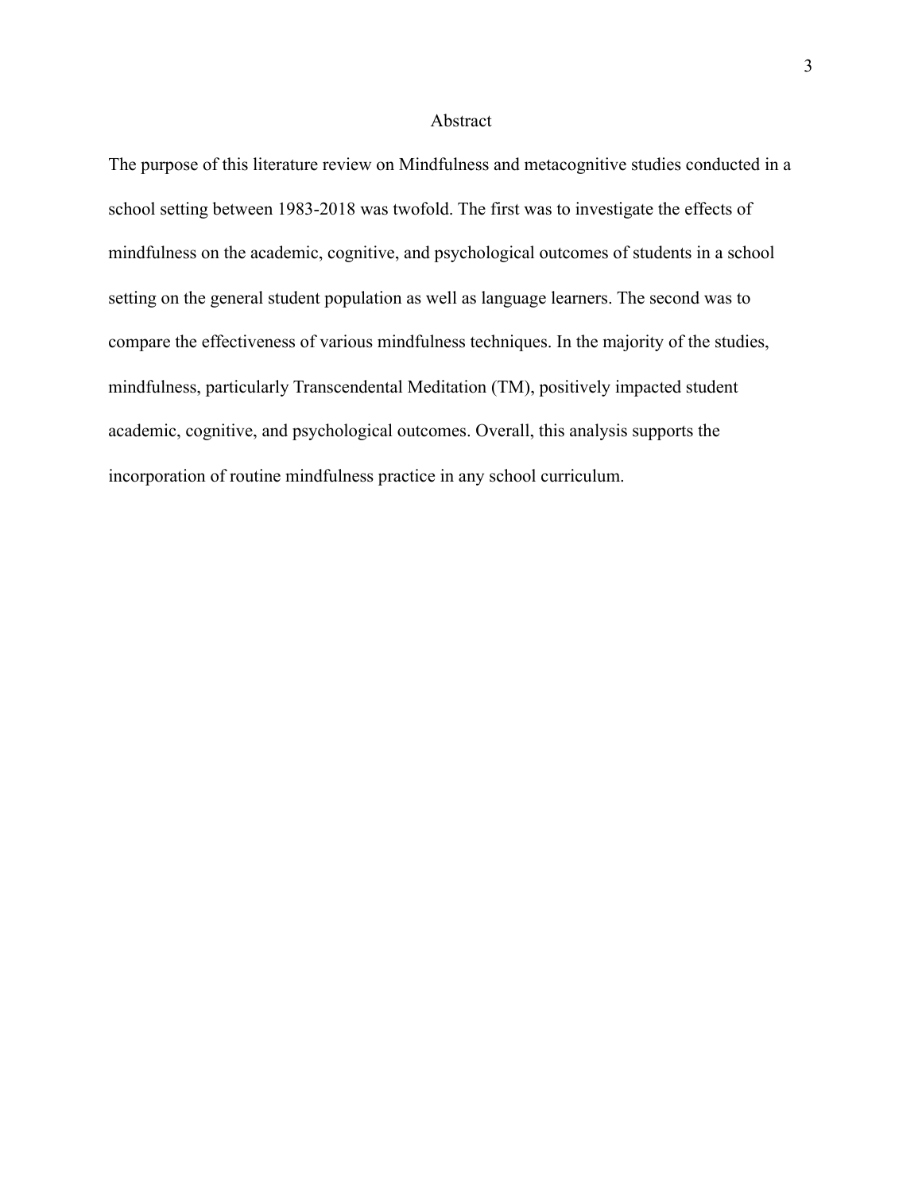# Abstract

The purpose of this literature review on Mindfulness and metacognitive studies conducted in a school setting between 1983-2018 was twofold. The first was to investigate the effects of mindfulness on the academic, cognitive, and psychological outcomes of students in a school setting on the general student population as well as language learners. The second was to compare the effectiveness of various mindfulness techniques. In the majority of the studies, mindfulness, particularly Transcendental Meditation (TM), positively impacted student academic, cognitive, and psychological outcomes. Overall, this analysis supports the incorporation of routine mindfulness practice in any school curriculum.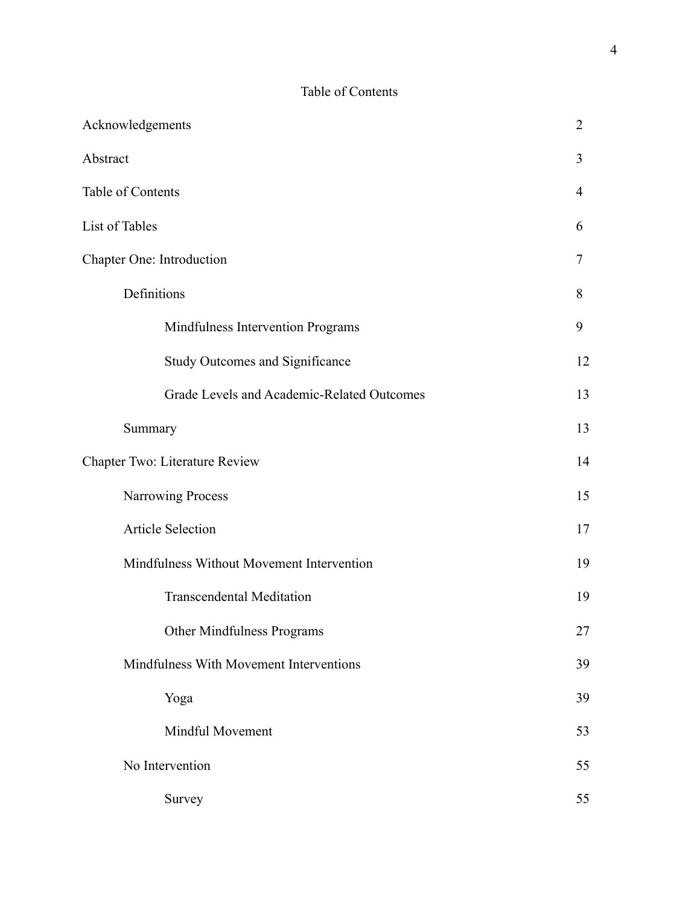# Table of Contents

| | |
|---|---|
| Acknowledgements | 2 |
| Abstract | 3 |
| Table of Contents | 4 |
| List of Tables | 6 |
| Chapter One: Introduction | 7 |
| Definitions | 8 |
| Mindfulness Intervention Programs | 9 |
| Study Outcomes and Significance | 12 |
| Grade Levels and Academic-Related Outcomes | 13 |
| Summary | 13 |
| Chapter Two: Literature Review | 14 |
| Narrowing Process | 15 |
| Article Selection | 17 |
| Mindfulness Without Movement Intervention | 19 |
| Transcendental Meditation | 19 |
| Other Mindfulness Programs | 27 |
| Mindfulness With Movement Interventions | 39 |
| Yoga | 39 |
| Mindful Movement | 53 |
| No Intervention | 55 |
| Survey | 55 |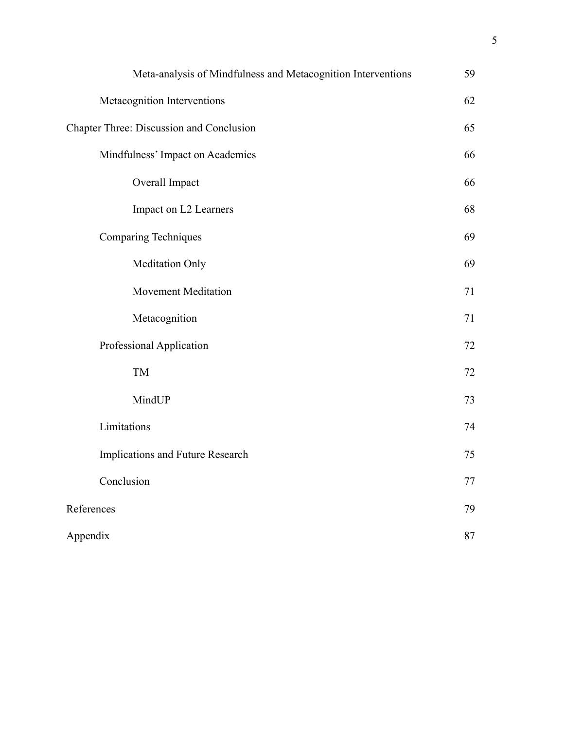| | |
|---|---|
| Meta-analysis of Mindfulness and Metacognition Interventions | 59 |
| Metacognition Interventions | 62 |
| Chapter Three: Discussion and Conclusion | 65 |
| Mindfulness' Impact on Academics | 66 |
| Overall Impact | 66 |
| Impact on L2 Learners | 68 |
| Comparing Techniques | 69 |
| Meditation Only | 69 |
| Movement Meditation | 71 |
| Metacognition | 71 |
| Professional Application | 72 |
| TM | 72 |
| MindUP | 73 |
| Limitations | 74 |
| Implications and Future Research | 75 |
| Conclusion | 77 |
| References | 79 |
| Appendix | 87 |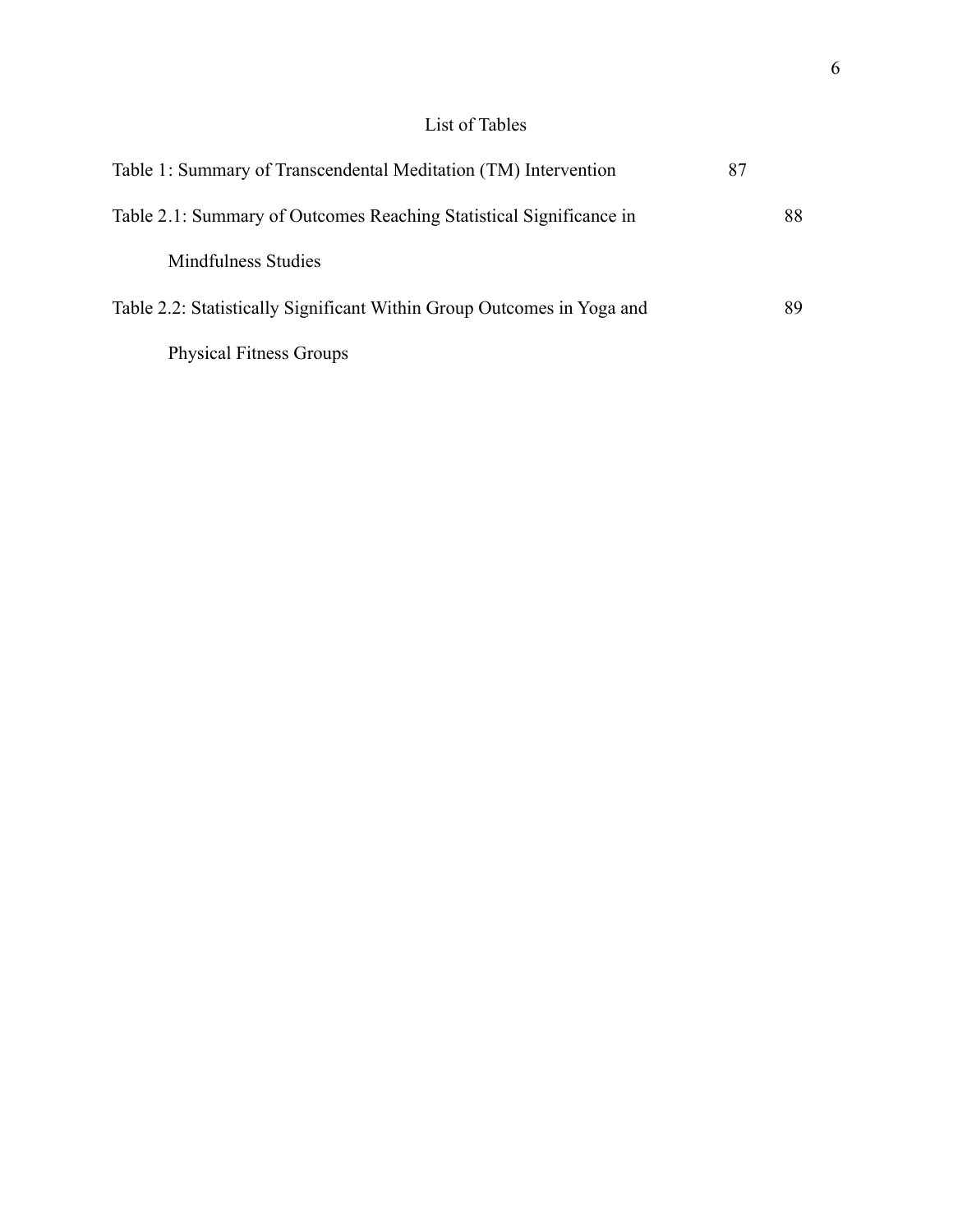# List of Tables

Table 1: Summary of Transcendental Meditation (TM) Intervention 87

Table 2.1: Summary of Outcomes Reaching Statistical Significance in Mindfulness Studies 88

Table 2.2: Statistically Significant Within Group Outcomes in Yoga and Physical Fitness Groups 89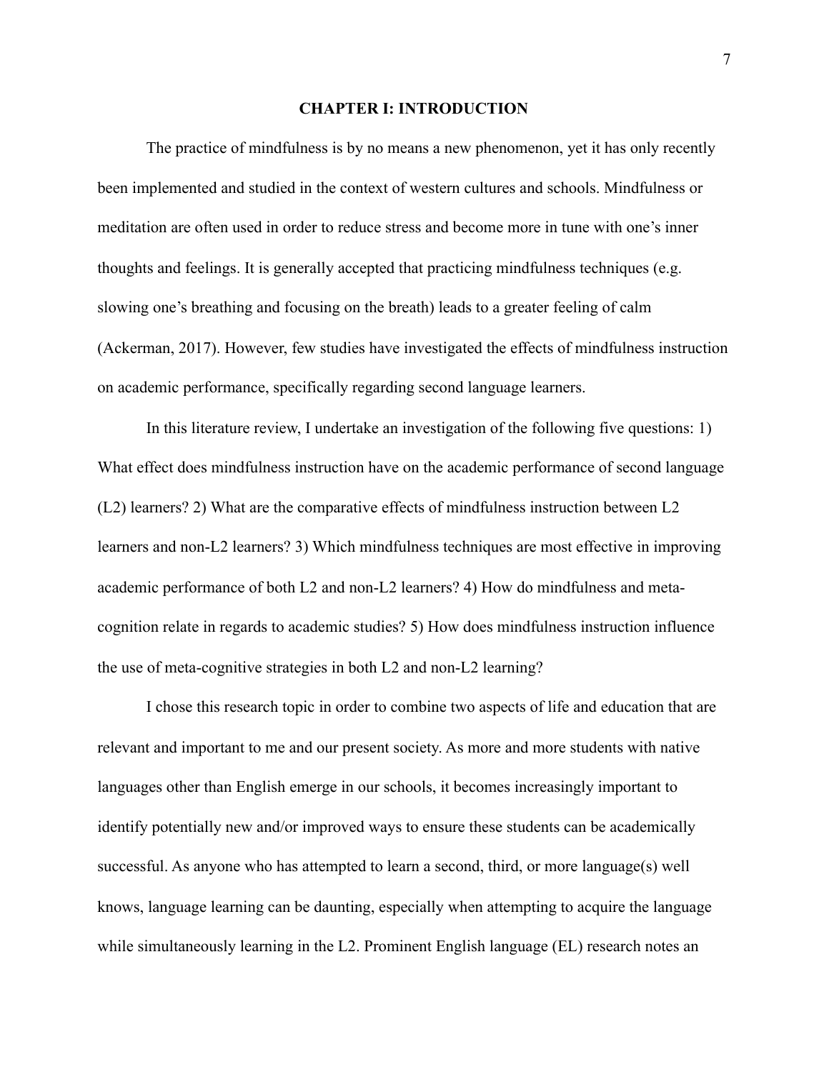# CHAPTER I: INTRODUCTION

The practice of mindfulness is by no means a new phenomenon, yet it has only recently been implemented and studied in the context of western cultures and schools. Mindfulness or meditation are often used in order to reduce stress and become more in tune with one's inner thoughts and feelings. It is generally accepted that practicing mindfulness techniques (e.g. slowing one's breathing and focusing on the breath) leads to a greater feeling of calm (Ackerman, 2017). However, few studies have investigated the effects of mindfulness instruction on academic performance, specifically regarding second language learners.

In this literature review, I undertake an investigation of the following five questions: 1) What effect does mindfulness instruction have on the academic performance of second language (L2) learners? 2) What are the comparative effects of mindfulness instruction between L2 learners and non-L2 learners? 3) Which mindfulness techniques are most effective in improving academic performance of both L2 and non-L2 learners? 4) How do mindfulness and meta-cognition relate in regards to academic studies? 5) How does mindfulness instruction influence the use of meta-cognitive strategies in both L2 and non-L2 learning?

I chose this research topic in order to combine two aspects of life and education that are relevant and important to me and our present society. As more and more students with native languages other than English emerge in our schools, it becomes increasingly important to identify potentially new and/or improved ways to ensure these students can be academically successful. As anyone who has attempted to learn a second, third, or more language(s) well knows, language learning can be daunting, especially when attempting to acquire the language while simultaneously learning in the L2. Prominent English language (EL) research notes an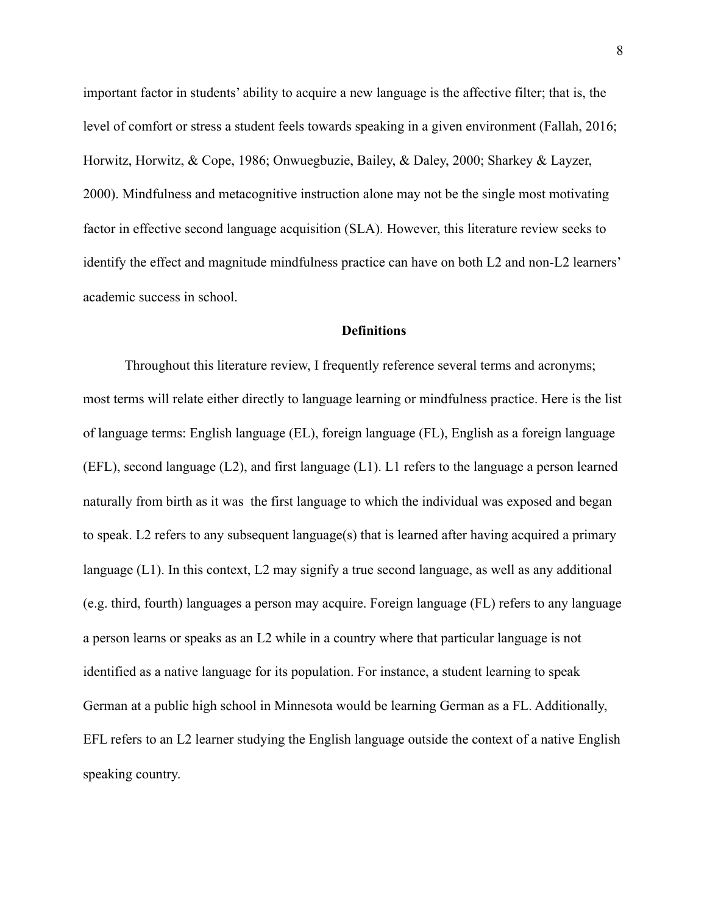important factor in students' ability to acquire a new language is the affective filter; that is, the level of comfort or stress a student feels towards speaking in a given environment (Fallah, 2016; Horwitz, Horwitz, & Cope, 1986; Onwuegbuzie, Bailey, & Daley, 2000; Sharkey & Layzer, 2000). Mindfulness and metacognitive instruction alone may not be the single most motivating factor in effective second language acquisition (SLA). However, this literature review seeks to identify the effect and magnitude mindfulness practice can have on both L2 and non-L2 learners' academic success in school.

## Definitions

Throughout this literature review, I frequently reference several terms and acronyms; most terms will relate either directly to language learning or mindfulness practice. Here is the list of language terms: English language (EL), foreign language (FL), English as a foreign language (EFL), second language (L2), and first language (L1). L1 refers to the language a person learned naturally from birth as it was the first language to which the individual was exposed and began to speak. L2 refers to any subsequent language(s) that is learned after having acquired a primary language (L1). In this context, L2 may signify a true second language, as well as any additional (e.g. third, fourth) languages a person may acquire. Foreign language (FL) refers to any language a person learns or speaks as an L2 while in a country where that particular language is not identified as a native language for its population. For instance, a student learning to speak German at a public high school in Minnesota would be learning German as a FL. Additionally, EFL refers to an L2 learner studying the English language outside the context of a native English speaking country.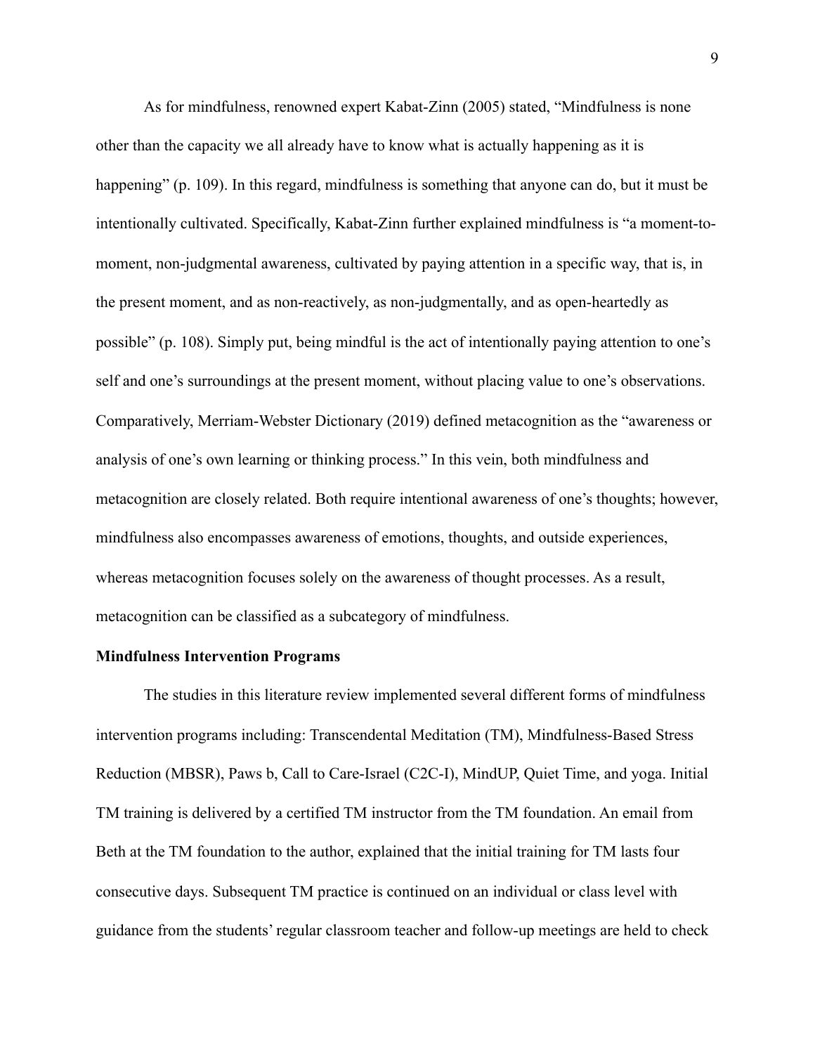As for mindfulness, renowned expert Kabat-Zinn (2005) stated, “Mindfulness is none other than the capacity we all already have to know what is actually happening as it is happening” (p. 109). In this regard, mindfulness is something that anyone can do, but it must be intentionally cultivated. Specifically, Kabat-Zinn further explained mindfulness is “a moment-to-moment, non-judgmental awareness, cultivated by paying attention in a specific way, that is, in the present moment, and as non-reactively, as non-judgmentally, and as open-heartedly as possible” (p. 108). Simply put, being mindful is the act of intentionally paying attention to one’s self and one’s surroundings at the present moment, without placing value to one’s observations. Comparatively, Merriam-Webster Dictionary (2019) defined metacognition as the “awareness or analysis of one’s own learning or thinking process.” In this vein, both mindfulness and metacognition are closely related. Both require intentional awareness of one’s thoughts; however, mindfulness also encompasses awareness of emotions, thoughts, and outside experiences, whereas metacognition focuses solely on the awareness of thought processes. As a result, metacognition can be classified as a subcategory of mindfulness.

**Mindfulness Intervention Programs**

The studies in this literature review implemented several different forms of mindfulness intervention programs including: Transcendental Meditation (TM), Mindfulness-Based Stress Reduction (MBSR), Paws b, Call to Care-Israel (C2C-I), MindUP, Quiet Time, and yoga. Initial TM training is delivered by a certified TM instructor from the TM foundation. An email from Beth at the TM foundation to the author, explained that the initial training for TM lasts four consecutive days. Subsequent TM practice is continued on an individual or class level with guidance from the students’ regular classroom teacher and follow-up meetings are held to check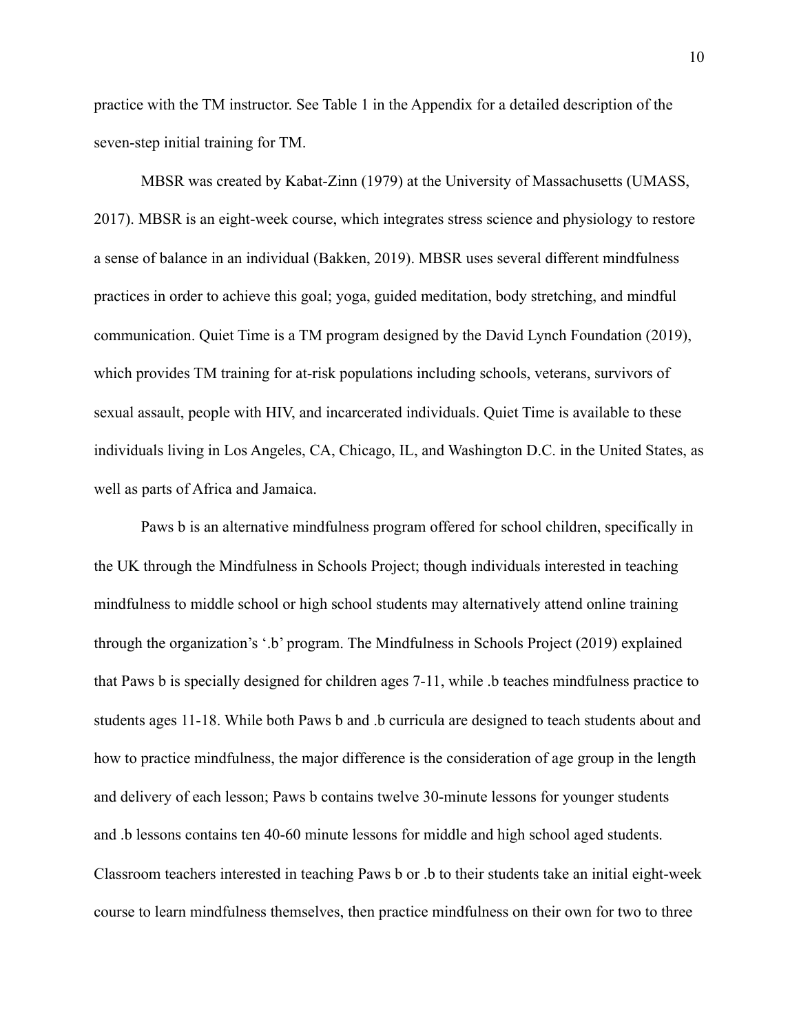practice with the TM instructor. See Table 1 in the Appendix for a detailed description of the seven-step initial training for TM.

MBSR was created by Kabat-Zinn (1979) at the University of Massachusetts (UMASS, 2017). MBSR is an eight-week course, which integrates stress science and physiology to restore a sense of balance in an individual (Bakken, 2019). MBSR uses several different mindfulness practices in order to achieve this goal; yoga, guided meditation, body stretching, and mindful communication. Quiet Time is a TM program designed by the David Lynch Foundation (2019), which provides TM training for at-risk populations including schools, veterans, survivors of sexual assault, people with HIV, and incarcerated individuals. Quiet Time is available to these individuals living in Los Angeles, CA, Chicago, IL, and Washington D.C. in the United States, as well as parts of Africa and Jamaica.

Paws b is an alternative mindfulness program offered for school children, specifically in the UK through the Mindfulness in Schools Project; though individuals interested in teaching mindfulness to middle school or high school students may alternatively attend online training through the organization's '.b' program. The Mindfulness in Schools Project (2019) explained that Paws b is specially designed for children ages 7-11, while .b teaches mindfulness practice to students ages 11-18. While both Paws b and .b curricula are designed to teach students about and how to practice mindfulness, the major difference is the consideration of age group in the length and delivery of each lesson; Paws b contains twelve 30-minute lessons for younger students and .b lessons contains ten 40-60 minute lessons for middle and high school aged students. Classroom teachers interested in teaching Paws b or .b to their students take an initial eight-week course to learn mindfulness themselves, then practice mindfulness on their own for two to three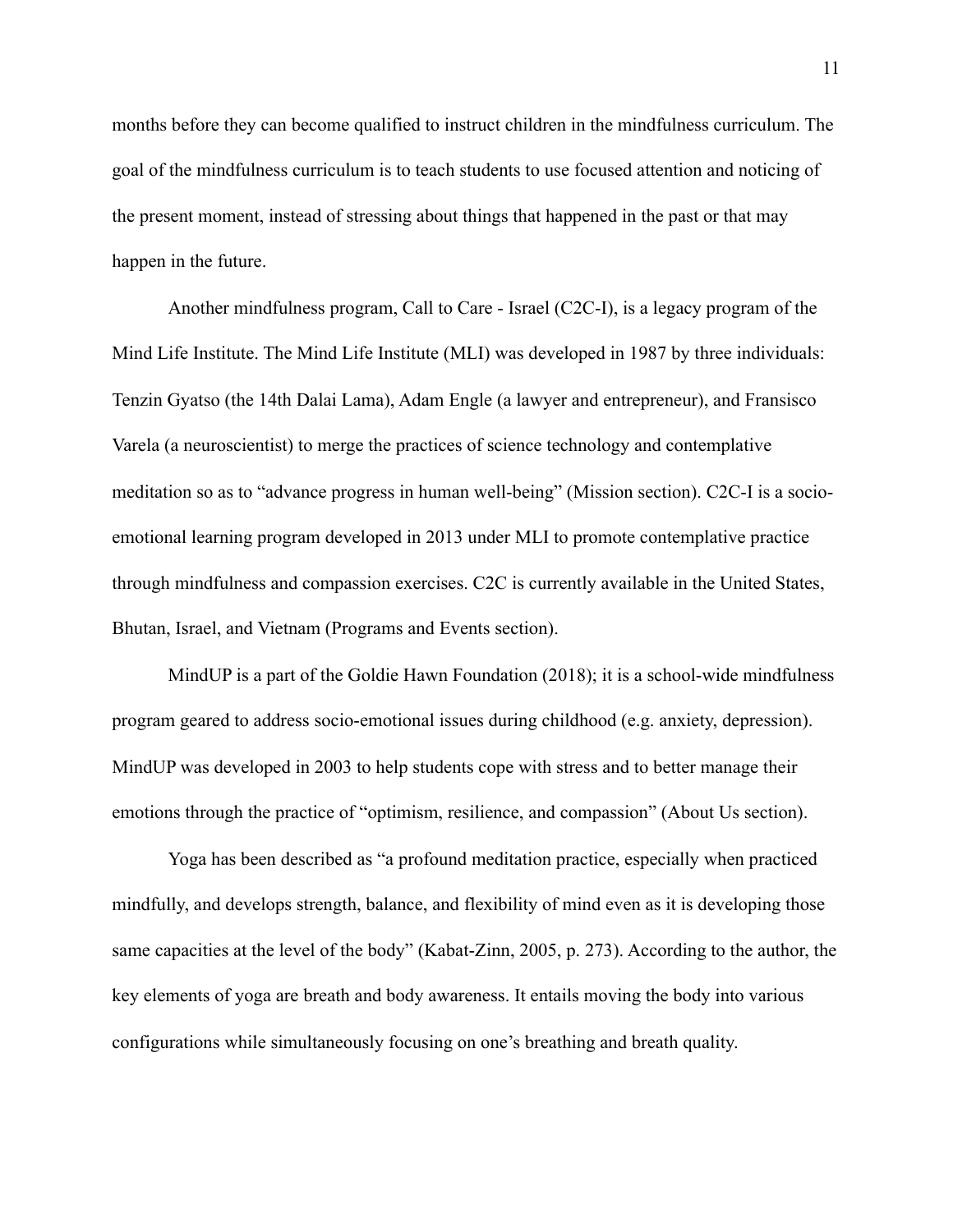months before they can become qualified to instruct children in the mindfulness curriculum. The goal of the mindfulness curriculum is to teach students to use focused attention and noticing of the present moment, instead of stressing about things that happened in the past or that may happen in the future.

Another mindfulness program, Call to Care - Israel (C2C-I), is a legacy program of the Mind Life Institute. The Mind Life Institute (MLI) was developed in 1987 by three individuals: Tenzin Gyatso (the 14th Dalai Lama), Adam Engle (a lawyer and entrepreneur), and Fransisco Varela (a neuroscientist) to merge the practices of science technology and contemplative meditation so as to "advance progress in human well-being" (Mission section). C2C-I is a socio-emotional learning program developed in 2013 under MLI to promote contemplative practice through mindfulness and compassion exercises. C2C is currently available in the United States, Bhutan, Israel, and Vietnam (Programs and Events section).

MindUP is a part of the Goldie Hawn Foundation (2018); it is a school-wide mindfulness program geared to address socio-emotional issues during childhood (e.g. anxiety, depression). MindUP was developed in 2003 to help students cope with stress and to better manage their emotions through the practice of "optimism, resilience, and compassion" (About Us section).

Yoga has been described as "a profound meditation practice, especially when practiced mindfully, and develops strength, balance, and flexibility of mind even as it is developing those same capacities at the level of the body" (Kabat-Zinn, 2005, p. 273). According to the author, the key elements of yoga are breath and body awareness. It entails moving the body into various configurations while simultaneously focusing on one's breathing and breath quality.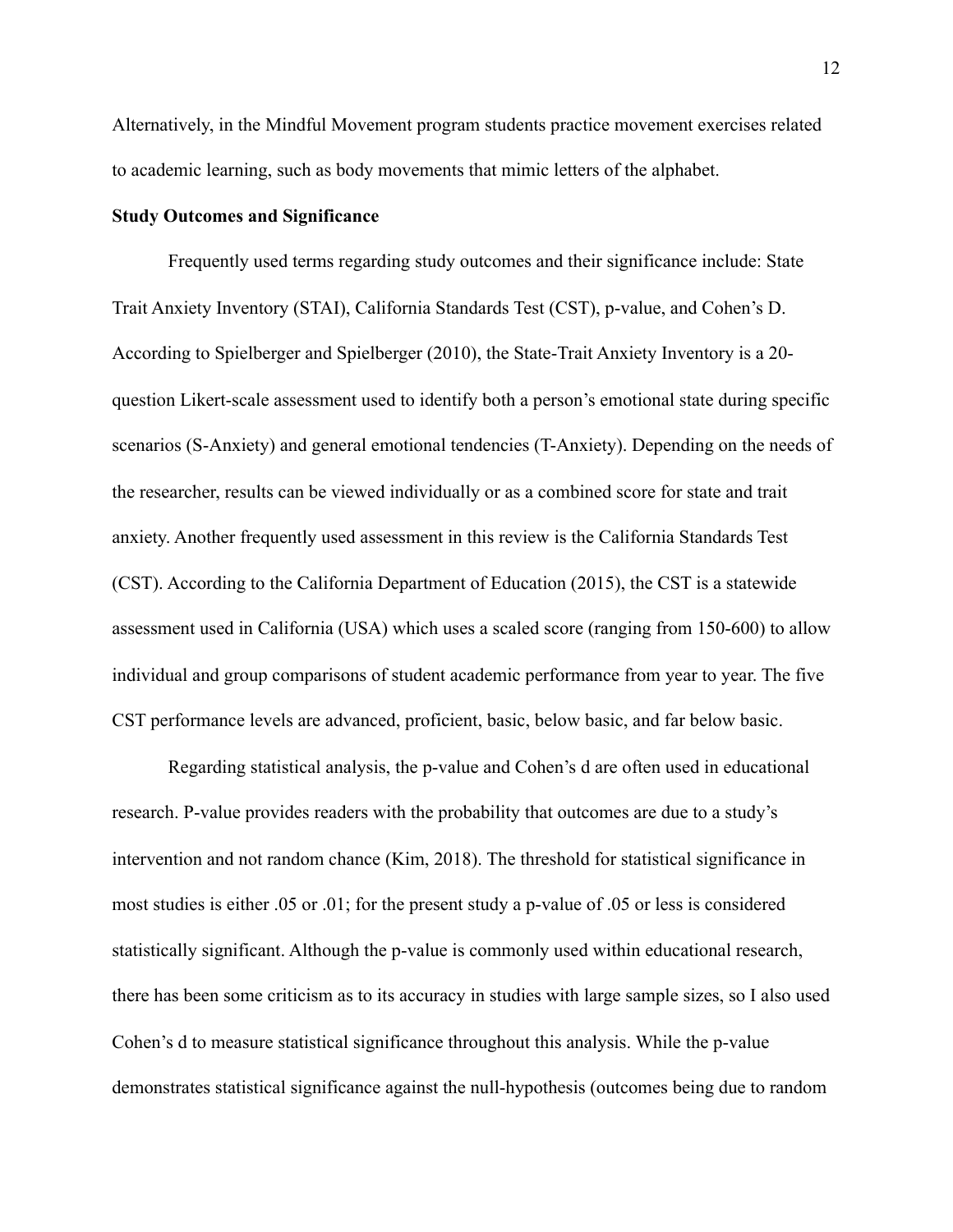Alternatively, in the Mindful Movement program students practice movement exercises related to academic learning, such as body movements that mimic letters of the alphabet.

**Study Outcomes and Significance**

Frequently used terms regarding study outcomes and their significance include: State Trait Anxiety Inventory (STAI), California Standards Test (CST), p-value, and Cohen's D. According to Spielberger and Spielberger (2010), the State-Trait Anxiety Inventory is a 20-question Likert-scale assessment used to identify both a person's emotional state during specific scenarios (S-Anxiety) and general emotional tendencies (T-Anxiety). Depending on the needs of the researcher, results can be viewed individually or as a combined score for state and trait anxiety. Another frequently used assessment in this review is the California Standards Test (CST). According to the California Department of Education (2015), the CST is a statewide assessment used in California (USA) which uses a scaled score (ranging from 150-600) to allow individual and group comparisons of student academic performance from year to year. The five CST performance levels are advanced, proficient, basic, below basic, and far below basic.

Regarding statistical analysis, the p-value and Cohen's d are often used in educational research. P-value provides readers with the probability that outcomes are due to a study's intervention and not random chance (Kim, 2018). The threshold for statistical significance in most studies is either .05 or .01; for the present study a p-value of .05 or less is considered statistically significant. Although the p-value is commonly used within educational research, there has been some criticism as to its accuracy in studies with large sample sizes, so I also used Cohen's d to measure statistical significance throughout this analysis. While the p-value demonstrates statistical significance against the null-hypothesis (outcomes being due to random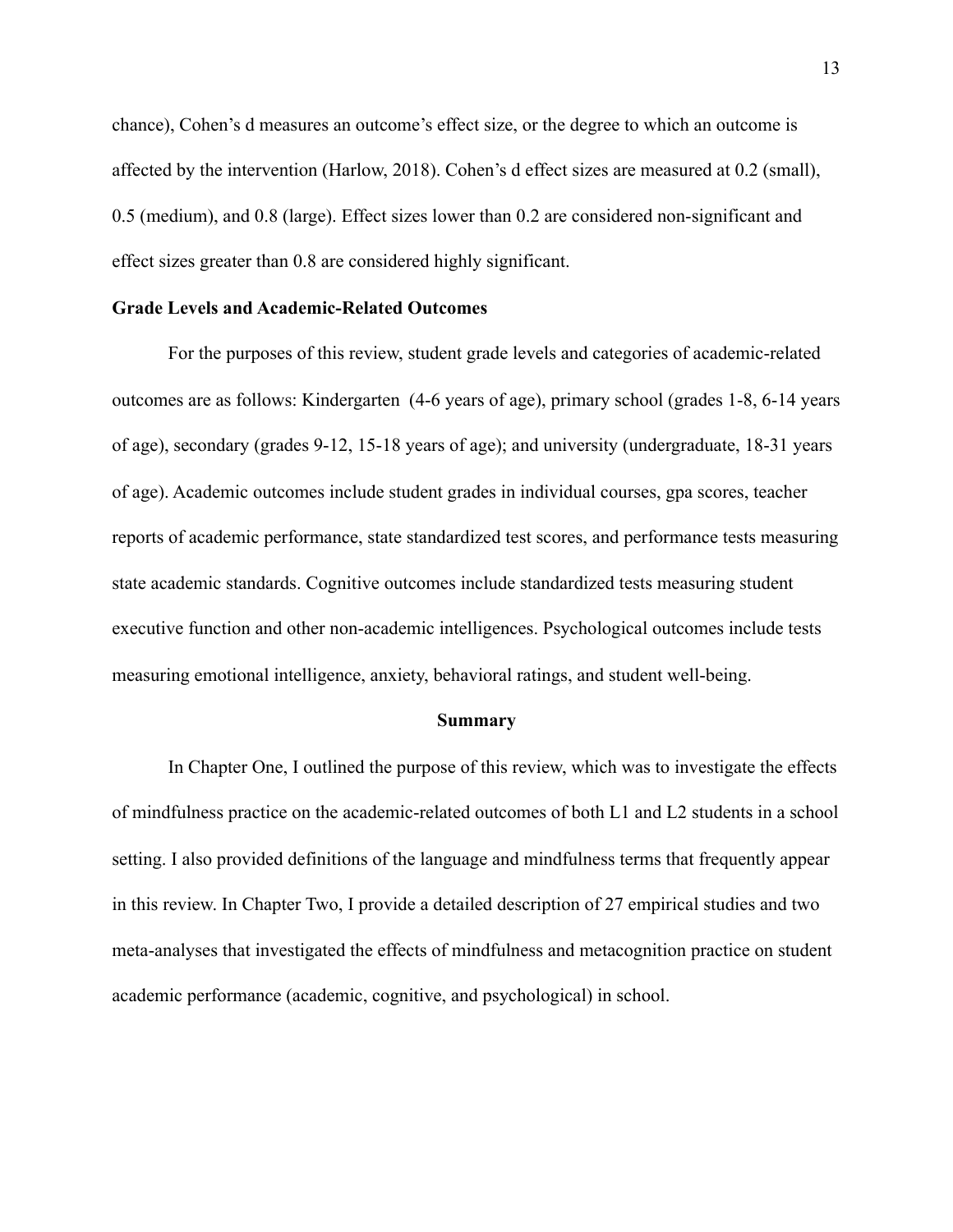chance), Cohen's d measures an outcome's effect size, or the degree to which an outcome is affected by the intervention (Harlow, 2018). Cohen's d effect sizes are measured at 0.2 (small), 0.5 (medium), and 0.8 (large). Effect sizes lower than 0.2 are considered non-significant and effect sizes greater than 0.8 are considered highly significant.

### Grade Levels and Academic-Related Outcomes

For the purposes of this review, student grade levels and categories of academic-related outcomes are as follows: Kindergarten (4-6 years of age), primary school (grades 1-8, 6-14 years of age), secondary (grades 9-12, 15-18 years of age); and university (undergraduate, 18-31 years of age). Academic outcomes include student grades in individual courses, gpa scores, teacher reports of academic performance, state standardized test scores, and performance tests measuring state academic standards. Cognitive outcomes include standardized tests measuring student executive function and other non-academic intelligences. Psychological outcomes include tests measuring emotional intelligence, anxiety, behavioral ratings, and student well-being.

## Summary

In Chapter One, I outlined the purpose of this review, which was to investigate the effects of mindfulness practice on the academic-related outcomes of both L1 and L2 students in a school setting. I also provided definitions of the language and mindfulness terms that frequently appear in this review. In Chapter Two, I provide a detailed description of 27 empirical studies and two meta-analyses that investigated the effects of mindfulness and metacognition practice on student academic performance (academic, cognitive, and psychological) in school.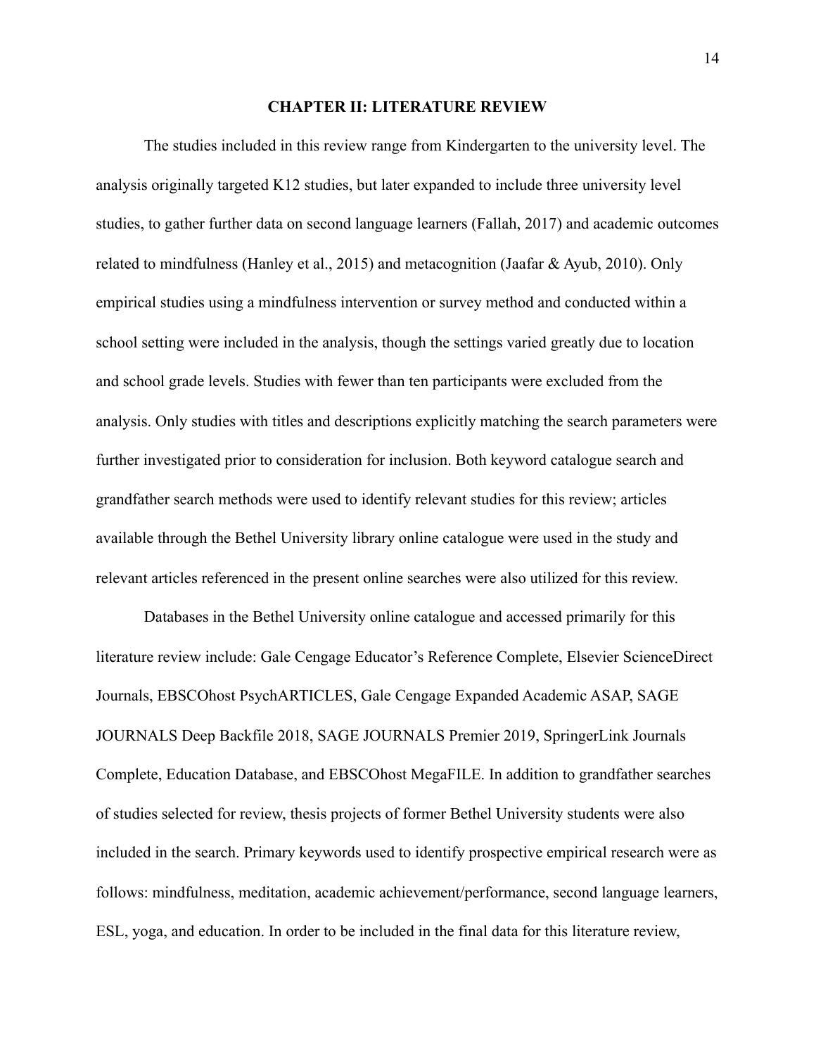# CHAPTER II: LITERATURE REVIEW

The studies included in this review range from Kindergarten to the university level. The analysis originally targeted K12 studies, but later expanded to include three university level studies, to gather further data on second language learners (Fallah, 2017) and academic outcomes related to mindfulness (Hanley et al., 2015) and metacognition (Jaafar & Ayub, 2010). Only empirical studies using a mindfulness intervention or survey method and conducted within a school setting were included in the analysis, though the settings varied greatly due to location and school grade levels. Studies with fewer than ten participants were excluded from the analysis. Only studies with titles and descriptions explicitly matching the search parameters were further investigated prior to consideration for inclusion. Both keyword catalogue search and grandfather search methods were used to identify relevant studies for this review; articles available through the Bethel University library online catalogue were used in the study and relevant articles referenced in the present online searches were also utilized for this review.

Databases in the Bethel University online catalogue and accessed primarily for this literature review include: Gale Cengage Educator's Reference Complete, Elsevier ScienceDirect Journals, EBSCOhost PsychARTICLES, Gale Cengage Expanded Academic ASAP, SAGE JOURNALS Deep Backfile 2018, SAGE JOURNALS Premier 2019, SpringerLink Journals Complete, Education Database, and EBSCOhost MegaFILE. In addition to grandfather searches of studies selected for review, thesis projects of former Bethel University students were also included in the search. Primary keywords used to identify prospective empirical research were as follows: mindfulness, meditation, academic achievement/performance, second language learners, ESL, yoga, and education. In order to be included in the final data for this literature review,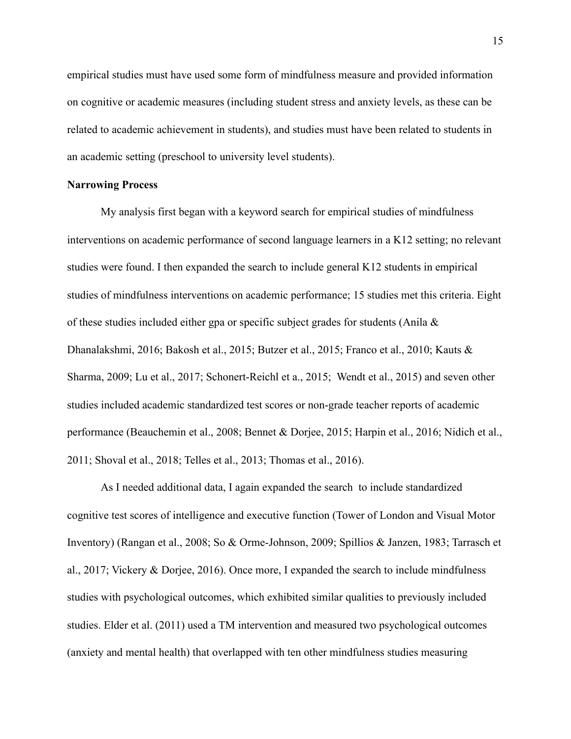empirical studies must have used some form of mindfulness measure and provided information on cognitive or academic measures (including student stress and anxiety levels, as these can be related to academic achievement in students), and studies must have been related to students in an academic setting (preschool to university level students).

**Narrowing Process**

My analysis first began with a keyword search for empirical studies of mindfulness interventions on academic performance of second language learners in a K12 setting; no relevant studies were found. I then expanded the search to include general K12 students in empirical studies of mindfulness interventions on academic performance; 15 studies met this criteria. Eight of these studies included either gpa or specific subject grades for students (Anila & Dhanalakshmi, 2016; Bakosh et al., 2015; Butzer et al., 2015; Franco et al., 2010; Kauts & Sharma, 2009; Lu et al., 2017; Schonert-Reichl et a., 2015; Wendt et al., 2015) and seven other studies included academic standardized test scores or non-grade teacher reports of academic performance (Beauchemin et al., 2008; Bennet & Dorjee, 2015; Harpin et al., 2016; Nidich et al., 2011; Shoval et al., 2018; Telles et al., 2013; Thomas et al., 2016).

As I needed additional data, I again expanded the search to include standardized cognitive test scores of intelligence and executive function (Tower of London and Visual Motor Inventory) (Rangan et al., 2008; So & Orme-Johnson, 2009; Spillios & Janzen, 1983; Tarrasch et al., 2017; Vickery & Dorjee, 2016). Once more, I expanded the search to include mindfulness studies with psychological outcomes, which exhibited similar qualities to previously included studies. Elder et al. (2011) used a TM intervention and measured two psychological outcomes (anxiety and mental health) that overlapped with ten other mindfulness studies measuring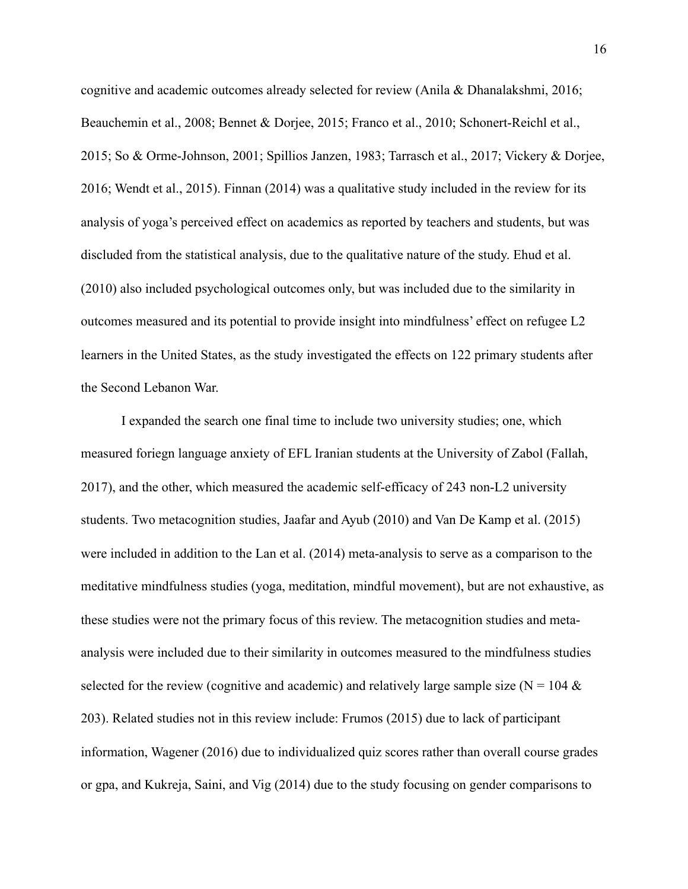cognitive and academic outcomes already selected for review (Anila & Dhanalakshmi, 2016; Beauchemin et al., 2008; Bennet & Dorjee, 2015; Franco et al., 2010; Schonert-Reichl et al., 2015; So & Orme-Johnson, 2001; Spillios Janzen, 1983; Tarrasch et al., 2017; Vickery & Dorjee, 2016; Wendt et al., 2015). Finnan (2014) was a qualitative study included in the review for its analysis of yoga's perceived effect on academics as reported by teachers and students, but was discluded from the statistical analysis, due to the qualitative nature of the study. Ehud et al. (2010) also included psychological outcomes only, but was included due to the similarity in outcomes measured and its potential to provide insight into mindfulness' effect on refugee L2 learners in the United States, as the study investigated the effects on 122 primary students after the Second Lebanon War.

I expanded the search one final time to include two university studies; one, which measured foriegn language anxiety of EFL Iranian students at the University of Zabol (Fallah, 2017), and the other, which measured the academic self-efficacy of 243 non-L2 university students. Two metacognition studies, Jaafar and Ayub (2010) and Van De Kamp et al. (2015) were included in addition to the Lan et al. (2014) meta-analysis to serve as a comparison to the meditative mindfulness studies (yoga, meditation, mindful movement), but are not exhaustive, as these studies were not the primary focus of this review. The metacognition studies and meta-analysis were included due to their similarity in outcomes measured to the mindfulness studies selected for the review (cognitive and academic) and relatively large sample size (N = 104 & 203). Related studies not in this review include: Frumos (2015) due to lack of participant information, Wagener (2016) due to individualized quiz scores rather than overall course grades or gpa, and Kukreja, Saini, and Vig (2014) due to the study focusing on gender comparisons to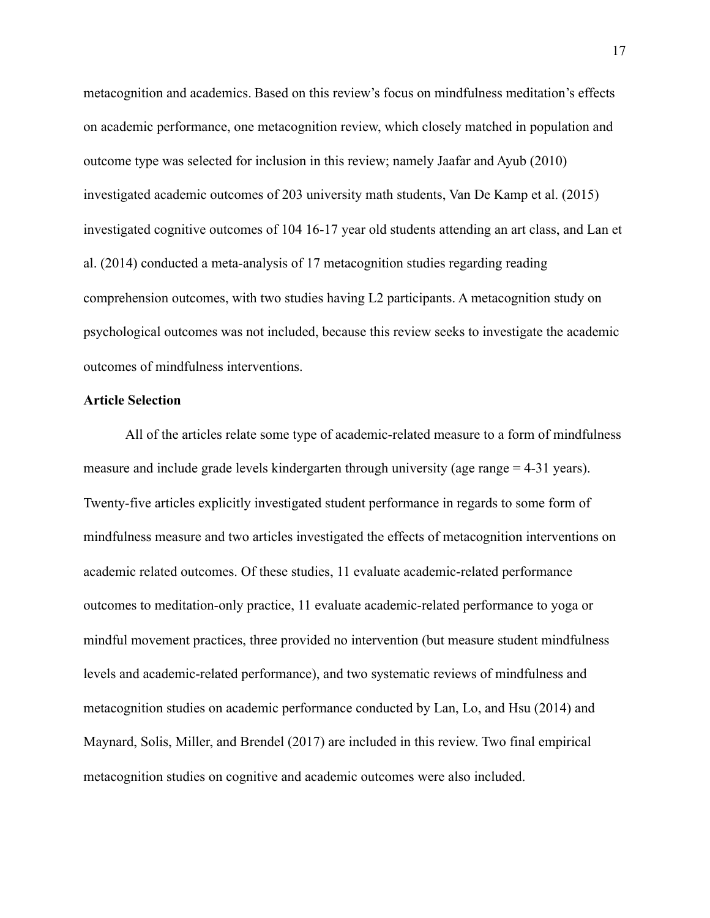metacognition and academics. Based on this review's focus on mindfulness meditation's effects on academic performance, one metacognition review, which closely matched in population and outcome type was selected for inclusion in this review; namely Jaafar and Ayub (2010) investigated academic outcomes of 203 university math students, Van De Kamp et al. (2015) investigated cognitive outcomes of 104 16-17 year old students attending an art class, and Lan et al. (2014) conducted a meta-analysis of 17 metacognition studies regarding reading comprehension outcomes, with two studies having L2 participants. A metacognition study on psychological outcomes was not included, because this review seeks to investigate the academic outcomes of mindfulness interventions.

**Article Selection**

All of the articles relate some type of academic-related measure to a form of mindfulness measure and include grade levels kindergarten through university (age range = 4-31 years). Twenty-five articles explicitly investigated student performance in regards to some form of mindfulness measure and two articles investigated the effects of metacognition interventions on academic related outcomes. Of these studies, 11 evaluate academic-related performance outcomes to meditation-only practice, 11 evaluate academic-related performance to yoga or mindful movement practices, three provided no intervention (but measure student mindfulness levels and academic-related performance), and two systematic reviews of mindfulness and metacognition studies on academic performance conducted by Lan, Lo, and Hsu (2014) and Maynard, Solis, Miller, and Brendel (2017) are included in this review. Two final empirical metacognition studies on cognitive and academic outcomes were also included.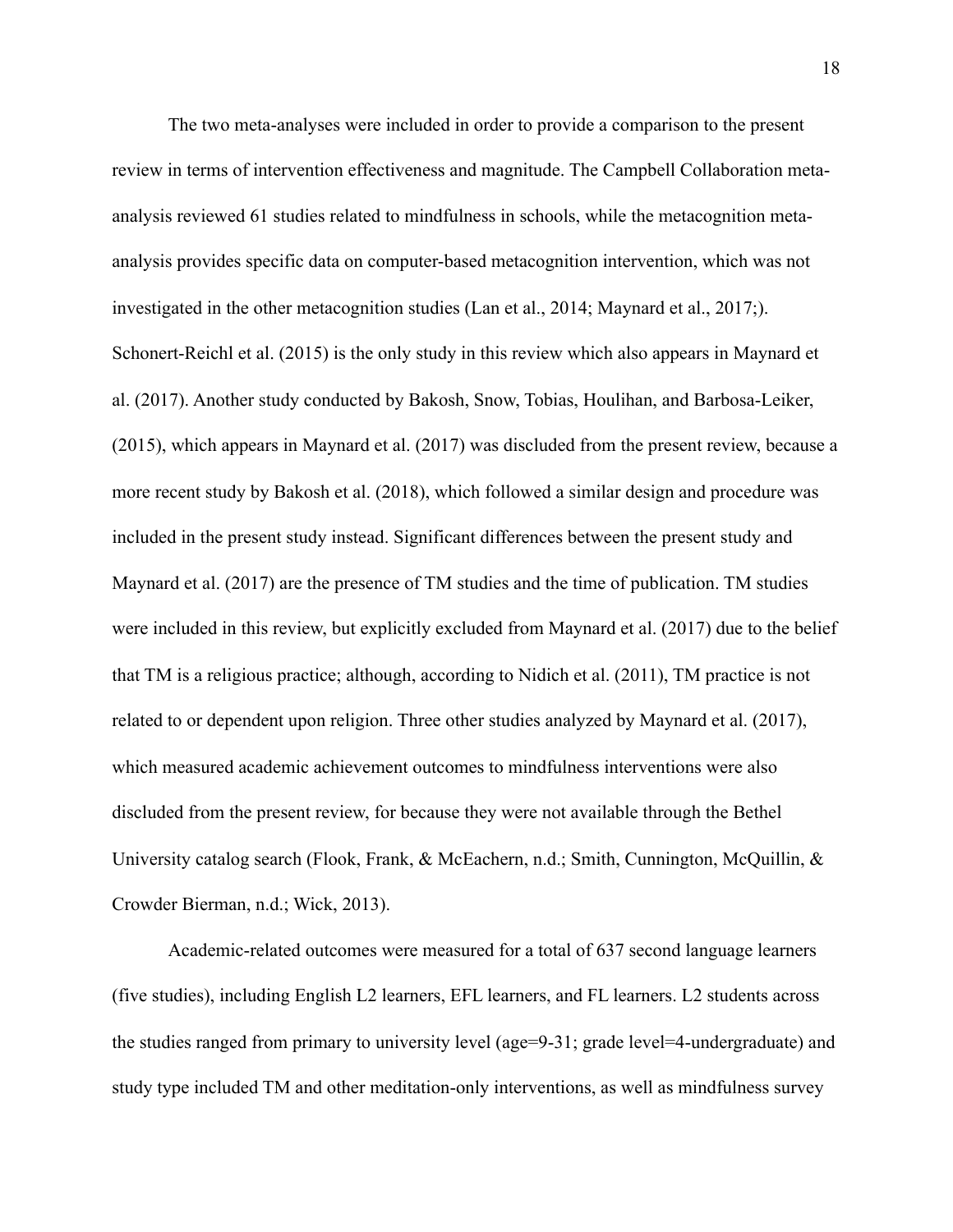The two meta-analyses were included in order to provide a comparison to the present review in terms of intervention effectiveness and magnitude. The Campbell Collaboration meta-analysis reviewed 61 studies related to mindfulness in schools, while the metacognition meta-analysis provides specific data on computer-based metacognition intervention, which was not investigated in the other metacognition studies (Lan et al., 2014; Maynard et al., 2017;). Schonert-Reichl et al. (2015) is the only study in this review which also appears in Maynard et al. (2017). Another study conducted by Bakosh, Snow, Tobias, Houlihan, and Barbosa-Leiker, (2015), which appears in Maynard et al. (2017) was discluded from the present review, because a more recent study by Bakosh et al. (2018), which followed a similar design and procedure was included in the present study instead. Significant differences between the present study and Maynard et al. (2017) are the presence of TM studies and the time of publication. TM studies were included in this review, but explicitly excluded from Maynard et al. (2017) due to the belief that TM is a religious practice; although, according to Nidich et al. (2011), TM practice is not related to or dependent upon religion. Three other studies analyzed by Maynard et al. (2017), which measured academic achievement outcomes to mindfulness interventions were also discluded from the present review, for because they were not available through the Bethel University catalog search (Flook, Frank, & McEachern, n.d.; Smith, Cunnington, McQuillin, & Crowder Bierman, n.d.; Wick, 2013).

Academic-related outcomes were measured for a total of 637 second language learners (five studies), including English L2 learners, EFL learners, and FL learners. L2 students across the studies ranged from primary to university level (age=9-31; grade level=4-undergraduate) and study type included TM and other meditation-only interventions, as well as mindfulness survey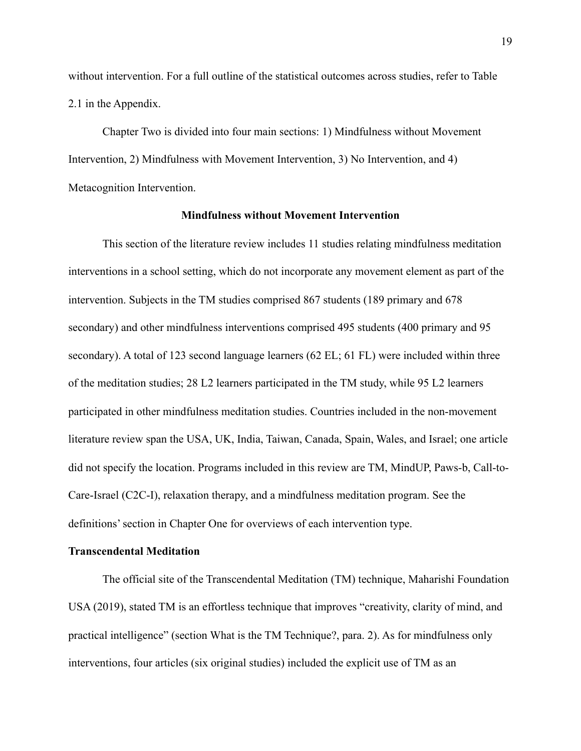without intervention. For a full outline of the statistical outcomes across studies, refer to Table 2.1 in the Appendix.

Chapter Two is divided into four main sections: 1) Mindfulness without Movement Intervention, 2) Mindfulness with Movement Intervention, 3) No Intervention, and 4) Metacognition Intervention.

## Mindfulness without Movement Intervention

This section of the literature review includes 11 studies relating mindfulness meditation interventions in a school setting, which do not incorporate any movement element as part of the intervention. Subjects in the TM studies comprised 867 students (189 primary and 678 secondary) and other mindfulness interventions comprised 495 students (400 primary and 95 secondary). A total of 123 second language learners (62 EL; 61 FL) were included within three of the meditation studies; 28 L2 learners participated in the TM study, while 95 L2 learners participated in other mindfulness meditation studies. Countries included in the non-movement literature review span the USA, UK, India, Taiwan, Canada, Spain, Wales, and Israel; one article did not specify the location. Programs included in this review are TM, MindUP, Paws-b, Call-to-Care-Israel (C2C-I), relaxation therapy, and a mindfulness meditation program. See the definitions' section in Chapter One for overviews of each intervention type.

### Transcendental Meditation

The official site of the Transcendental Meditation (TM) technique, Maharishi Foundation USA (2019), stated TM is an effortless technique that improves "creativity, clarity of mind, and practical intelligence" (section What is the TM Technique?, para. 2). As for mindfulness only interventions, four articles (six original studies) included the explicit use of TM as an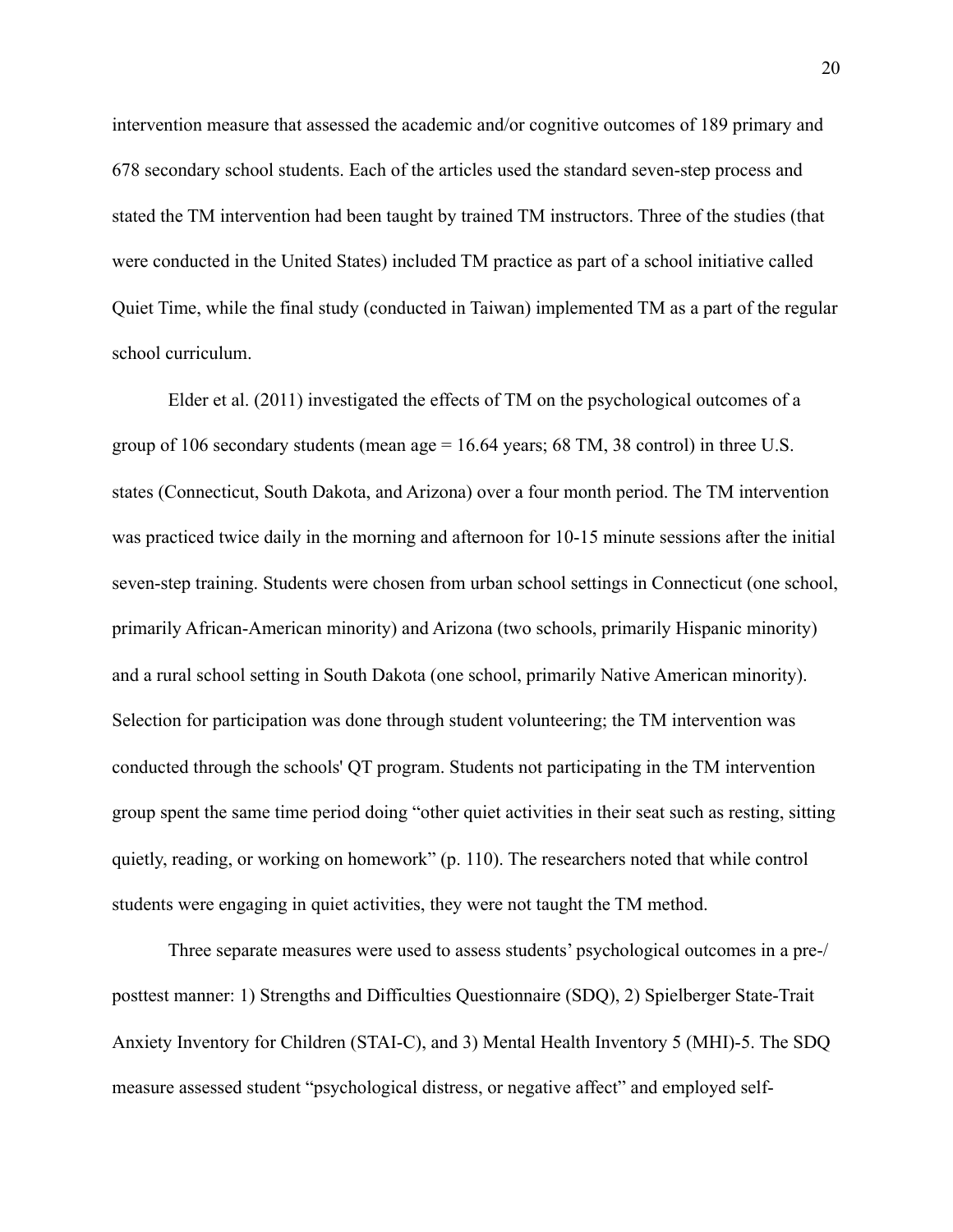intervention measure that assessed the academic and/or cognitive outcomes of 189 primary and 678 secondary school students. Each of the articles used the standard seven-step process and stated the TM intervention had been taught by trained TM instructors. Three of the studies (that were conducted in the United States) included TM practice as part of a school initiative called Quiet Time, while the final study (conducted in Taiwan) implemented TM as a part of the regular school curriculum.

Elder et al. (2011) investigated the effects of TM on the psychological outcomes of a group of 106 secondary students (mean age = 16.64 years; 68 TM, 38 control) in three U.S. states (Connecticut, South Dakota, and Arizona) over a four month period. The TM intervention was practiced twice daily in the morning and afternoon for 10-15 minute sessions after the initial seven-step training. Students were chosen from urban school settings in Connecticut (one school, primarily African-American minority) and Arizona (two schools, primarily Hispanic minority) and a rural school setting in South Dakota (one school, primarily Native American minority). Selection for participation was done through student volunteering; the TM intervention was conducted through the schools' QT program. Students not participating in the TM intervention group spent the same time period doing "other quiet activities in their seat such as resting, sitting quietly, reading, or working on homework" (p. 110). The researchers noted that while control students were engaging in quiet activities, they were not taught the TM method.

Three separate measures were used to assess students' psychological outcomes in a pre-/ posttest manner: 1) Strengths and Difficulties Questionnaire (SDQ), 2) Spielberger State-Trait Anxiety Inventory for Children (STAI-C), and 3) Mental Health Inventory 5 (MHI)-5. The SDQ measure assessed student "psychological distress, or negative affect" and employed self-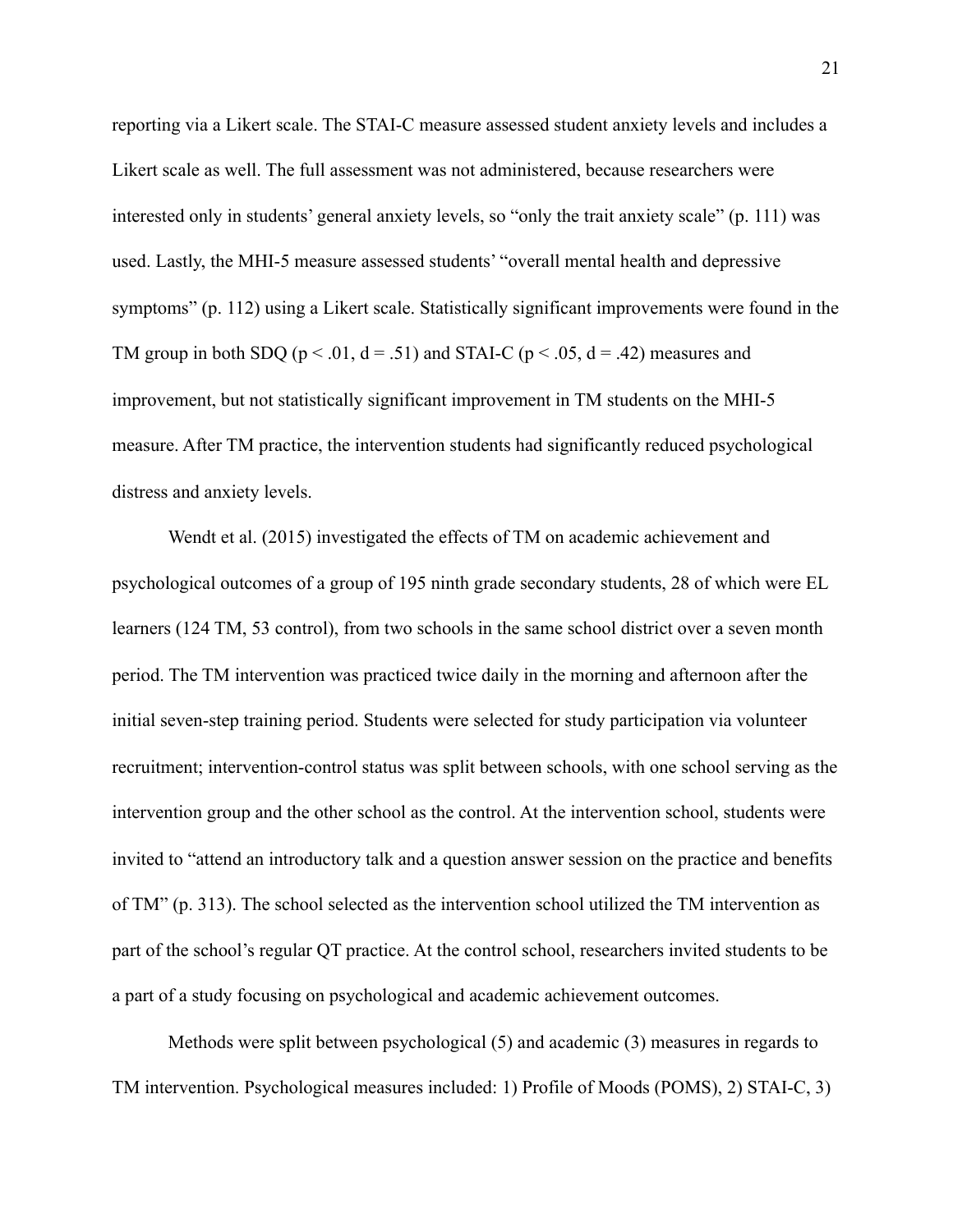reporting via a Likert scale. The STAI-C measure assessed student anxiety levels and includes a Likert scale as well. The full assessment was not administered, because researchers were interested only in students' general anxiety levels, so "only the trait anxiety scale" (p. 111) was used. Lastly, the MHI-5 measure assessed students' "overall mental health and depressive symptoms" (p. 112) using a Likert scale. Statistically significant improvements were found in the TM group in both SDQ ($p < .01$, $d = .51$) and STAI-C ($p < .05$, $d = .42$) measures and improvement, but not statistically significant improvement in TM students on the MHI-5 measure. After TM practice, the intervention students had significantly reduced psychological distress and anxiety levels.

Wendt et al. (2015) investigated the effects of TM on academic achievement and psychological outcomes of a group of 195 ninth grade secondary students, 28 of which were EL learners (124 TM, 53 control), from two schools in the same school district over a seven month period. The TM intervention was practiced twice daily in the morning and afternoon after the initial seven-step training period. Students were selected for study participation via volunteer recruitment; intervention-control status was split between schools, with one school serving as the intervention group and the other school as the control. At the intervention school, students were invited to "attend an introductory talk and a question answer session on the practice and benefits of TM" (p. 313). The school selected as the intervention school utilized the TM intervention as part of the school's regular QT practice. At the control school, researchers invited students to be a part of a study focusing on psychological and academic achievement outcomes.

Methods were split between psychological (5) and academic (3) measures in regards to TM intervention. Psychological measures included: 1) Profile of Moods (POMS), 2) STAI-C, 3)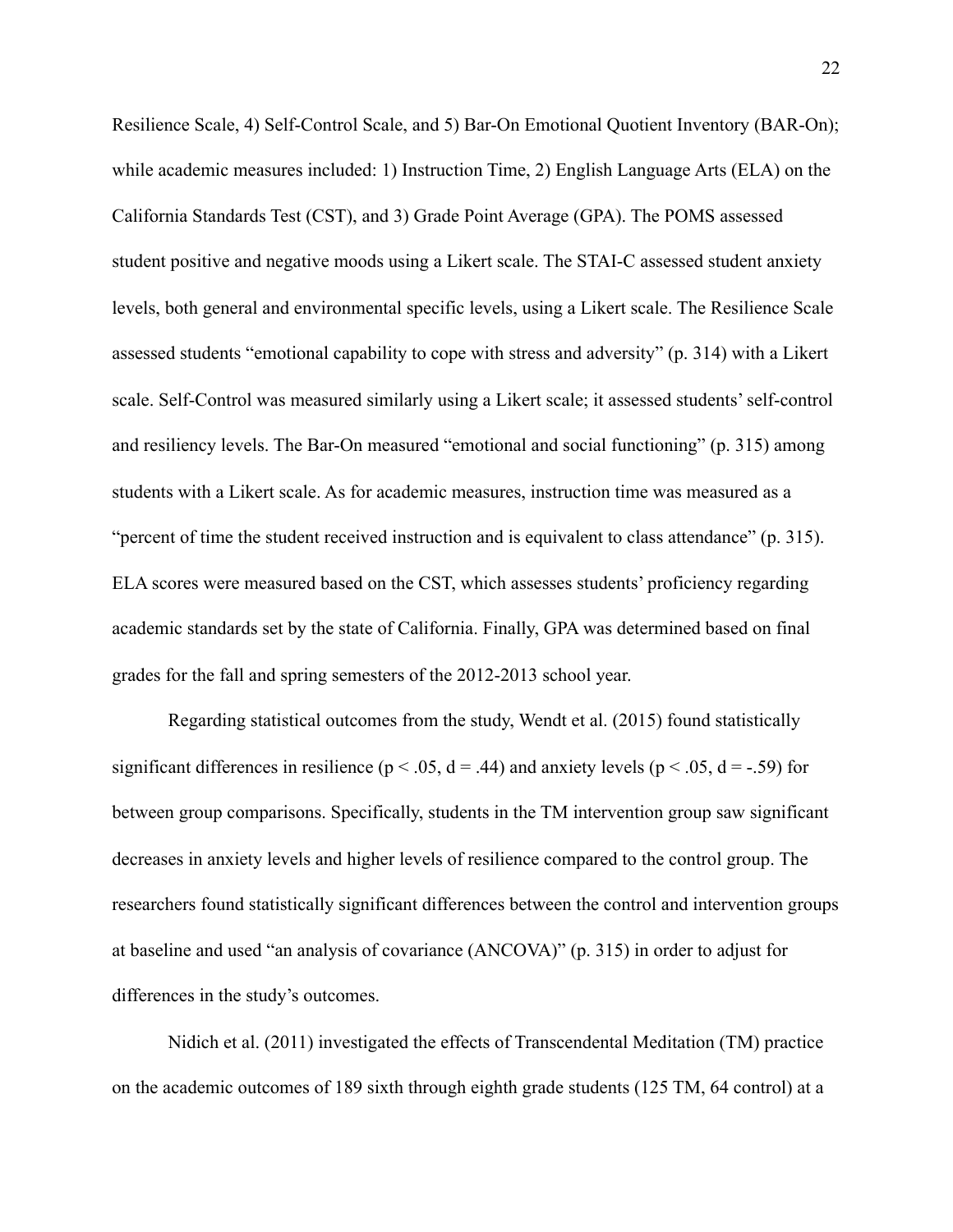Resilience Scale, 4) Self-Control Scale, and 5) Bar-On Emotional Quotient Inventory (BAR-On); while academic measures included: 1) Instruction Time, 2) English Language Arts (ELA) on the California Standards Test (CST), and 3) Grade Point Average (GPA). The POMS assessed student positive and negative moods using a Likert scale. The STAI-C assessed student anxiety levels, both general and environmental specific levels, using a Likert scale. The Resilience Scale assessed students "emotional capability to cope with stress and adversity" (p. 314) with a Likert scale. Self-Control was measured similarly using a Likert scale; it assessed students' self-control and resiliency levels. The Bar-On measured "emotional and social functioning" (p. 315) among students with a Likert scale. As for academic measures, instruction time was measured as a "percent of time the student received instruction and is equivalent to class attendance" (p. 315). ELA scores were measured based on the CST, which assesses students' proficiency regarding academic standards set by the state of California. Finally, GPA was determined based on final grades for the fall and spring semesters of the 2012-2013 school year.

Regarding statistical outcomes from the study, Wendt et al. (2015) found statistically significant differences in resilience ($p < .05$, $d = .44$) and anxiety levels ($p < .05$, $d = -.59$) for between group comparisons. Specifically, students in the TM intervention group saw significant decreases in anxiety levels and higher levels of resilience compared to the control group. The researchers found statistically significant differences between the control and intervention groups at baseline and used "an analysis of covariance (ANCOVA)" (p. 315) in order to adjust for differences in the study's outcomes.

Nidich et al. (2011) investigated the effects of Transcendental Meditation (TM) practice on the academic outcomes of 189 sixth through eighth grade students (125 TM, 64 control) at a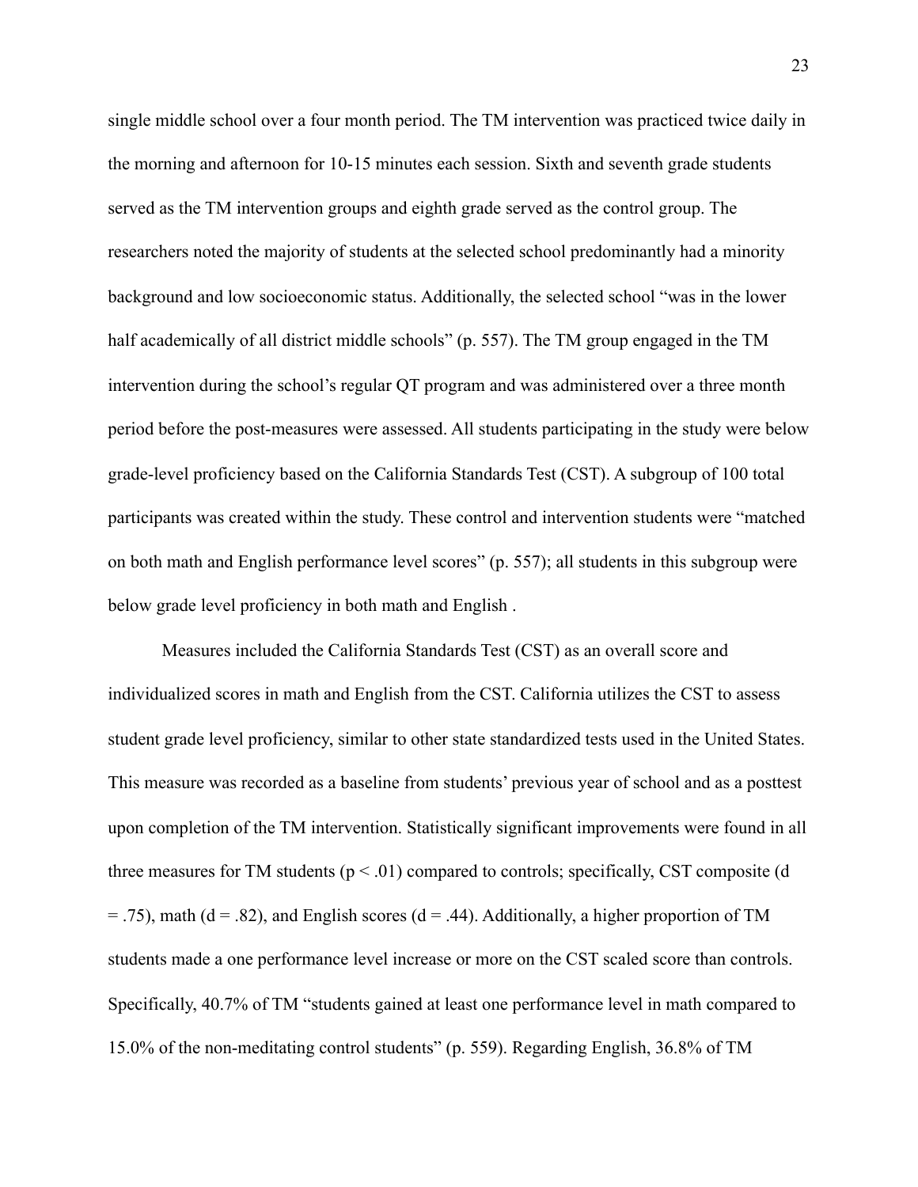single middle school over a four month period. The TM intervention was practiced twice daily in the morning and afternoon for 10-15 minutes each session. Sixth and seventh grade students served as the TM intervention groups and eighth grade served as the control group. The researchers noted the majority of students at the selected school predominantly had a minority background and low socioeconomic status. Additionally, the selected school "was in the lower half academically of all district middle schools" (p. 557). The TM group engaged in the TM intervention during the school's regular QT program and was administered over a three month period before the post-measures were assessed. All students participating in the study were below grade-level proficiency based on the California Standards Test (CST). A subgroup of 100 total participants was created within the study. These control and intervention students were "matched on both math and English performance level scores" (p. 557); all students in this subgroup were below grade level proficiency in both math and English .

Measures included the California Standards Test (CST) as an overall score and individualized scores in math and English from the CST. California utilizes the CST to assess student grade level proficiency, similar to other state standardized tests used in the United States. This measure was recorded as a baseline from students' previous year of school and as a posttest upon completion of the TM intervention. Statistically significant improvements were found in all three measures for TM students ($p < .01$) compared to controls; specifically, CST composite ($d = .75$), math ($d = .82$), and English scores ($d = .44$). Additionally, a higher proportion of TM students made a one performance level increase or more on the CST scaled score than controls. Specifically, 40.7% of TM "students gained at least one performance level in math compared to 15.0% of the non-meditating control students" (p. 559). Regarding English, 36.8% of TM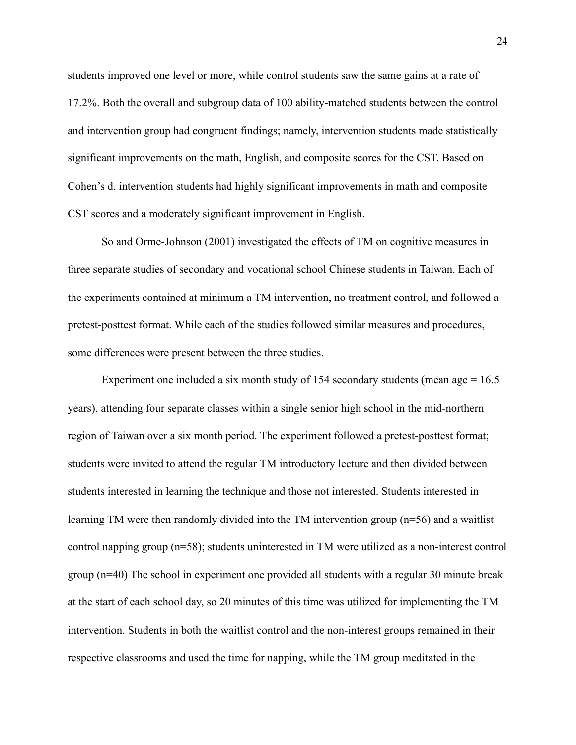students improved one level or more, while control students saw the same gains at a rate of 17.2%. Both the overall and subgroup data of 100 ability-matched students between the control and intervention group had congruent findings; namely, intervention students made statistically significant improvements on the math, English, and composite scores for the CST. Based on Cohen's d, intervention students had highly significant improvements in math and composite CST scores and a moderately significant improvement in English.

So and Orme-Johnson (2001) investigated the effects of TM on cognitive measures in three separate studies of secondary and vocational school Chinese students in Taiwan. Each of the experiments contained at minimum a TM intervention, no treatment control, and followed a pretest-posttest format. While each of the studies followed similar measures and procedures, some differences were present between the three studies.

Experiment one included a six month study of 154 secondary students (mean age = 16.5 years), attending four separate classes within a single senior high school in the mid-northern region of Taiwan over a six month period. The experiment followed a pretest-posttest format; students were invited to attend the regular TM introductory lecture and then divided between students interested in learning the technique and those not interested. Students interested in learning TM were then randomly divided into the TM intervention group (n=56) and a waitlist control napping group (n=58); students uninterested in TM were utilized as a non-interest control group (n=40) The school in experiment one provided all students with a regular 30 minute break at the start of each school day, so 20 minutes of this time was utilized for implementing the TM intervention. Students in both the waitlist control and the non-interest groups remained in their respective classrooms and used the time for napping, while the TM group meditated in the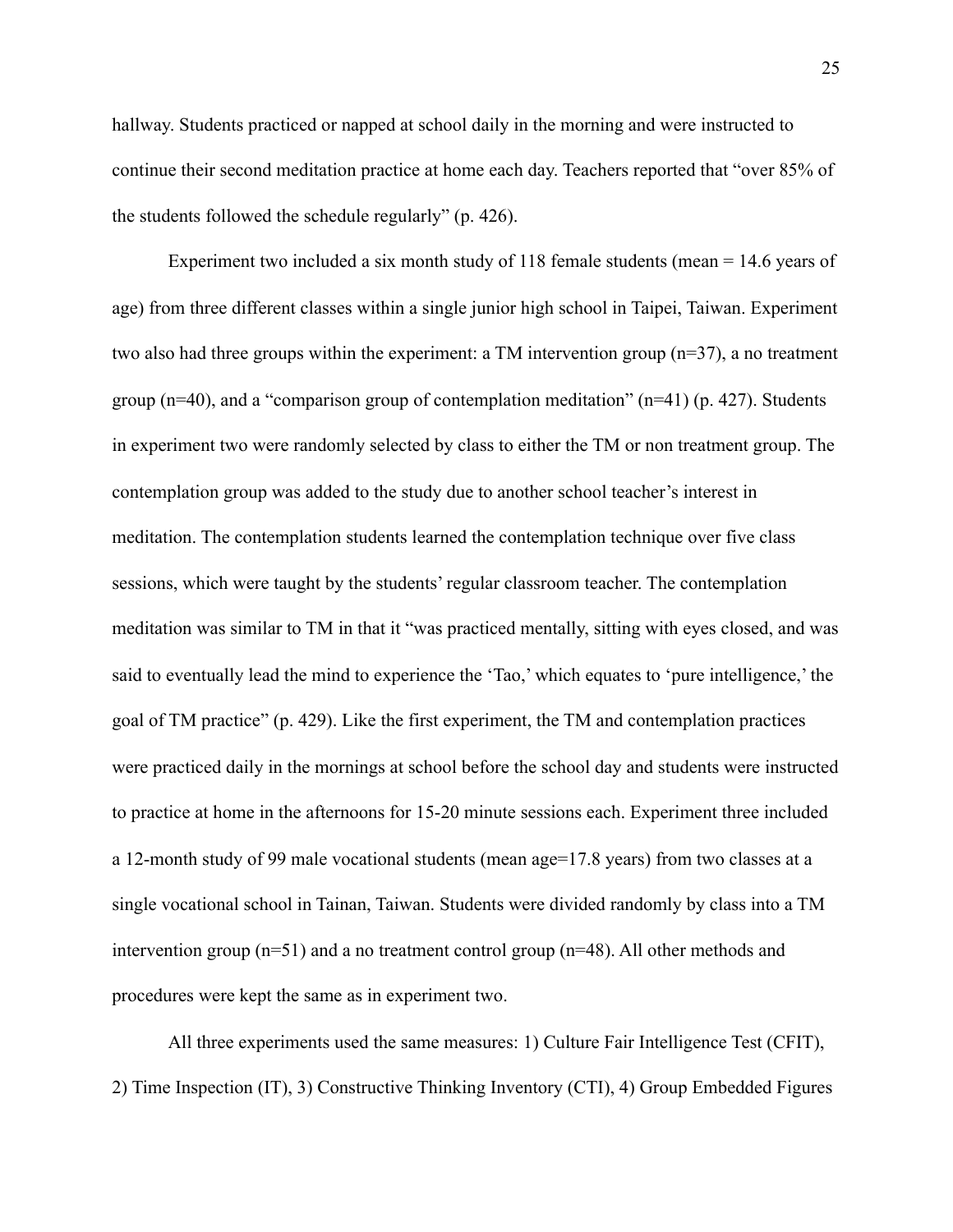hallway. Students practiced or napped at school daily in the morning and were instructed to continue their second meditation practice at home each day. Teachers reported that "over 85% of the students followed the schedule regularly" (p. 426).

Experiment two included a six month study of 118 female students (mean = 14.6 years of age) from three different classes within a single junior high school in Taipei, Taiwan. Experiment two also had three groups within the experiment: a TM intervention group (n=37), a no treatment group (n=40), and a "comparison group of contemplation meditation" (n=41) (p. 427). Students in experiment two were randomly selected by class to either the TM or non treatment group. The contemplation group was added to the study due to another school teacher's interest in meditation. The contemplation students learned the contemplation technique over five class sessions, which were taught by the students' regular classroom teacher. The contemplation meditation was similar to TM in that it "was practiced mentally, sitting with eyes closed, and was said to eventually lead the mind to experience the 'Tao,' which equates to 'pure intelligence,' the goal of TM practice" (p. 429). Like the first experiment, the TM and contemplation practices were practiced daily in the mornings at school before the school day and students were instructed to practice at home in the afternoons for 15-20 minute sessions each. Experiment three included a 12-month study of 99 male vocational students (mean age=17.8 years) from two classes at a single vocational school in Tainan, Taiwan. Students were divided randomly by class into a TM intervention group (n=51) and a no treatment control group (n=48). All other methods and procedures were kept the same as in experiment two.

All three experiments used the same measures: 1) Culture Fair Intelligence Test (CFIT), 2) Time Inspection (IT), 3) Constructive Thinking Inventory (CTI), 4) Group Embedded Figures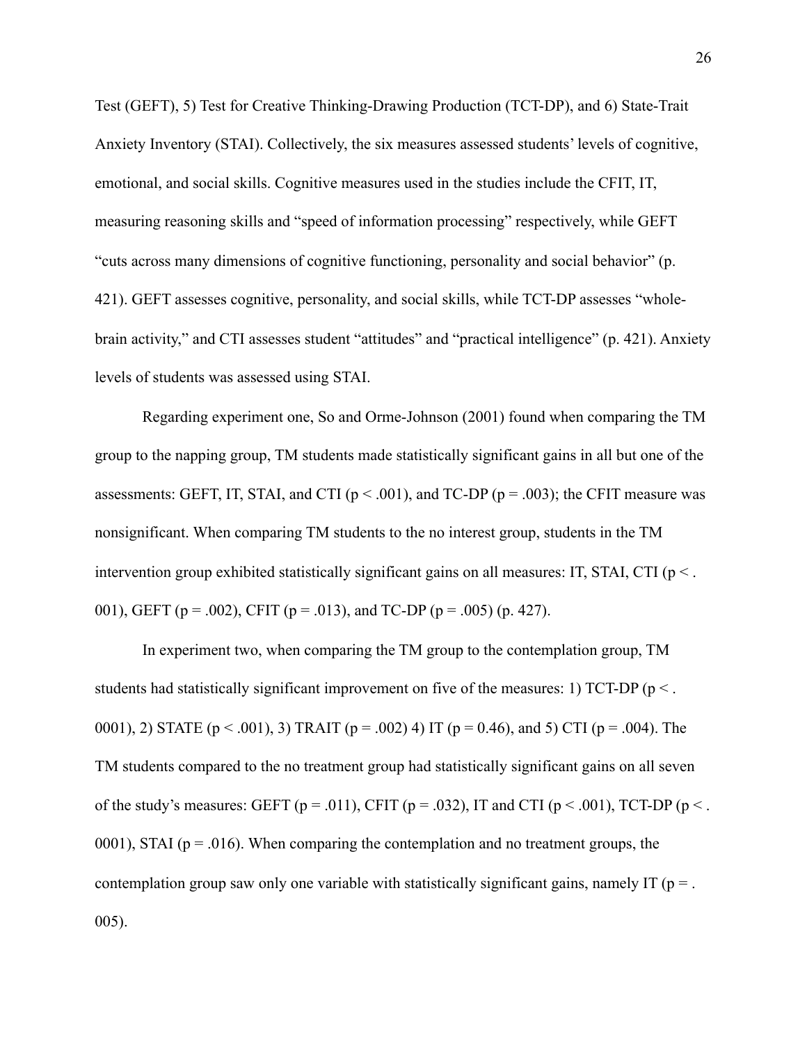Test (GEFT), 5) Test for Creative Thinking-Drawing Production (TCT-DP), and 6) State-Trait Anxiety Inventory (STAI). Collectively, the six measures assessed students' levels of cognitive, emotional, and social skills. Cognitive measures used in the studies include the CFIT, IT, measuring reasoning skills and "speed of information processing" respectively, while GEFT "cuts across many dimensions of cognitive functioning, personality and social behavior" (p. 421). GEFT assesses cognitive, personality, and social skills, while TCT-DP assesses "whole-brain activity," and CTI assesses student "attitudes" and "practical intelligence" (p. 421). Anxiety levels of students was assessed using STAI.

Regarding experiment one, So and Orme-Johnson (2001) found when comparing the TM group to the napping group, TM students made statistically significant gains in all but one of the assessments: GEFT, IT, STAI, and CTI ($p < .001$), and TC-DP ($p = .003$); the CFIT measure was nonsignificant. When comparing TM students to the no interest group, students in the TM intervention group exhibited statistically significant gains on all measures: IT, STAI, CTI ($p < .001$), GEFT ($p = .002$), CFIT ($p = .013$), and TC-DP ($p = .005$) (p. 427).

In experiment two, when comparing the TM group to the contemplation group, TM students had statistically significant improvement on five of the measures: 1) TCT-DP ($p < .0001$), 2) STATE ($p < .001$), 3) TRAIT ($p = .002$) 4) IT ($p = 0.46$), and 5) CTI ($p = .004$). The TM students compared to the no treatment group had statistically significant gains on all seven of the study's measures: GEFT ($p = .011$), CFIT ($p = .032$), IT and CTI ($p < .001$), TCT-DP ($p < .0001$), STAI ($p = .016$). When comparing the contemplation and no treatment groups, the contemplation group saw only one variable with statistically significant gains, namely IT ($p = .005$).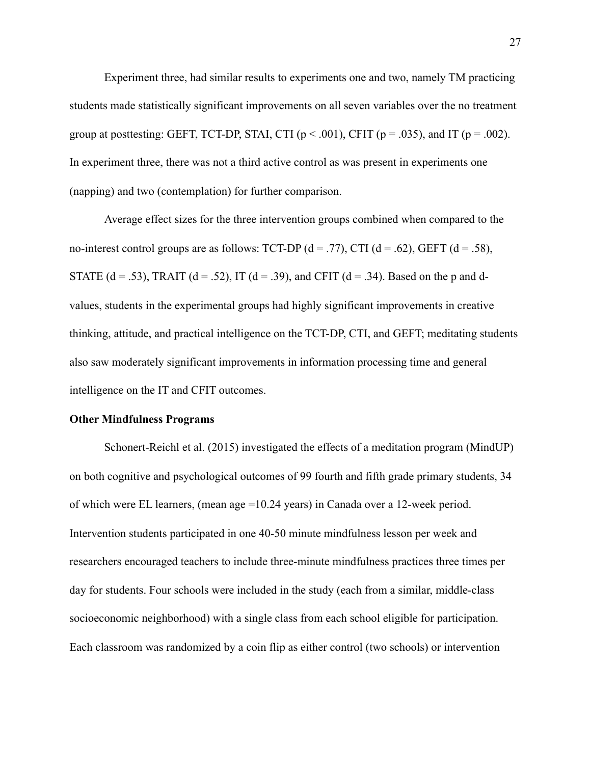Experiment three, had similar results to experiments one and two, namely TM practicing students made statistically significant improvements on all seven variables over the no treatment group at posttesting: GEFT, TCT-DP, STAI, CTI ($p < .001$), CFIT ($p = .035$), and IT ($p = .002$). In experiment three, there was not a third active control as was present in experiments one (napping) and two (contemplation) for further comparison.

Average effect sizes for the three intervention groups combined when compared to the no-interest control groups are as follows: TCT-DP ($d = .77$), CTI ($d = .62$), GEFT ($d = .58$), STATE ($d = .53$), TRAIT ($d = .52$), IT ($d = .39$), and CFIT ($d = .34$). Based on the p and d-values, students in the experimental groups had highly significant improvements in creative thinking, attitude, and practical intelligence on the TCT-DP, CTI, and GEFT; meditating students also saw moderately significant improvements in information processing time and general intelligence on the IT and CFIT outcomes.

**Other Mindfulness Programs**

Schonert-Reichl et al. (2015) investigated the effects of a meditation program (MindUP) on both cognitive and psychological outcomes of 99 fourth and fifth grade primary students, 34 of which were EL learners, (mean age =10.24 years) in Canada over a 12-week period. Intervention students participated in one 40-50 minute mindfulness lesson per week and researchers encouraged teachers to include three-minute mindfulness practices three times per day for students. Four schools were included in the study (each from a similar, middle-class socioeconomic neighborhood) with a single class from each school eligible for participation. Each classroom was randomized by a coin flip as either control (two schools) or intervention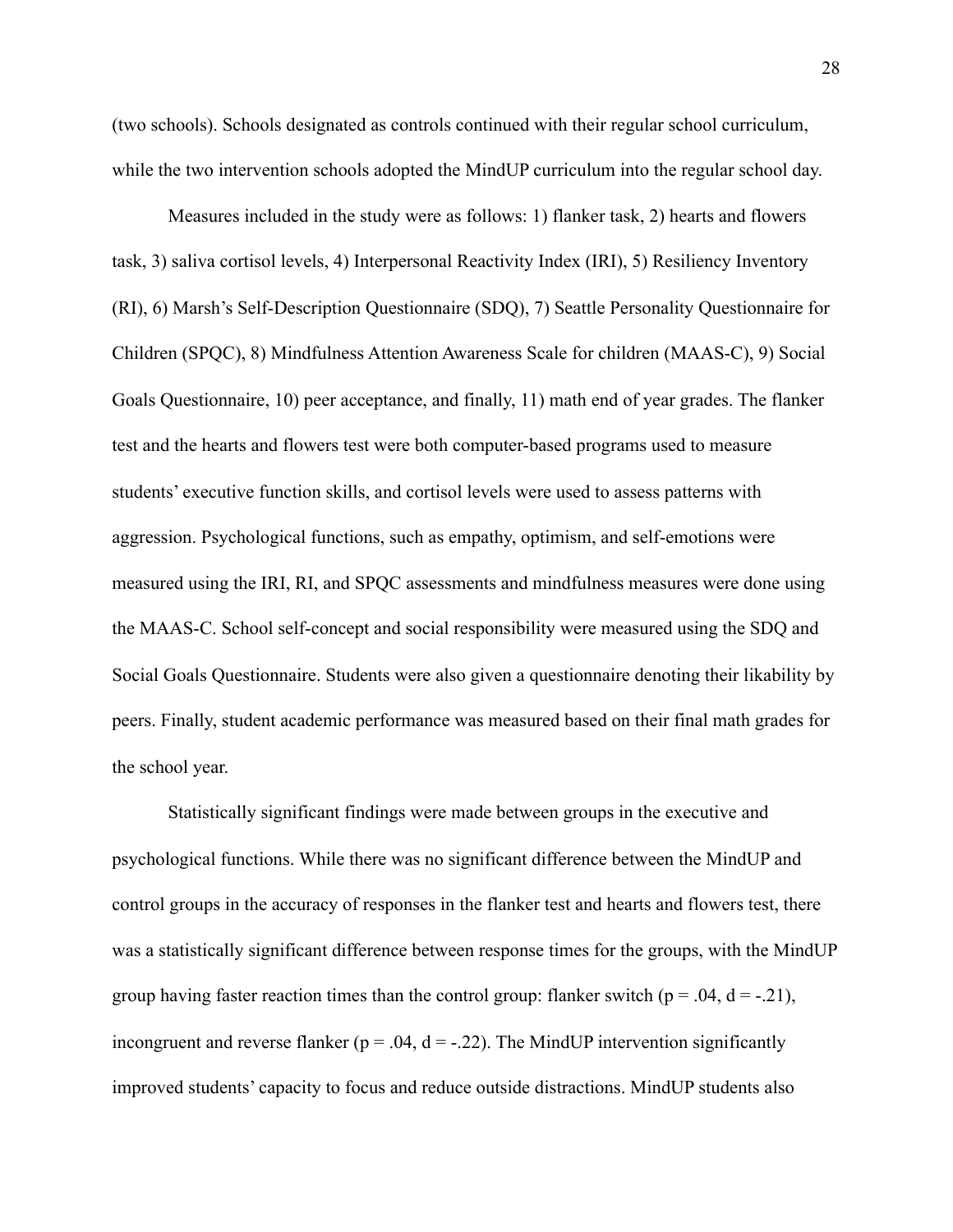(two schools). Schools designated as controls continued with their regular school curriculum, while the two intervention schools adopted the MindUP curriculum into the regular school day.

Measures included in the study were as follows: 1) flanker task, 2) hearts and flowers task, 3) saliva cortisol levels, 4) Interpersonal Reactivity Index (IRI), 5) Resiliency Inventory (RI), 6) Marsh's Self-Description Questionnaire (SDQ), 7) Seattle Personality Questionnaire for Children (SPQC), 8) Mindfulness Attention Awareness Scale for children (MAAS-C), 9) Social Goals Questionnaire, 10) peer acceptance, and finally, 11) math end of year grades. The flanker test and the hearts and flowers test were both computer-based programs used to measure students' executive function skills, and cortisol levels were used to assess patterns with aggression. Psychological functions, such as empathy, optimism, and self-emotions were measured using the IRI, RI, and SPQC assessments and mindfulness measures were done using the MAAS-C. School self-concept and social responsibility were measured using the SDQ and Social Goals Questionnaire. Students were also given a questionnaire denoting their likability by peers. Finally, student academic performance was measured based on their final math grades for the school year.

Statistically significant findings were made between groups in the executive and psychological functions. While there was no significant difference between the MindUP and control groups in the accuracy of responses in the flanker test and hearts and flowers test, there was a statistically significant difference between response times for the groups, with the MindUP group having faster reaction times than the control group: flanker switch ($p = .04$, $d = -.21$), incongruent and reverse flanker ($p = .04$, $d = -.22$). The MindUP intervention significantly improved students' capacity to focus and reduce outside distractions. MindUP students also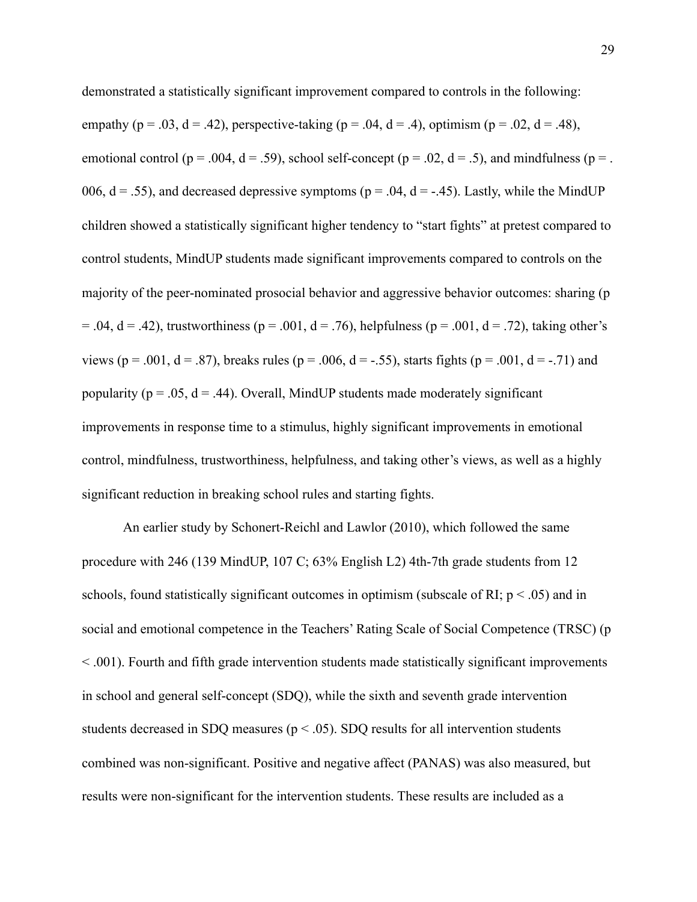demonstrated a statistically significant improvement compared to controls in the following: empathy ($p = .03$, $d = .42$), perspective-taking ($p = .04$, $d = .4$), optimism ($p = .02$, $d = .48$), emotional control ($p = .004$, $d = .59$), school self-concept ($p = .02$, $d = .5$), and mindfulness ($p = .006$, $d = .55$), and decreased depressive symptoms ($p = .04$, $d = -.45$). Lastly, while the MindUP children showed a statistically significant higher tendency to "start fights" at pretest compared to control students, MindUP students made significant improvements compared to controls on the majority of the peer-nominated prosocial behavior and aggressive behavior outcomes: sharing ($p = .04$, $d = .42$), trustworthiness ($p = .001$, $d = .76$), helpfulness ($p = .001$, $d = .72$), taking other's views ($p = .001$, $d = .87$), breaks rules ($p = .006$, $d = -.55$), starts fights ($p = .001$, $d = -.71$) and popularity ($p = .05$, $d = .44$). Overall, MindUP students made moderately significant improvements in response time to a stimulus, highly significant improvements in emotional control, mindfulness, trustworthiness, helpfulness, and taking other's views, as well as a highly significant reduction in breaking school rules and starting fights.

An earlier study by Schonert-Reichl and Lawlor (2010), which followed the same procedure with 246 (139 MindUP, 107 C; 63% English L2) 4th-7th grade students from 12 schools, found statistically significant outcomes in optimism (subscale of RI; $p < .05$) and in social and emotional competence in the Teachers' Rating Scale of Social Competence (TRSC) ($p < .001$). Fourth and fifth grade intervention students made statistically significant improvements in school and general self-concept (SDQ), while the sixth and seventh grade intervention students decreased in SDQ measures ($p < .05$). SDQ results for all intervention students combined was non-significant. Positive and negative affect (PANAS) was also measured, but results were non-significant for the intervention students. These results are included as a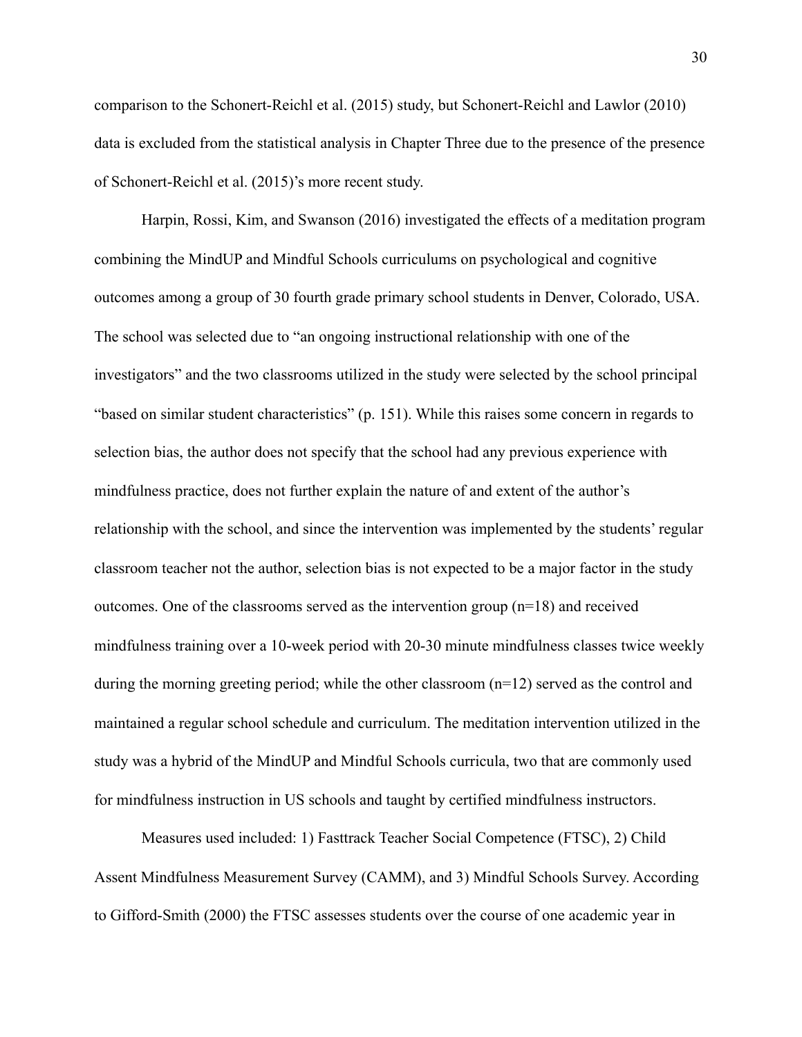comparison to the Schonert-Reichl et al. (2015) study, but Schonert-Reichl and Lawlor (2010) data is excluded from the statistical analysis in Chapter Three due to the presence of the presence of Schonert-Reichl et al. (2015)'s more recent study.

Harpin, Rossi, Kim, and Swanson (2016) investigated the effects of a meditation program combining the MindUP and Mindful Schools curriculums on psychological and cognitive outcomes among a group of 30 fourth grade primary school students in Denver, Colorado, USA. The school was selected due to "an ongoing instructional relationship with one of the investigators" and the two classrooms utilized in the study were selected by the school principal "based on similar student characteristics" (p. 151). While this raises some concern in regards to selection bias, the author does not specify that the school had any previous experience with mindfulness practice, does not further explain the nature of and extent of the author's relationship with the school, and since the intervention was implemented by the students' regular classroom teacher not the author, selection bias is not expected to be a major factor in the study outcomes. One of the classrooms served as the intervention group (n=18) and received mindfulness training over a 10-week period with 20-30 minute mindfulness classes twice weekly during the morning greeting period; while the other classroom (n=12) served as the control and maintained a regular school schedule and curriculum. The meditation intervention utilized in the study was a hybrid of the MindUP and Mindful Schools curricula, two that are commonly used for mindfulness instruction in US schools and taught by certified mindfulness instructors.

Measures used included: 1) Fasttrack Teacher Social Competence (FTSC), 2) Child Assent Mindfulness Measurement Survey (CAMM), and 3) Mindful Schools Survey. According to Gifford-Smith (2000) the FTSC assesses students over the course of one academic year in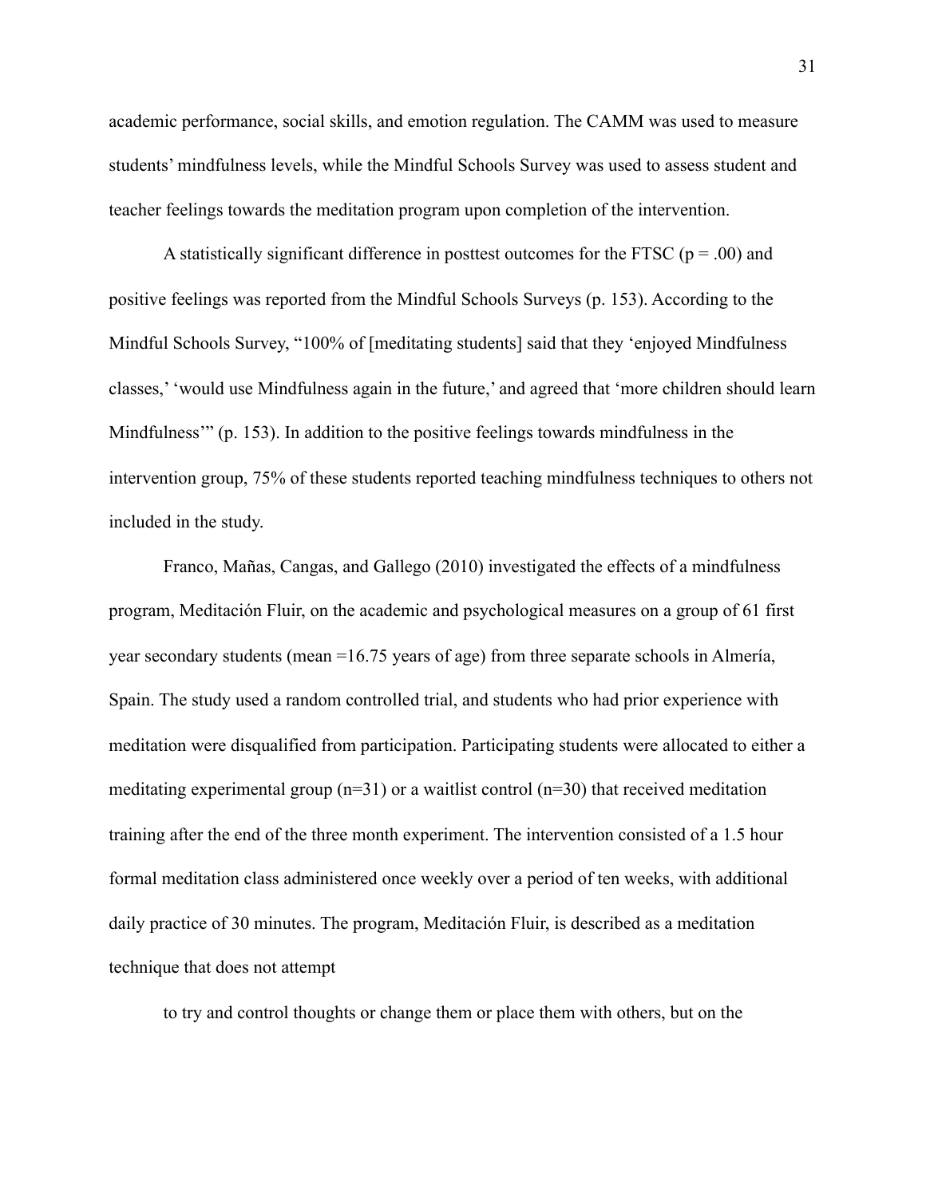academic performance, social skills, and emotion regulation. The CAMM was used to measure students' mindfulness levels, while the Mindful Schools Survey was used to assess student and teacher feelings towards the meditation program upon completion of the intervention.

A statistically significant difference in posttest outcomes for the FTSC ($p = .00$) and positive feelings was reported from the Mindful Schools Surveys (p. 153). According to the Mindful Schools Survey, "100% of [meditating students] said that they 'enjoyed Mindfulness classes,' 'would use Mindfulness again in the future,' and agreed that 'more children should learn Mindfulness'" (p. 153). In addition to the positive feelings towards mindfulness in the intervention group, 75% of these students reported teaching mindfulness techniques to others not included in the study.

Franco, Mañas, Cangas, and Gallego (2010) investigated the effects of a mindfulness program, Meditación Fluir, on the academic and psychological measures on a group of 61 first year secondary students (mean =16.75 years of age) from three separate schools in Almería, Spain. The study used a random controlled trial, and students who had prior experience with meditation were disqualified from participation. Participating students were allocated to either a meditating experimental group (n=31) or a waitlist control (n=30) that received meditation training after the end of the three month experiment. The intervention consisted of a 1.5 hour formal meditation class administered once weekly over a period of ten weeks, with additional daily practice of 30 minutes. The program, Meditación Fluir, is described as a meditation technique that does not attempt

to try and control thoughts or change them or place them with others, but on the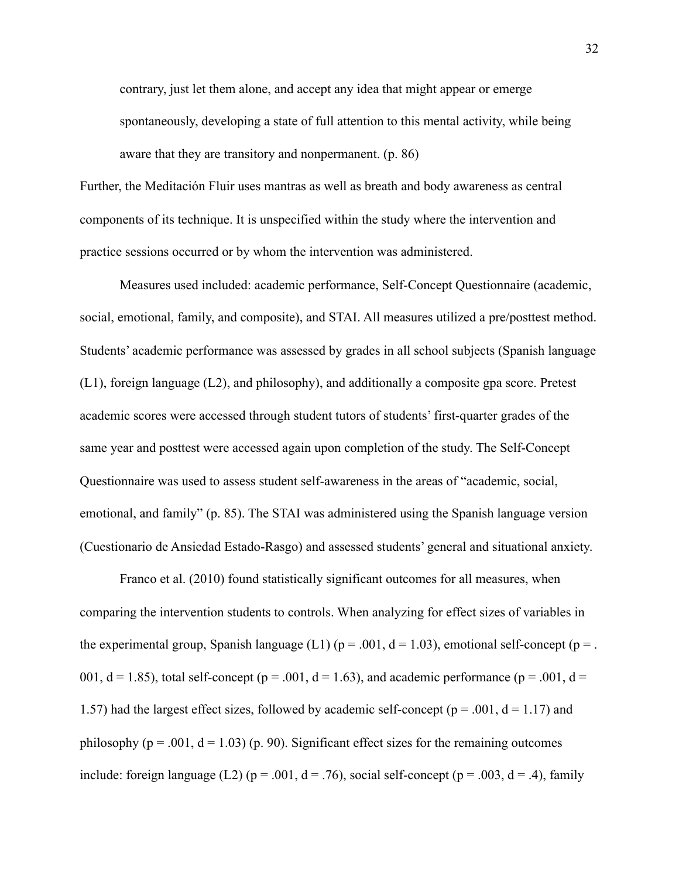> contrary, just let them alone, and accept any idea that might appear or emerge spontaneously, developing a state of full attention to this mental activity, while being aware that they are transitory and nonpermanent. (p. 86)

Further, the Meditación Fluir uses mantras as well as breath and body awareness as central components of its technique. It is unspecified within the study where the intervention and practice sessions occurred or by whom the intervention was administered.

Measures used included: academic performance, Self-Concept Questionnaire (academic, social, emotional, family, and composite), and STAI. All measures utilized a pre/posttest method. Students' academic performance was assessed by grades in all school subjects (Spanish language (L1), foreign language (L2), and philosophy), and additionally a composite gpa score. Pretest academic scores were accessed through student tutors of students' first-quarter grades of the same year and posttest were accessed again upon completion of the study. The Self-Concept Questionnaire was used to assess student self-awareness in the areas of "academic, social, emotional, and family" (p. 85). The STAI was administered using the Spanish language version (Cuestionario de Ansiedad Estado-Rasgo) and assessed students' general and situational anxiety.

Franco et al. (2010) found statistically significant outcomes for all measures, when comparing the intervention students to controls. When analyzing for effect sizes of variables in the experimental group, Spanish language (L1) ($p = .001$, $d = 1.03$), emotional self-concept ($p = .001$, $d = 1.85$), total self-concept ($p = .001$, $d = 1.63$), and academic performance ($p = .001$, $d = 1.57$) had the largest effect sizes, followed by academic self-concept ($p = .001$, $d = 1.17$) and philosophy ($p = .001$, $d = 1.03$) (p. 90). Significant effect sizes for the remaining outcomes include: foreign language (L2) ($p = .001$, $d = .76$), social self-concept ($p = .003$, $d = .4$), family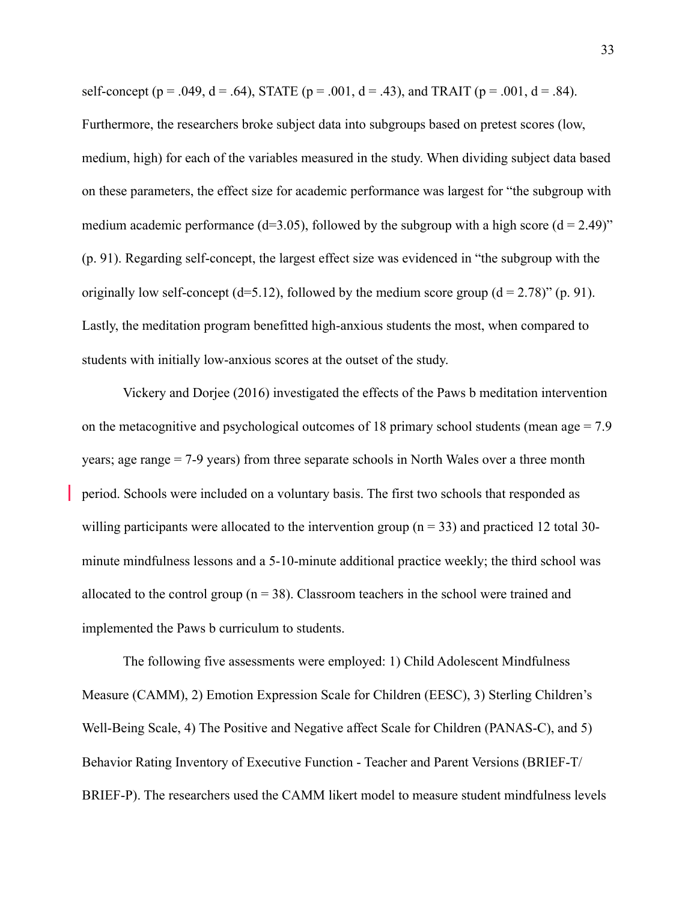self-concept ($p = .049$, $d = .64$), STATE ($p = .001$, $d = .43$), and TRAIT ($p = .001$, $d = .84$). Furthermore, the researchers broke subject data into subgroups based on pretest scores (low, medium, high) for each of the variables measured in the study. When dividing subject data based on these parameters, the effect size for academic performance was largest for "the subgroup with medium academic performance ($d=3.05$), followed by the subgroup with a high score ($d = 2.49$)" (p. 91). Regarding self-concept, the largest effect size was evidenced in "the subgroup with the originally low self-concept ($d=5.12$), followed by the medium score group ($d = 2.78$)" (p. 91). Lastly, the meditation program benefitted high-anxious students the most, when compared to students with initially low-anxious scores at the outset of the study.

Vickery and Dorjee (2016) investigated the effects of the Paws b meditation intervention on the metacognitive and psychological outcomes of 18 primary school students (mean age = 7.9 years; age range = 7-9 years) from three separate schools in North Wales over a three month period. Schools were included on a voluntary basis. The first two schools that responded as willing participants were allocated to the intervention group ($n = 33$) and practiced 12 total 30-minute mindfulness lessons and a 5-10-minute additional practice weekly; the third school was allocated to the control group ($n = 38$). Classroom teachers in the school were trained and implemented the Paws b curriculum to students.

The following five assessments were employed: 1) Child Adolescent Mindfulness Measure (CAMM), 2) Emotion Expression Scale for Children (EESC), 3) Sterling Children's Well-Being Scale, 4) The Positive and Negative affect Scale for Children (PANAS-C), and 5) Behavior Rating Inventory of Executive Function - Teacher and Parent Versions (BRIEF-T/ BRIEF-P). The researchers used the CAMM likert model to measure student mindfulness levels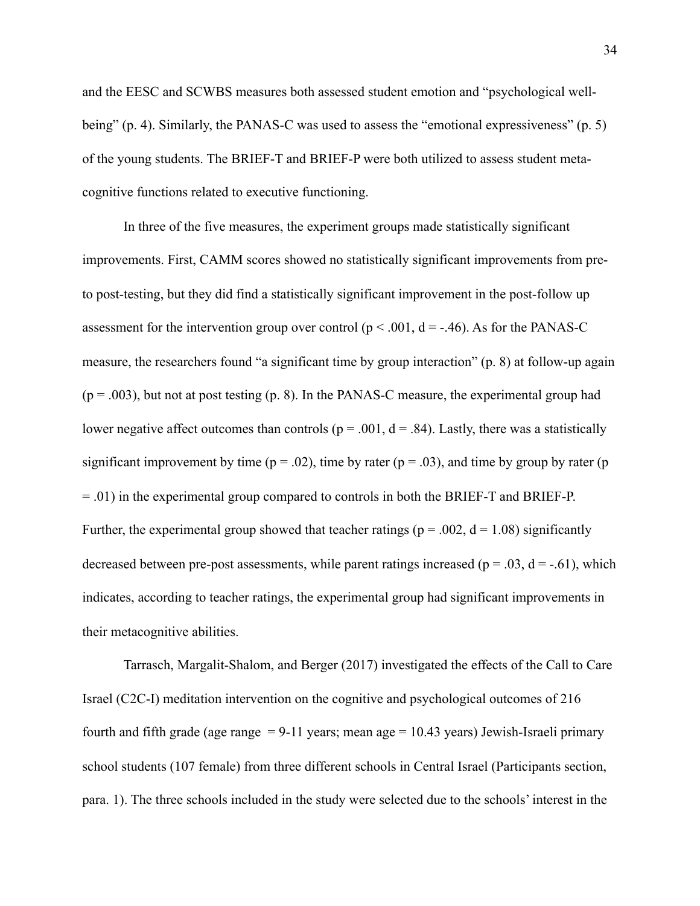and the EESC and SCWBS measures both assessed student emotion and "psychological well-being" (p. 4). Similarly, the PANAS-C was used to assess the "emotional expressiveness" (p. 5) of the young students. The BRIEF-T and BRIEF-P were both utilized to assess student meta-cognitive functions related to executive functioning.

In three of the five measures, the experiment groups made statistically significant improvements. First, CAMM scores showed no statistically significant improvements from pre- to post-testing, but they did find a statistically significant improvement in the post-follow up assessment for the intervention group over control ($p < .001$, $d = -.46$). As for the PANAS-C measure, the researchers found "a significant time by group interaction" (p. 8) at follow-up again ($p = .003$), but not at post testing (p. 8). In the PANAS-C measure, the experimental group had lower negative affect outcomes than controls ($p = .001$, $d = .84$). Lastly, there was a statistically significant improvement by time ($p = .02$), time by rater ($p = .03$), and time by group by rater ($p = .01$) in the experimental group compared to controls in both the BRIEF-T and BRIEF-P. Further, the experimental group showed that teacher ratings ($p = .002$, $d = 1.08$) significantly decreased between pre-post assessments, while parent ratings increased ($p = .03$, $d = -.61$), which indicates, according to teacher ratings, the experimental group had significant improvements in their metacognitive abilities.

Tarrasch, Margalit-Shalom, and Berger (2017) investigated the effects of the Call to Care Israel (C2C-I) meditation intervention on the cognitive and psychological outcomes of 216 fourth and fifth grade (age range = 9-11 years; mean age = 10.43 years) Jewish-Israeli primary school students (107 female) from three different schools in Central Israel (Participants section, para. 1). The three schools included in the study were selected due to the schools' interest in the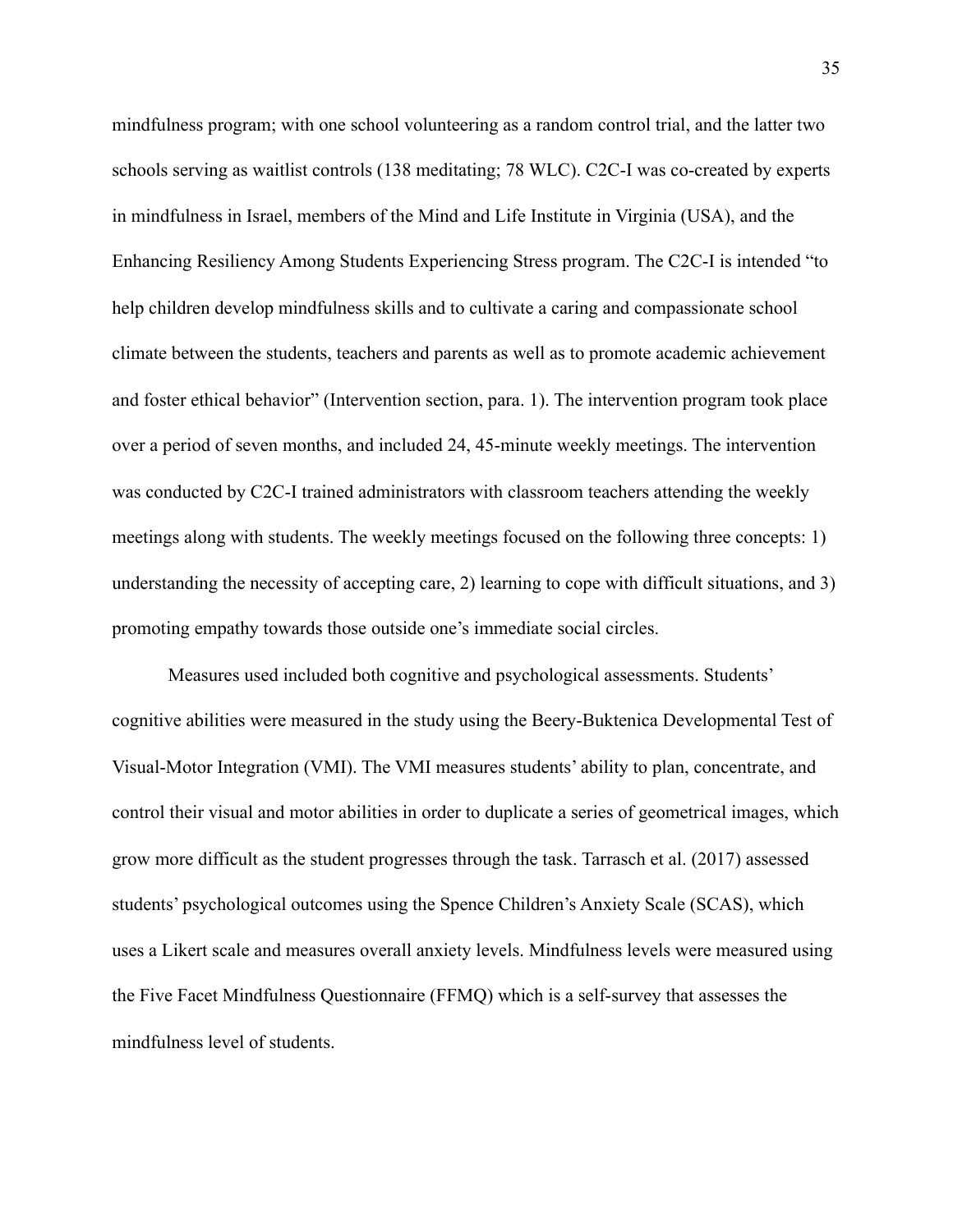mindfulness program; with one school volunteering as a random control trial, and the latter two schools serving as waitlist controls (138 meditating; 78 WLC). C2C-I was co-created by experts in mindfulness in Israel, members of the Mind and Life Institute in Virginia (USA), and the Enhancing Resiliency Among Students Experiencing Stress program. The C2C-I is intended "to help children develop mindfulness skills and to cultivate a caring and compassionate school climate between the students, teachers and parents as well as to promote academic achievement and foster ethical behavior" (Intervention section, para. 1). The intervention program took place over a period of seven months, and included 24, 45-minute weekly meetings. The intervention was conducted by C2C-I trained administrators with classroom teachers attending the weekly meetings along with students. The weekly meetings focused on the following three concepts: 1) understanding the necessity of accepting care, 2) learning to cope with difficult situations, and 3) promoting empathy towards those outside one's immediate social circles.

Measures used included both cognitive and psychological assessments. Students' cognitive abilities were measured in the study using the Beery-Buktenica Developmental Test of Visual-Motor Integration (VMI). The VMI measures students' ability to plan, concentrate, and control their visual and motor abilities in order to duplicate a series of geometrical images, which grow more difficult as the student progresses through the task. Tarrasch et al. (2017) assessed students' psychological outcomes using the Spence Children's Anxiety Scale (SCAS), which uses a Likert scale and measures overall anxiety levels. Mindfulness levels were measured using the Five Facet Mindfulness Questionnaire (FFMQ) which is a self-survey that assesses the mindfulness level of students.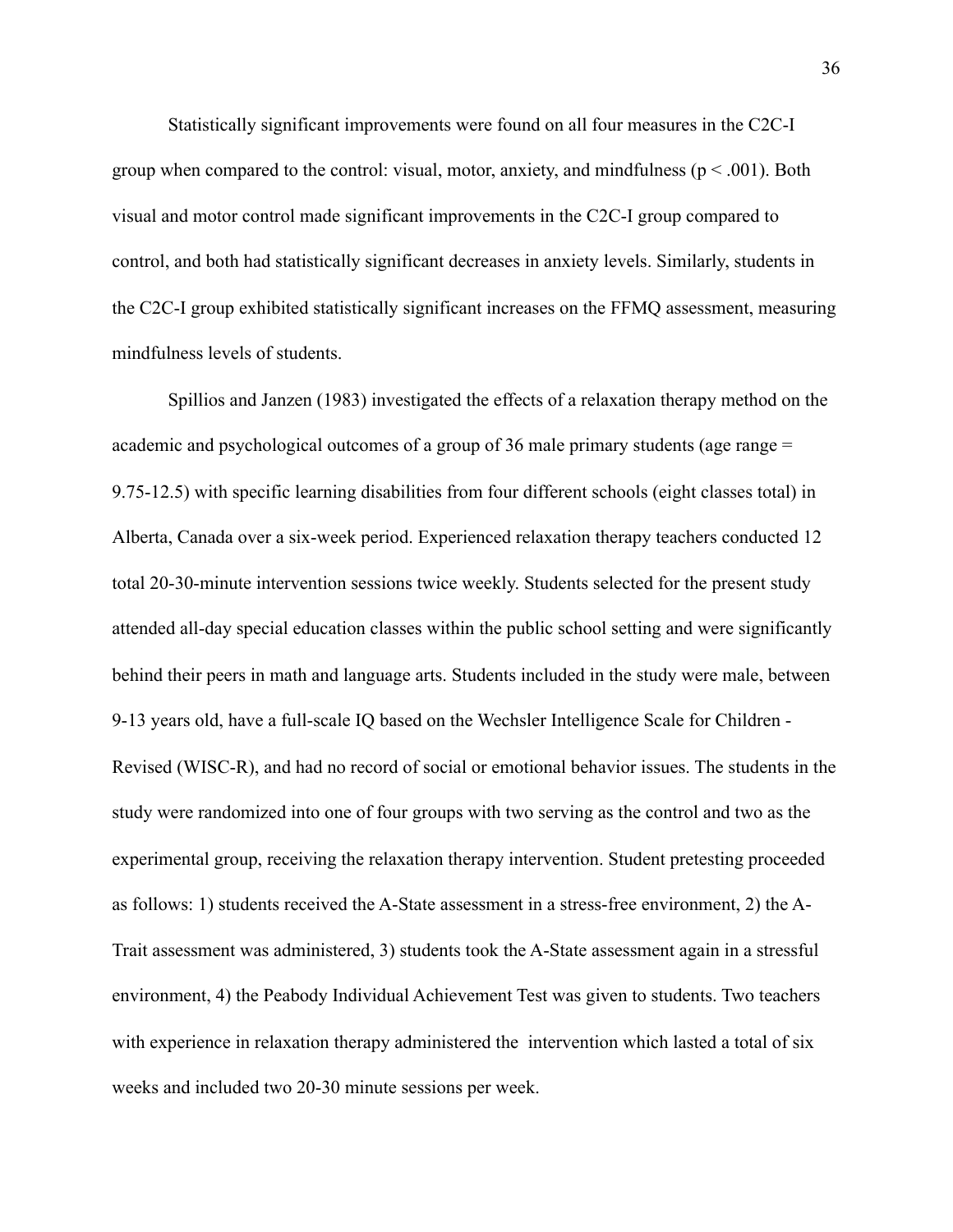Statistically significant improvements were found on all four measures in the C2C-I group when compared to the control: visual, motor, anxiety, and mindfulness ($p < .001$). Both visual and motor control made significant improvements in the C2C-I group compared to control, and both had statistically significant decreases in anxiety levels. Similarly, students in the C2C-I group exhibited statistically significant increases on the FFMQ assessment, measuring mindfulness levels of students.

Spillios and Janzen (1983) investigated the effects of a relaxation therapy method on the academic and psychological outcomes of a group of 36 male primary students (age range = 9.75-12.5) with specific learning disabilities from four different schools (eight classes total) in Alberta, Canada over a six-week period. Experienced relaxation therapy teachers conducted 12 total 20-30-minute intervention sessions twice weekly. Students selected for the present study attended all-day special education classes within the public school setting and were significantly behind their peers in math and language arts. Students included in the study were male, between 9-13 years old, have a full-scale IQ based on the Wechsler Intelligence Scale for Children - Revised (WISC-R), and had no record of social or emotional behavior issues. The students in the study were randomized into one of four groups with two serving as the control and two as the experimental group, receiving the relaxation therapy intervention. Student pretesting proceeded as follows: 1) students received the A-State assessment in a stress-free environment, 2) the A-Trait assessment was administered, 3) students took the A-State assessment again in a stressful environment, 4) the Peabody Individual Achievement Test was given to students. Two teachers with experience in relaxation therapy administered the intervention which lasted a total of six weeks and included two 20-30 minute sessions per week.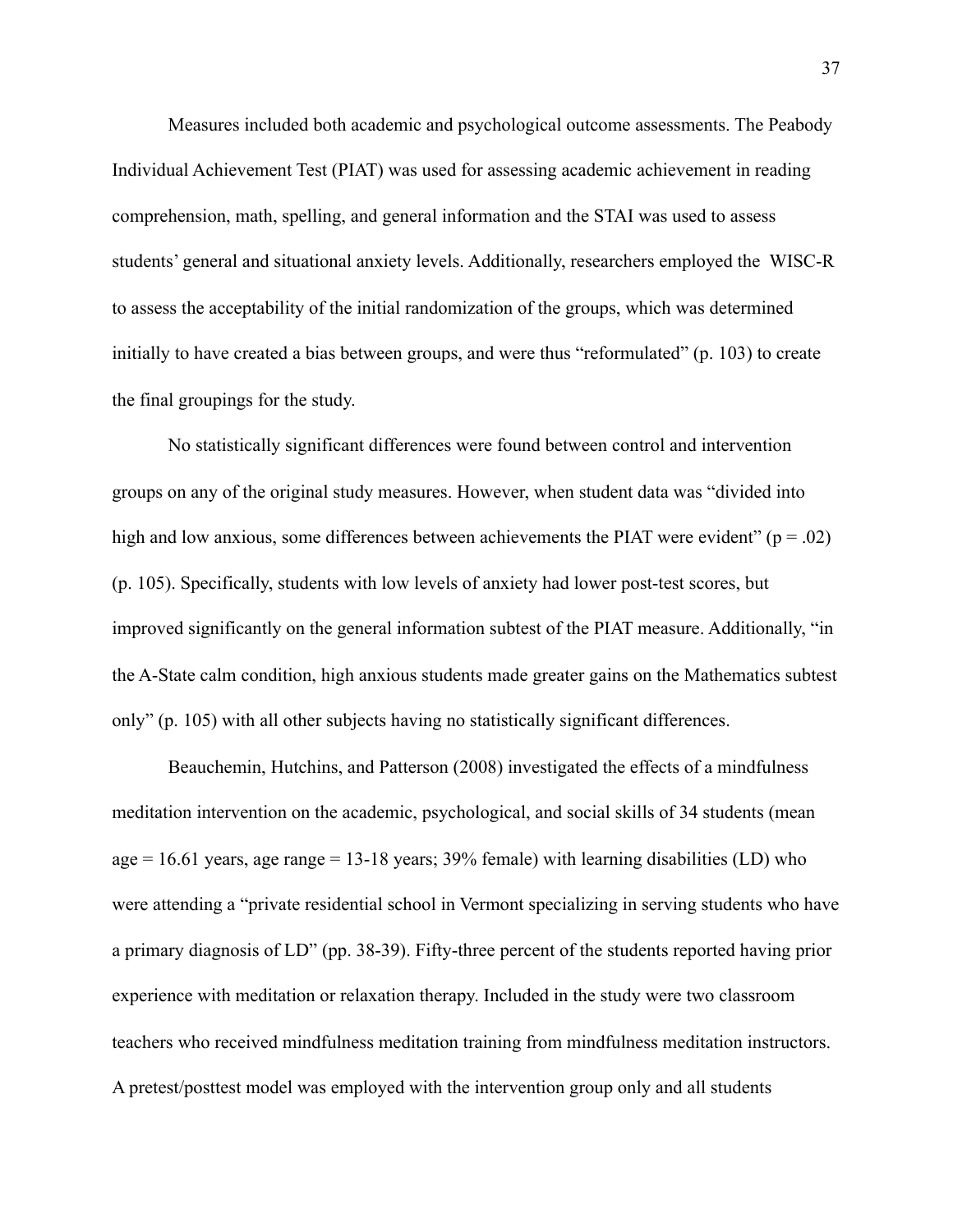Measures included both academic and psychological outcome assessments. The Peabody Individual Achievement Test (PIAT) was used for assessing academic achievement in reading comprehension, math, spelling, and general information and the STAI was used to assess students' general and situational anxiety levels. Additionally, researchers employed the WISC-R to assess the acceptability of the initial randomization of the groups, which was determined initially to have created a bias between groups, and were thus "reformulated" (p. 103) to create the final groupings for the study.

No statistically significant differences were found between control and intervention groups on any of the original study measures. However, when student data was "divided into high and low anxious, some differences between achievements the PIAT were evident" ($p = .02$) (p. 105). Specifically, students with low levels of anxiety had lower post-test scores, but improved significantly on the general information subtest of the PIAT measure. Additionally, "in the A-State calm condition, high anxious students made greater gains on the Mathematics subtest only" (p. 105) with all other subjects having no statistically significant differences.

Beauchemin, Hutchins, and Patterson (2008) investigated the effects of a mindfulness meditation intervention on the academic, psychological, and social skills of 34 students (mean age = 16.61 years, age range = 13-18 years; 39% female) with learning disabilities (LD) who were attending a "private residential school in Vermont specializing in serving students who have a primary diagnosis of LD" (pp. 38-39). Fifty-three percent of the students reported having prior experience with meditation or relaxation therapy. Included in the study were two classroom teachers who received mindfulness meditation training from mindfulness meditation instructors. A pretest/posttest model was employed with the intervention group only and all students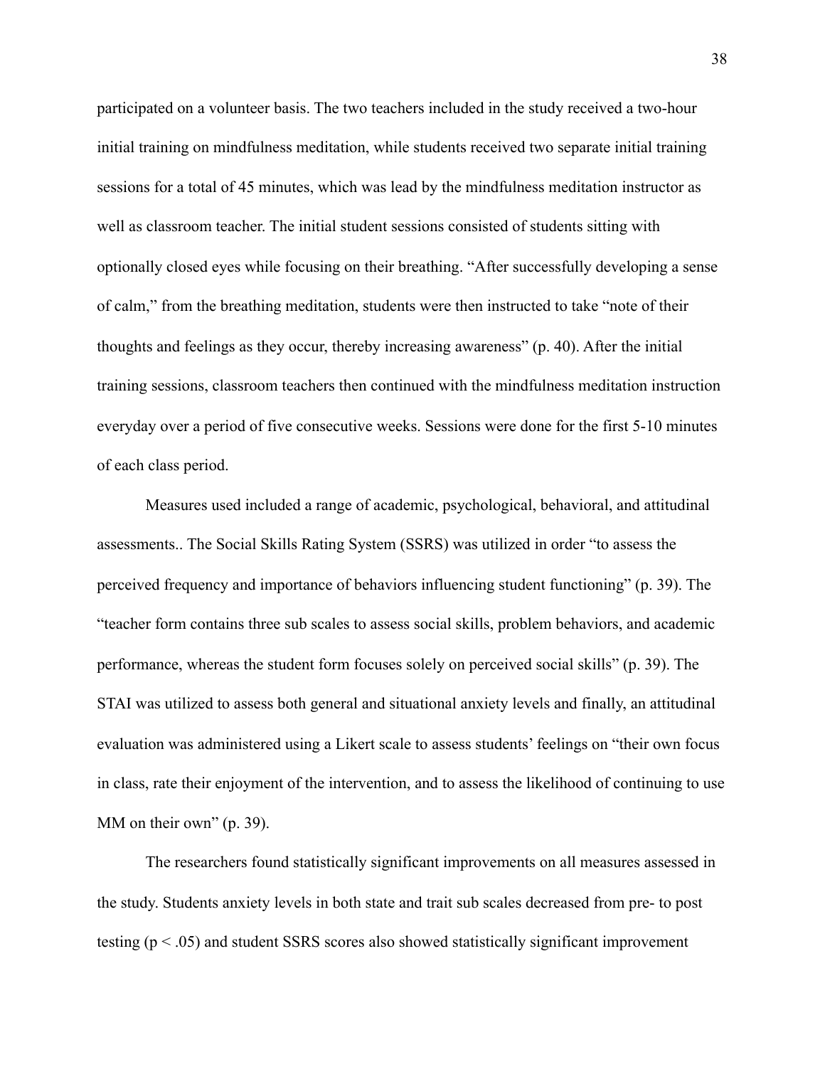participated on a volunteer basis. The two teachers included in the study received a two-hour initial training on mindfulness meditation, while students received two separate initial training sessions for a total of 45 minutes, which was lead by the mindfulness meditation instructor as well as classroom teacher. The initial student sessions consisted of students sitting with optionally closed eyes while focusing on their breathing. "After successfully developing a sense of calm," from the breathing meditation, students were then instructed to take "note of their thoughts and feelings as they occur, thereby increasing awareness" (p. 40). After the initial training sessions, classroom teachers then continued with the mindfulness meditation instruction everyday over a period of five consecutive weeks. Sessions were done for the first 5-10 minutes of each class period.

Measures used included a range of academic, psychological, behavioral, and attitudinal assessments.. The Social Skills Rating System (SSRS) was utilized in order "to assess the perceived frequency and importance of behaviors influencing student functioning" (p. 39). The "teacher form contains three sub scales to assess social skills, problem behaviors, and academic performance, whereas the student form focuses solely on perceived social skills" (p. 39). The STAI was utilized to assess both general and situational anxiety levels and finally, an attitudinal evaluation was administered using a Likert scale to assess students' feelings on "their own focus in class, rate their enjoyment of the intervention, and to assess the likelihood of continuing to use MM on their own" (p. 39).

The researchers found statistically significant improvements on all measures assessed in the study. Students anxiety levels in both state and trait sub scales decreased from pre- to post testing ($p < .05$) and student SSRS scores also showed statistically significant improvement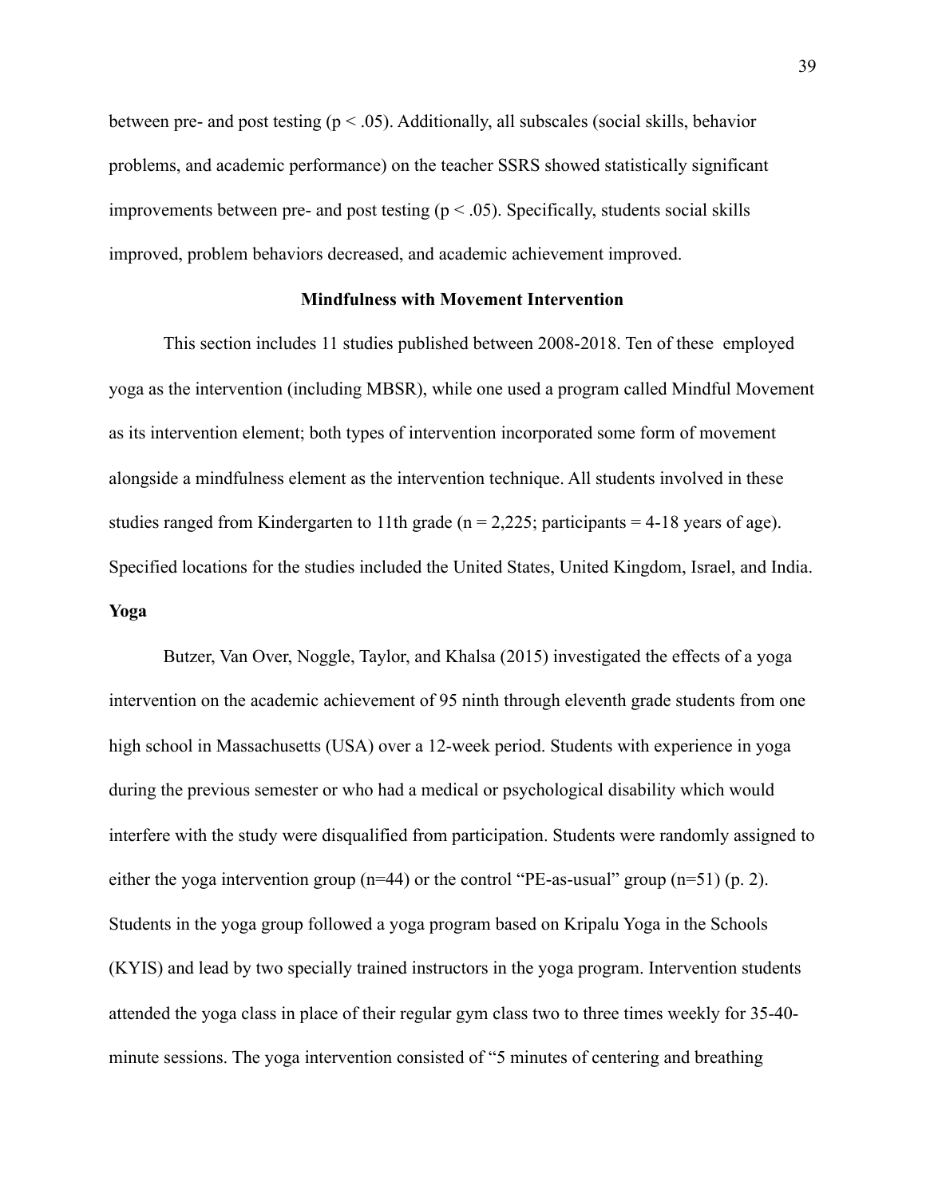between pre- and post testing ($p < .05$). Additionally, all subscales (social skills, behavior problems, and academic performance) on the teacher SSRS showed statistically significant improvements between pre- and post testing ($p < .05$). Specifically, students social skills improved, problem behaviors decreased, and academic achievement improved.

## Mindfulness with Movement Intervention

This section includes 11 studies published between 2008-2018. Ten of these employed yoga as the intervention (including MBSR), while one used a program called Mindful Movement as its intervention element; both types of intervention incorporated some form of movement alongside a mindfulness element as the intervention technique. All students involved in these studies ranged from Kindergarten to 11th grade ($n = 2,225$; participants = 4-18 years of age). Specified locations for the studies included the United States, United Kingdom, Israel, and India.

### Yoga

Butzer, Van Over, Noggle, Taylor, and Khalsa (2015) investigated the effects of a yoga intervention on the academic achievement of 95 ninth through eleventh grade students from one high school in Massachusetts (USA) over a 12-week period. Students with experience in yoga during the previous semester or who had a medical or psychological disability which would interfere with the study were disqualified from participation. Students were randomly assigned to either the yoga intervention group ($n=44$) or the control "PE-as-usual" group ($n=51$) (p. 2). Students in the yoga group followed a yoga program based on Kripalu Yoga in the Schools (KYIS) and lead by two specially trained instructors in the yoga program. Intervention students attended the yoga class in place of their regular gym class two to three times weekly for 35-40-minute sessions. The yoga intervention consisted of "5 minutes of centering and breathing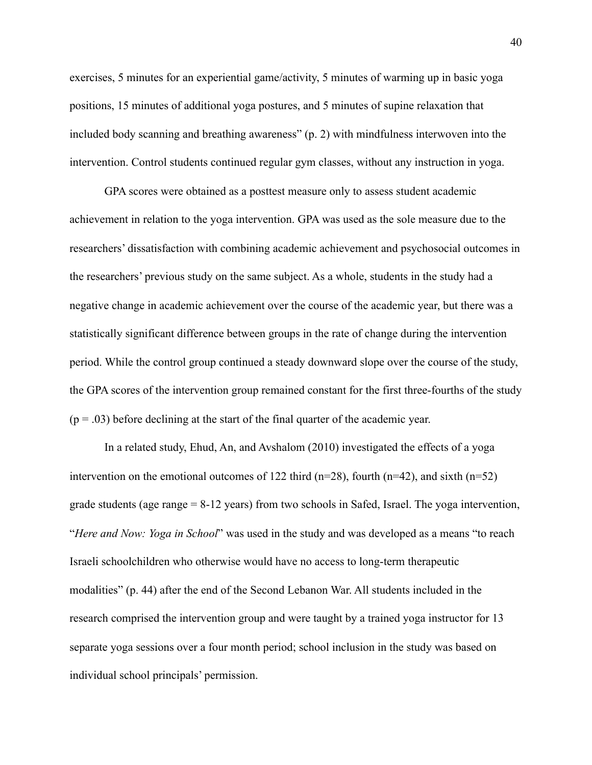exercises, 5 minutes for an experiential game/activity, 5 minutes of warming up in basic yoga positions, 15 minutes of additional yoga postures, and 5 minutes of supine relaxation that included body scanning and breathing awareness" (p. 2) with mindfulness interwoven into the intervention. Control students continued regular gym classes, without any instruction in yoga.

GPA scores were obtained as a posttest measure only to assess student academic achievement in relation to the yoga intervention. GPA was used as the sole measure due to the researchers' dissatisfaction with combining academic achievement and psychosocial outcomes in the researchers' previous study on the same subject. As a whole, students in the study had a negative change in academic achievement over the course of the academic year, but there was a statistically significant difference between groups in the rate of change during the intervention period. While the control group continued a steady downward slope over the course of the study, the GPA scores of the intervention group remained constant for the first three-fourths of the study ($p = .03$) before declining at the start of the final quarter of the academic year.

In a related study, Ehud, An, and Avshalom (2010) investigated the effects of a yoga intervention on the emotional outcomes of 122 third (n=28), fourth (n=42), and sixth (n=52) grade students (age range = 8-12 years) from two schools in Safed, Israel. The yoga intervention, "*Here and Now: Yoga in School*" was used in the study and was developed as a means "to reach Israeli schoolchildren who otherwise would have no access to long-term therapeutic modalities" (p. 44) after the end of the Second Lebanon War. All students included in the research comprised the intervention group and were taught by a trained yoga instructor for 13 separate yoga sessions over a four month period; school inclusion in the study was based on individual school principals' permission.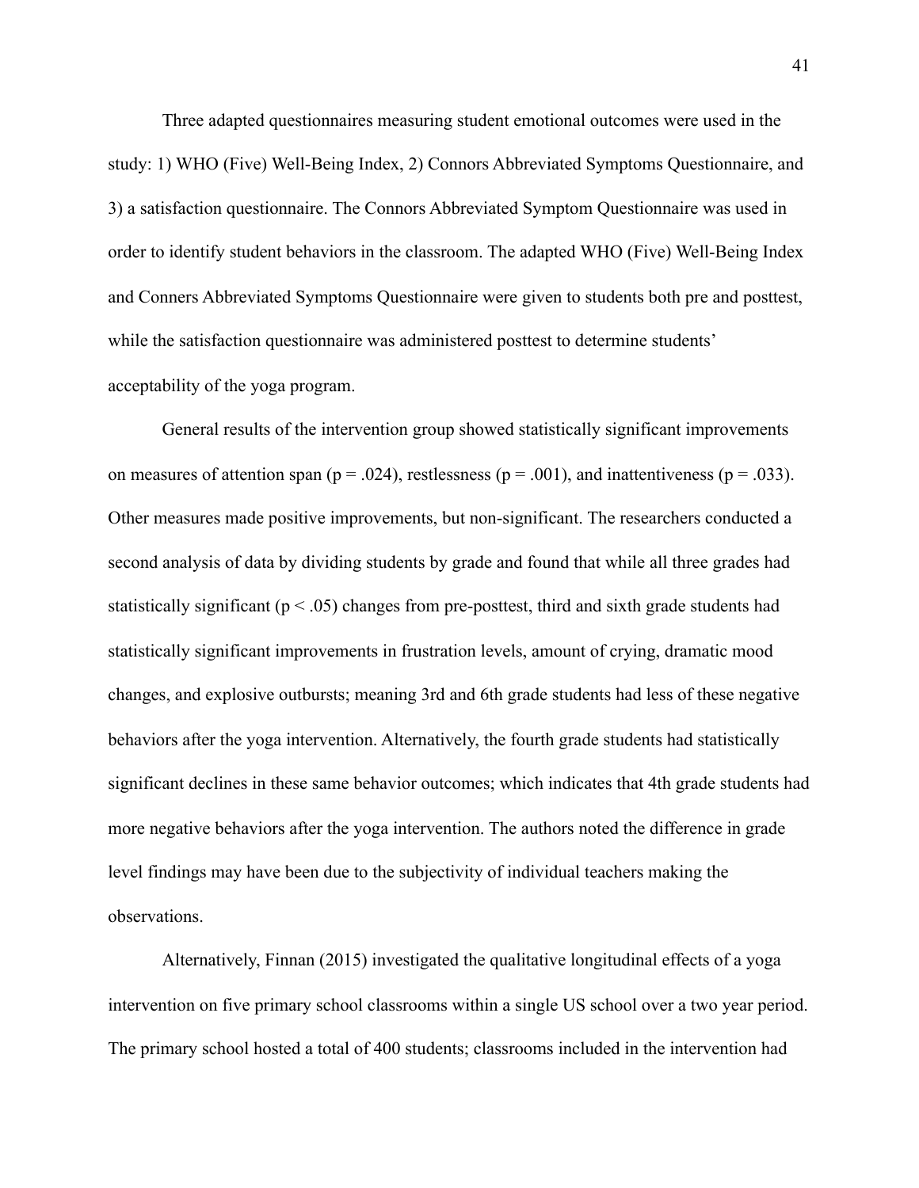Three adapted questionnaires measuring student emotional outcomes were used in the study: 1) WHO (Five) Well-Being Index, 2) Connors Abbreviated Symptoms Questionnaire, and 3) a satisfaction questionnaire. The Connors Abbreviated Symptom Questionnaire was used in order to identify student behaviors in the classroom. The adapted WHO (Five) Well-Being Index and Conners Abbreviated Symptoms Questionnaire were given to students both pre and posttest, while the satisfaction questionnaire was administered posttest to determine students' acceptability of the yoga program.

General results of the intervention group showed statistically significant improvements on measures of attention span ($p = .024$), restlessness ($p = .001$), and inattentiveness ($p = .033$). Other measures made positive improvements, but non-significant. The researchers conducted a second analysis of data by dividing students by grade and found that while all three grades had statistically significant ($p < .05$) changes from pre-posttest, third and sixth grade students had statistically significant improvements in frustration levels, amount of crying, dramatic mood changes, and explosive outbursts; meaning 3rd and 6th grade students had less of these negative behaviors after the yoga intervention. Alternatively, the fourth grade students had statistically significant declines in these same behavior outcomes; which indicates that 4th grade students had more negative behaviors after the yoga intervention. The authors noted the difference in grade level findings may have been due to the subjectivity of individual teachers making the observations.

Alternatively, Finnan (2015) investigated the qualitative longitudinal effects of a yoga intervention on five primary school classrooms within a single US school over a two year period. The primary school hosted a total of 400 students; classrooms included in the intervention had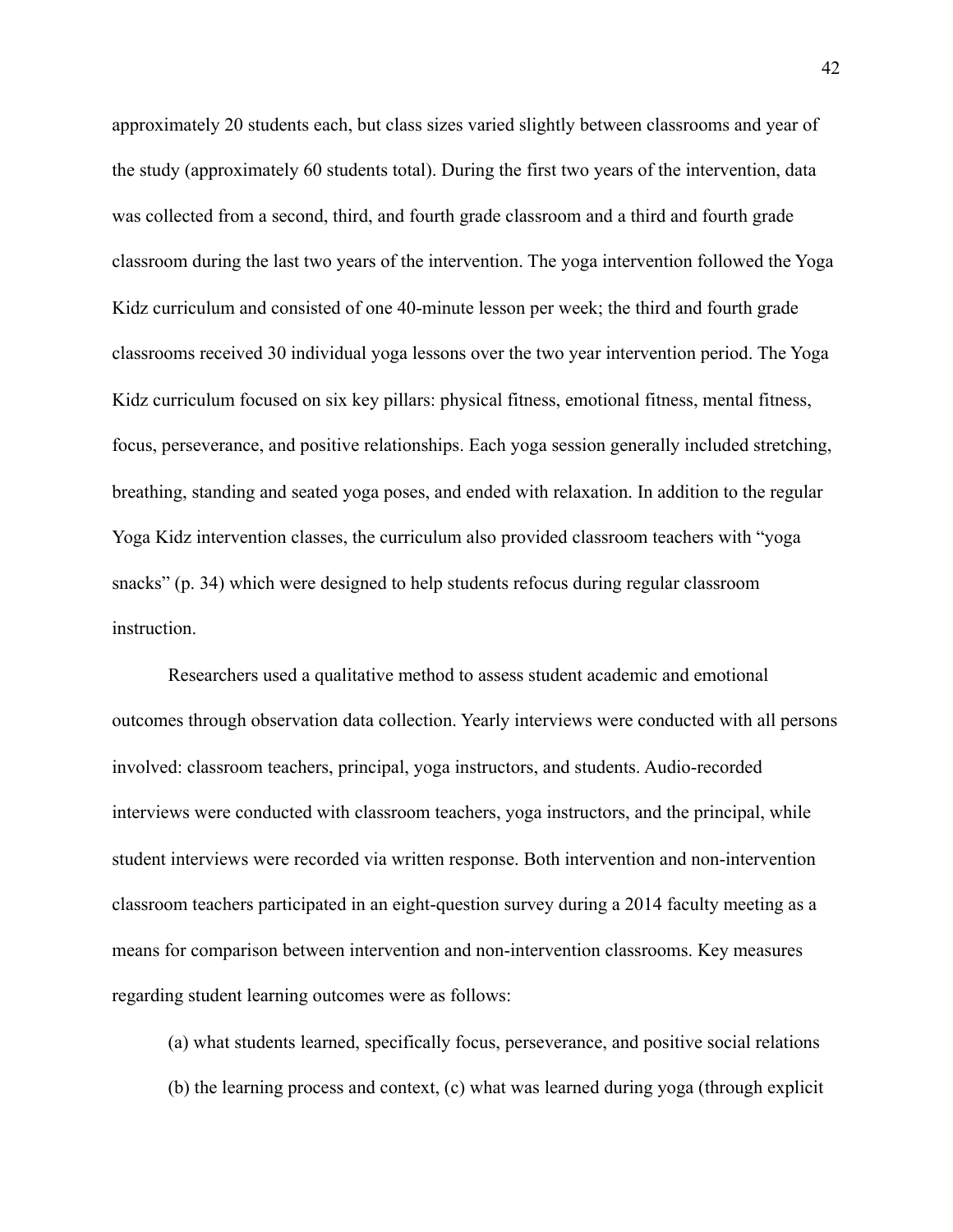approximately 20 students each, but class sizes varied slightly between classrooms and year of the study (approximately 60 students total). During the first two years of the intervention, data was collected from a second, third, and fourth grade classroom and a third and fourth grade classroom during the last two years of the intervention. The yoga intervention followed the Yoga Kidz curriculum and consisted of one 40-minute lesson per week; the third and fourth grade classrooms received 30 individual yoga lessons over the two year intervention period. The Yoga Kidz curriculum focused on six key pillars: physical fitness, emotional fitness, mental fitness, focus, perseverance, and positive relationships. Each yoga session generally included stretching, breathing, standing and seated yoga poses, and ended with relaxation. In addition to the regular Yoga Kidz intervention classes, the curriculum also provided classroom teachers with "yoga snacks" (p. 34) which were designed to help students refocus during regular classroom instruction.

Researchers used a qualitative method to assess student academic and emotional outcomes through observation data collection. Yearly interviews were conducted with all persons involved: classroom teachers, principal, yoga instructors, and students. Audio-recorded interviews were conducted with classroom teachers, yoga instructors, and the principal, while student interviews were recorded via written response. Both intervention and non-intervention classroom teachers participated in an eight-question survey during a 2014 faculty meeting as a means for comparison between intervention and non-intervention classrooms. Key measures regarding student learning outcomes were as follows:

(a) what students learned, specifically focus, perseverance, and positive social relations (b) the learning process and context, (c) what was learned during yoga (through explicit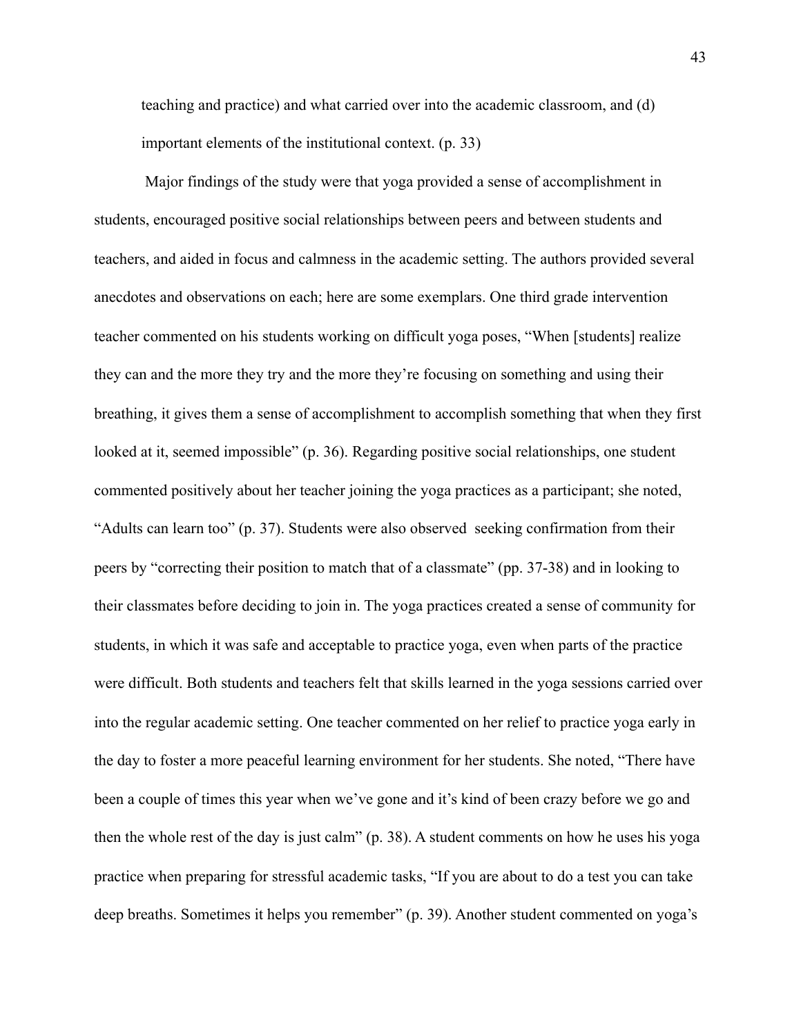teaching and practice) and what carried over into the academic classroom, and (d) important elements of the institutional context. (p. 33)

Major findings of the study were that yoga provided a sense of accomplishment in students, encouraged positive social relationships between peers and between students and teachers, and aided in focus and calmness in the academic setting. The authors provided several anecdotes and observations on each; here are some exemplars. One third grade intervention teacher commented on his students working on difficult yoga poses, "When [students] realize they can and the more they try and the more they're focusing on something and using their breathing, it gives them a sense of accomplishment to accomplish something that when they first looked at it, seemed impossible" (p. 36). Regarding positive social relationships, one student commented positively about her teacher joining the yoga practices as a participant; she noted, "Adults can learn too" (p. 37). Students were also observed seeking confirmation from their peers by "correcting their position to match that of a classmate" (pp. 37-38) and in looking to their classmates before deciding to join in. The yoga practices created a sense of community for students, in which it was safe and acceptable to practice yoga, even when parts of the practice were difficult. Both students and teachers felt that skills learned in the yoga sessions carried over into the regular academic setting. One teacher commented on her relief to practice yoga early in the day to foster a more peaceful learning environment for her students. She noted, "There have been a couple of times this year when we've gone and it's kind of been crazy before we go and then the whole rest of the day is just calm" (p. 38). A student comments on how he uses his yoga practice when preparing for stressful academic tasks, "If you are about to do a test you can take deep breaths. Sometimes it helps you remember" (p. 39). Another student commented on yoga's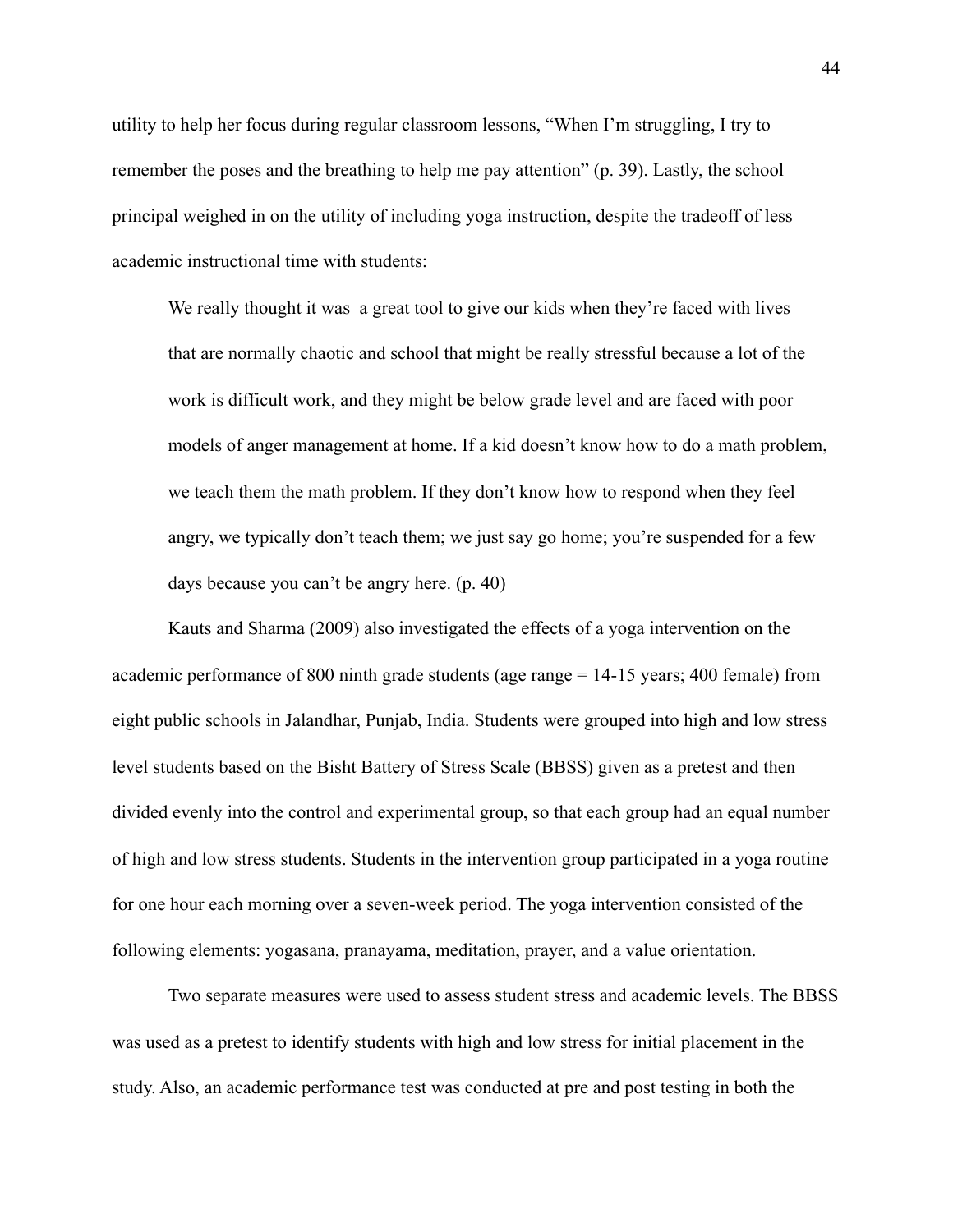utility to help her focus during regular classroom lessons, "When I'm struggling, I try to remember the poses and the breathing to help me pay attention" (p. 39). Lastly, the school principal weighed in on the utility of including yoga instruction, despite the tradeoff of less academic instructional time with students:

> We really thought it was a great tool to give our kids when they're faced with lives that are normally chaotic and school that might be really stressful because a lot of the work is difficult work, and they might be below grade level and are faced with poor models of anger management at home. If a kid doesn't know how to do a math problem, we teach them the math problem. If they don't know how to respond when they feel angry, we typically don't teach them; we just say go home; you're suspended for a few days because you can't be angry here. (p. 40)

Kauts and Sharma (2009) also investigated the effects of a yoga intervention on the academic performance of 800 ninth grade students (age range = 14-15 years; 400 female) from eight public schools in Jalandhar, Punjab, India. Students were grouped into high and low stress level students based on the Bisht Battery of Stress Scale (BBSS) given as a pretest and then divided evenly into the control and experimental group, so that each group had an equal number of high and low stress students. Students in the intervention group participated in a yoga routine for one hour each morning over a seven-week period. The yoga intervention consisted of the following elements: yogasana, pranayama, meditation, prayer, and a value orientation.

Two separate measures were used to assess student stress and academic levels. The BBSS was used as a pretest to identify students with high and low stress for initial placement in the study. Also, an academic performance test was conducted at pre and post testing in both the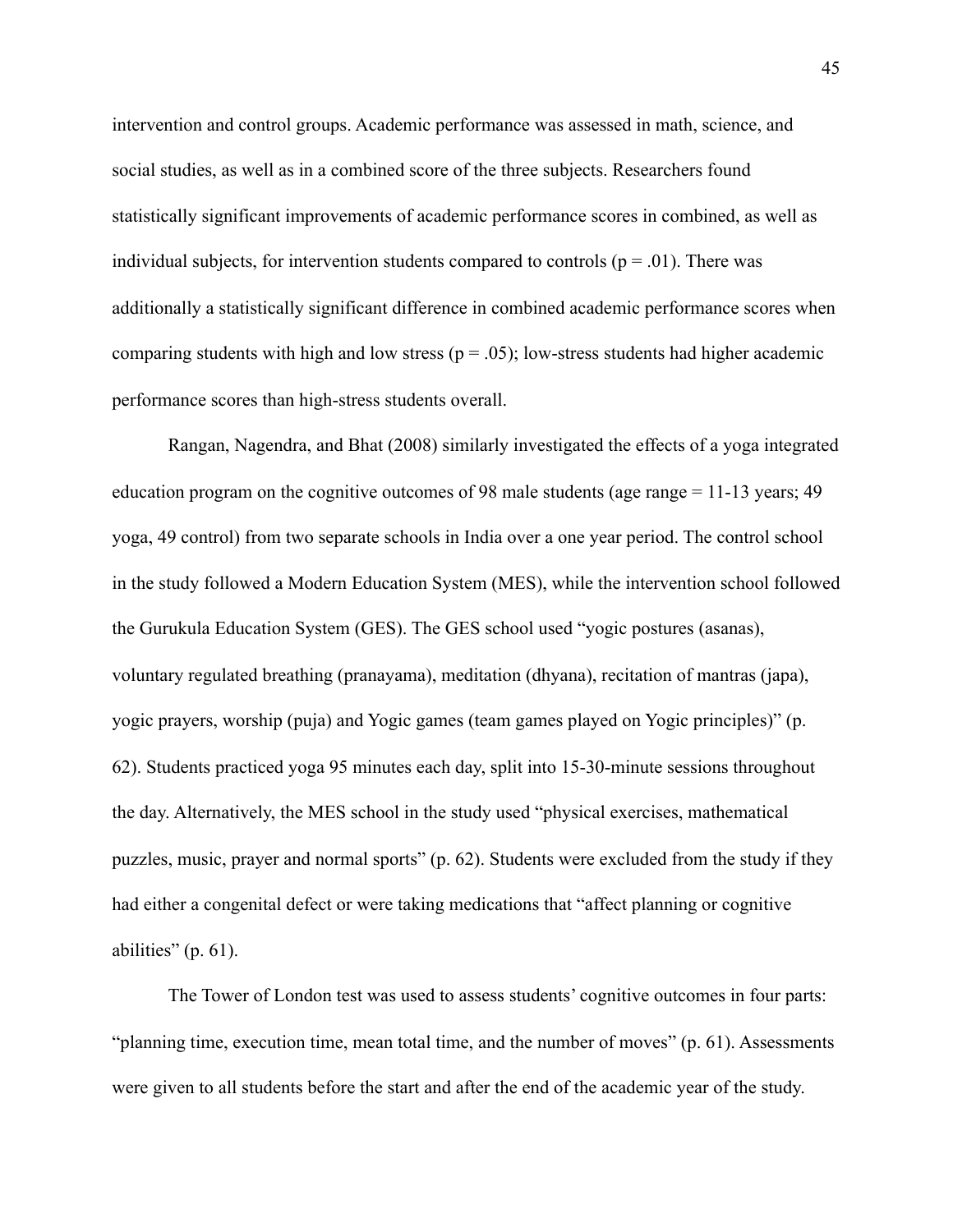intervention and control groups. Academic performance was assessed in math, science, and social studies, as well as in a combined score of the three subjects. Researchers found statistically significant improvements of academic performance scores in combined, as well as individual subjects, for intervention students compared to controls ($p = .01$). There was additionally a statistically significant difference in combined academic performance scores when comparing students with high and low stress ($p = .05$); low-stress students had higher academic performance scores than high-stress students overall.

Rangan, Nagendra, and Bhat (2008) similarly investigated the effects of a yoga integrated education program on the cognitive outcomes of 98 male students (age range = 11-13 years; 49 yoga, 49 control) from two separate schools in India over a one year period. The control school in the study followed a Modern Education System (MES), while the intervention school followed the Gurukula Education System (GES). The GES school used "yogic postures (asanas), voluntary regulated breathing (pranayama), meditation (dhyana), recitation of mantras (japa), yogic prayers, worship (puja) and Yogic games (team games played on Yogic principles)" (p. 62). Students practiced yoga 95 minutes each day, split into 15-30-minute sessions throughout the day. Alternatively, the MES school in the study used "physical exercises, mathematical puzzles, music, prayer and normal sports" (p. 62). Students were excluded from the study if they had either a congenital defect or were taking medications that "affect planning or cognitive abilities" (p. 61).

The Tower of London test was used to assess students' cognitive outcomes in four parts: "planning time, execution time, mean total time, and the number of moves" (p. 61). Assessments were given to all students before the start and after the end of the academic year of the study.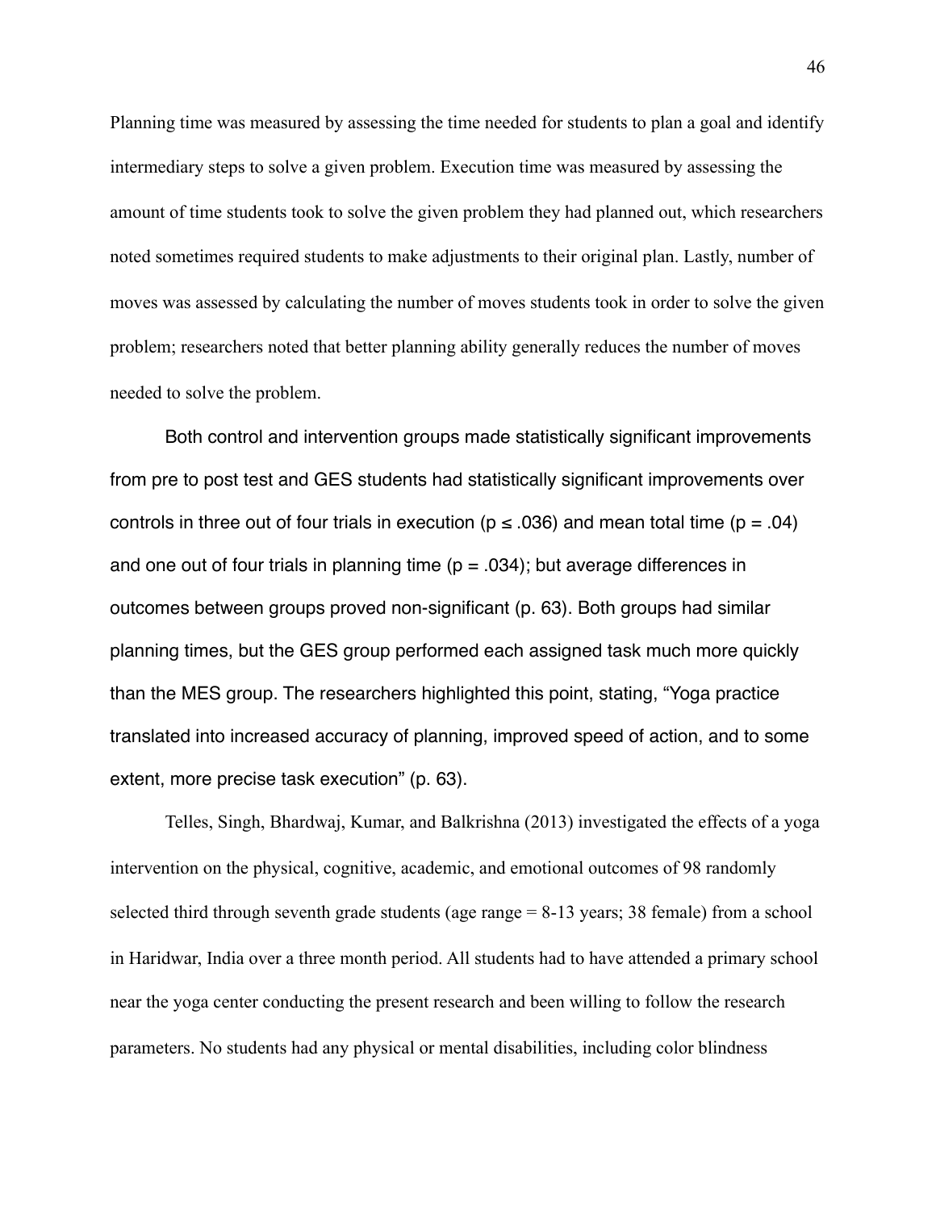Planning time was measured by assessing the time needed for students to plan a goal and identify intermediary steps to solve a given problem. Execution time was measured by assessing the amount of time students took to solve the given problem they had planned out, which researchers noted sometimes required students to make adjustments to their original plan. Lastly, number of moves was assessed by calculating the number of moves students took in order to solve the given problem; researchers noted that better planning ability generally reduces the number of moves needed to solve the problem.

Both control and intervention groups made statistically significant improvements from pre to post test and GES students had statistically significant improvements over controls in three out of four trials in execution ($p \leq .036$) and mean total time ($p = .04$) and one out of four trials in planning time ($p = .034$); but average differences in outcomes between groups proved non-significant (p. 63). Both groups had similar planning times, but the GES group performed each assigned task much more quickly than the MES group. The researchers highlighted this point, stating, “Yoga practice translated into increased accuracy of planning, improved speed of action, and to some extent, more precise task execution” (p. 63).

Telles, Singh, Bhardwaj, Kumar, and Balkrishna (2013) investigated the effects of a yoga intervention on the physical, cognitive, academic, and emotional outcomes of 98 randomly selected third through seventh grade students (age range = 8-13 years; 38 female) from a school in Haridwar, India over a three month period. All students had to have attended a primary school near the yoga center conducting the present research and been willing to follow the research parameters. No students had any physical or mental disabilities, including color blindness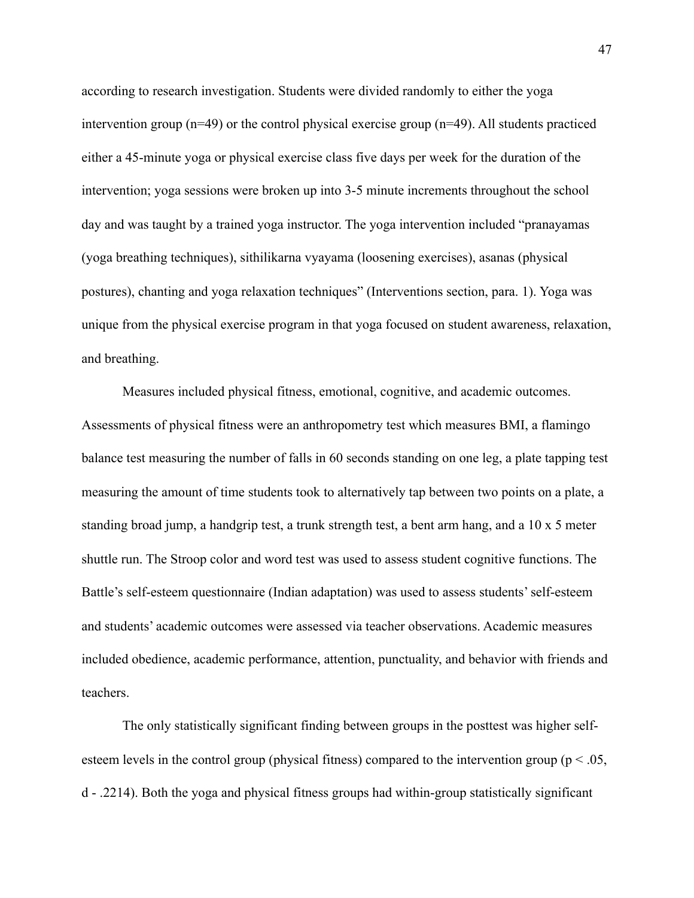according to research investigation. Students were divided randomly to either the yoga intervention group ($n=49$) or the control physical exercise group ($n=49$). All students practiced either a 45-minute yoga or physical exercise class five days per week for the duration of the intervention; yoga sessions were broken up into 3-5 minute increments throughout the school day and was taught by a trained yoga instructor. The yoga intervention included "pranayamas (yoga breathing techniques), sithilikarna vyayama (loosening exercises), asanas (physical postures), chanting and yoga relaxation techniques" (Interventions section, para. 1). Yoga was unique from the physical exercise program in that yoga focused on student awareness, relaxation, and breathing.

Measures included physical fitness, emotional, cognitive, and academic outcomes. Assessments of physical fitness were an anthropometry test which measures BMI, a flamingo balance test measuring the number of falls in 60 seconds standing on one leg, a plate tapping test measuring the amount of time students took to alternatively tap between two points on a plate, a standing broad jump, a handgrip test, a trunk strength test, a bent arm hang, and a 10 x 5 meter shuttle run. The Stroop color and word test was used to assess student cognitive functions. The Battle's self-esteem questionnaire (Indian adaptation) was used to assess students' self-esteem and students' academic outcomes were assessed via teacher observations. Academic measures included obedience, academic performance, attention, punctuality, and behavior with friends and teachers.

The only statistically significant finding between groups in the posttest was higher self-esteem levels in the control group (physical fitness) compared to the intervention group ($p < .05$, $d$ - .2214). Both the yoga and physical fitness groups had within-group statistically significant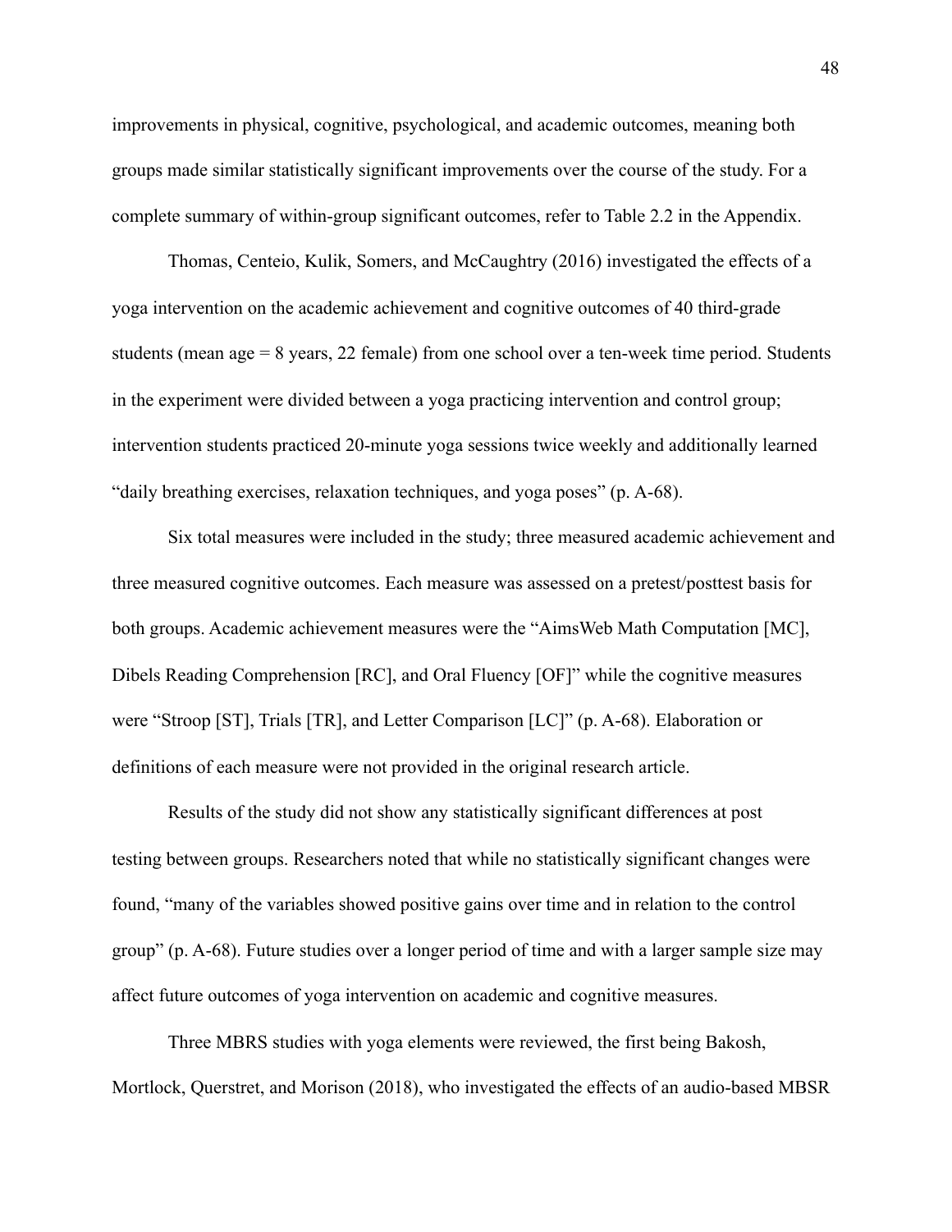improvements in physical, cognitive, psychological, and academic outcomes, meaning both groups made similar statistically significant improvements over the course of the study. For a complete summary of within-group significant outcomes, refer to Table 2.2 in the Appendix.

Thomas, Centeio, Kulik, Somers, and McCaughtry (2016) investigated the effects of a yoga intervention on the academic achievement and cognitive outcomes of 40 third-grade students (mean age = 8 years, 22 female) from one school over a ten-week time period. Students in the experiment were divided between a yoga practicing intervention and control group; intervention students practiced 20-minute yoga sessions twice weekly and additionally learned "daily breathing exercises, relaxation techniques, and yoga poses" (p. A-68).

Six total measures were included in the study; three measured academic achievement and three measured cognitive outcomes. Each measure was assessed on a pretest/posttest basis for both groups. Academic achievement measures were the "AimsWeb Math Computation [MC], Dibels Reading Comprehension [RC], and Oral Fluency [OF]" while the cognitive measures were "Stroop [ST], Trials [TR], and Letter Comparison [LC]" (p. A-68). Elaboration or definitions of each measure were not provided in the original research article.

Results of the study did not show any statistically significant differences at post testing between groups. Researchers noted that while no statistically significant changes were found, "many of the variables showed positive gains over time and in relation to the control group" (p. A-68). Future studies over a longer period of time and with a larger sample size may affect future outcomes of yoga intervention on academic and cognitive measures.

Three MBRS studies with yoga elements were reviewed, the first being Bakosh, Mortlock, Querstret, and Morison (2018), who investigated the effects of an audio-based MBSR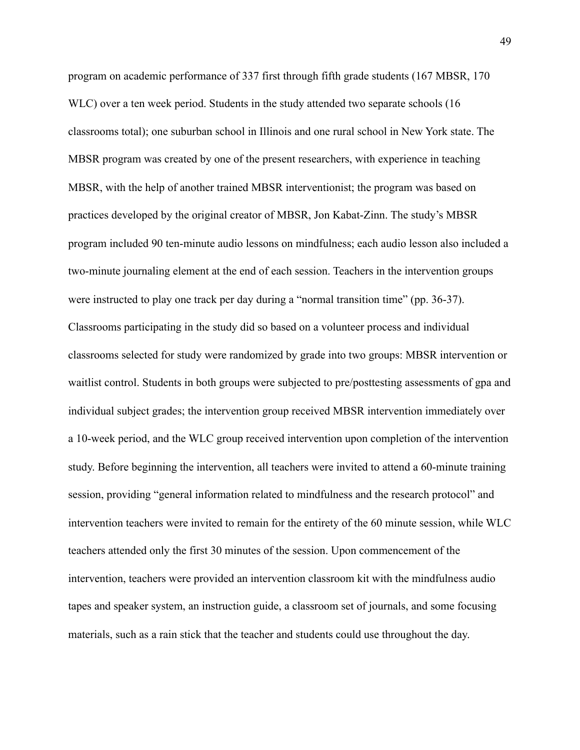program on academic performance of 337 first through fifth grade students (167 MBSR, 170 WLC) over a ten week period. Students in the study attended two separate schools (16 classrooms total); one suburban school in Illinois and one rural school in New York state. The MBSR program was created by one of the present researchers, with experience in teaching MBSR, with the help of another trained MBSR interventionist; the program was based on practices developed by the original creator of MBSR, Jon Kabat-Zinn. The study's MBSR program included 90 ten-minute audio lessons on mindfulness; each audio lesson also included a two-minute journaling element at the end of each session. Teachers in the intervention groups were instructed to play one track per day during a "normal transition time" (pp. 36-37). Classrooms participating in the study did so based on a volunteer process and individual classrooms selected for study were randomized by grade into two groups: MBSR intervention or waitlist control. Students in both groups were subjected to pre/posttesting assessments of gpa and individual subject grades; the intervention group received MBSR intervention immediately over a 10-week period, and the WLC group received intervention upon completion of the intervention study. Before beginning the intervention, all teachers were invited to attend a 60-minute training session, providing "general information related to mindfulness and the research protocol" and intervention teachers were invited to remain for the entirety of the 60 minute session, while WLC teachers attended only the first 30 minutes of the session. Upon commencement of the intervention, teachers were provided an intervention classroom kit with the mindfulness audio tapes and speaker system, an instruction guide, a classroom set of journals, and some focusing materials, such as a rain stick that the teacher and students could use throughout the day.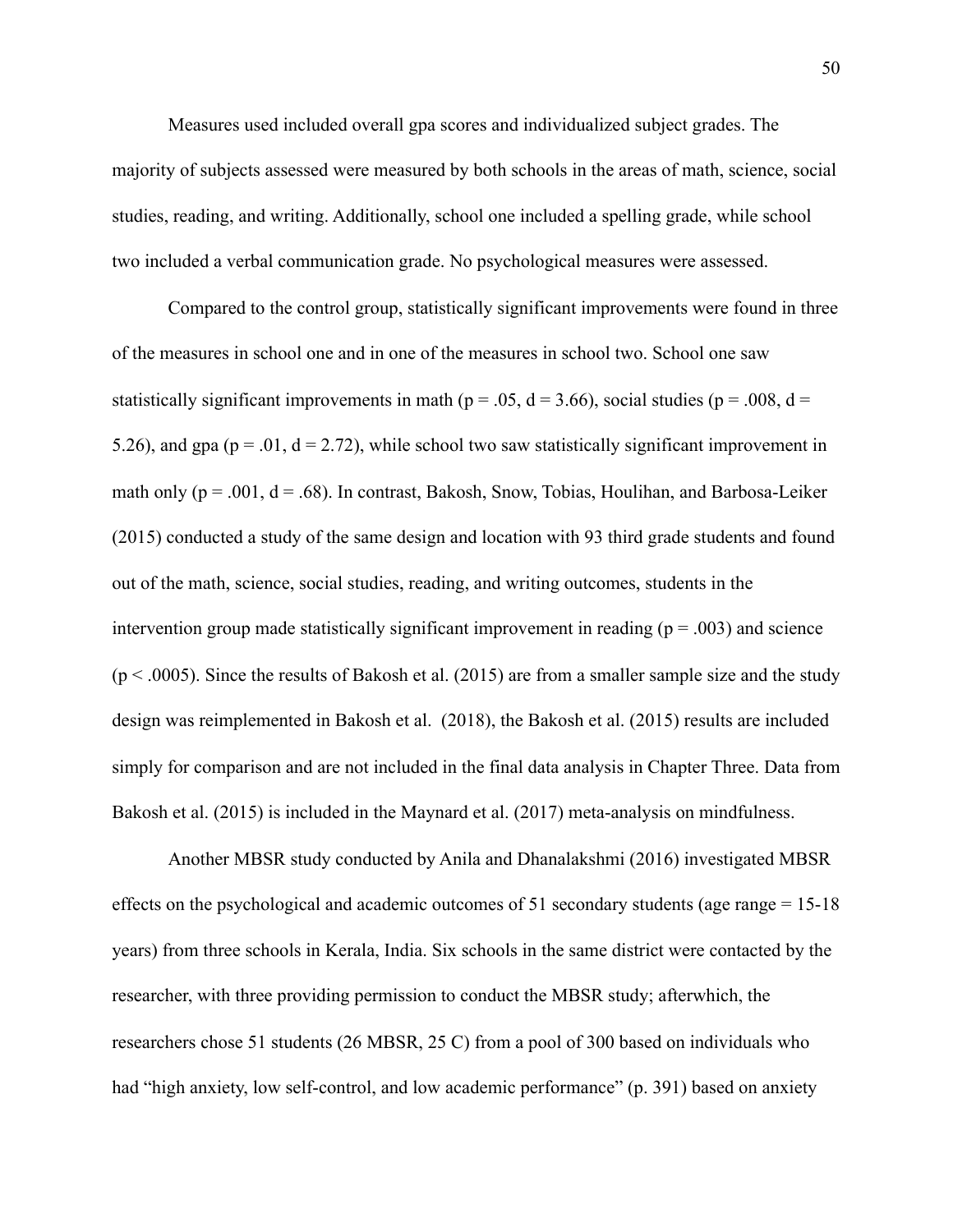Measures used included overall gpa scores and individualized subject grades. The majority of subjects assessed were measured by both schools in the areas of math, science, social studies, reading, and writing. Additionally, school one included a spelling grade, while school two included a verbal communication grade. No psychological measures were assessed.

Compared to the control group, statistically significant improvements were found in three of the measures in school one and in one of the measures in school two. School one saw statistically significant improvements in math ($p = .05$, $d = 3.66$), social studies ($p = .008$, $d = 5.26$), and gpa ($p = .01$, $d = 2.72$), while school two saw statistically significant improvement in math only ($p = .001$, $d = .68$). In contrast, Bakosh, Snow, Tobias, Houlihan, and Barbosa-Leiker (2015) conducted a study of the same design and location with 93 third grade students and found out of the math, science, social studies, reading, and writing outcomes, students in the intervention group made statistically significant improvement in reading ($p = .003$) and science ($p < .0005$). Since the results of Bakosh et al. (2015) are from a smaller sample size and the study design was reimplemented in Bakosh et al. (2018), the Bakosh et al. (2015) results are included simply for comparison and are not included in the final data analysis in Chapter Three. Data from Bakosh et al. (2015) is included in the Maynard et al. (2017) meta-analysis on mindfulness.

Another MBSR study conducted by Anila and Dhanalakshmi (2016) investigated MBSR effects on the psychological and academic outcomes of 51 secondary students (age range = 15-18 years) from three schools in Kerala, India. Six schools in the same district were contacted by the researcher, with three providing permission to conduct the MBSR study; afterwhich, the researchers chose 51 students (26 MBSR, 25 C) from a pool of 300 based on individuals who had "high anxiety, low self-control, and low academic performance" (p. 391) based on anxiety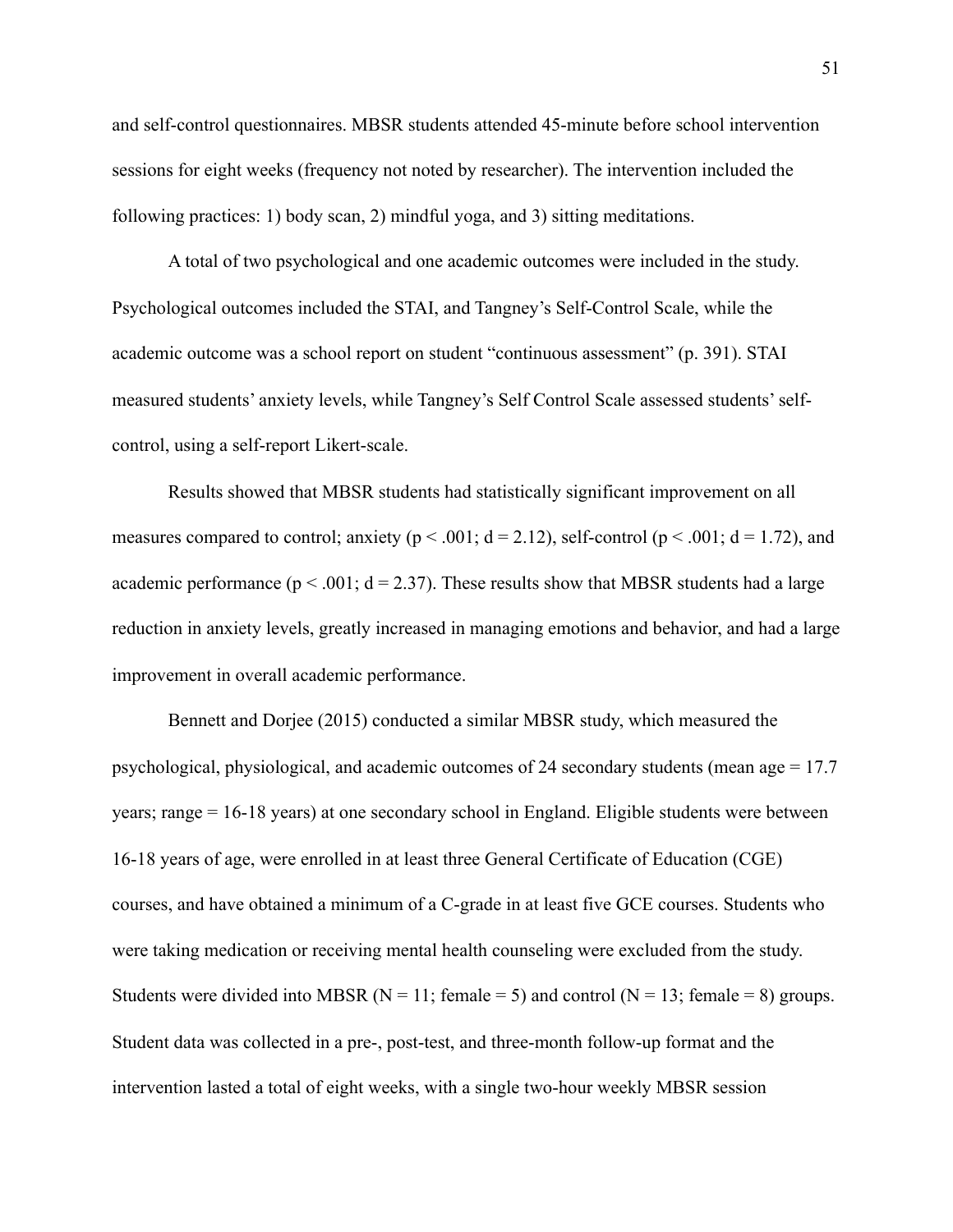and self-control questionnaires. MBSR students attended 45-minute before school intervention sessions for eight weeks (frequency not noted by researcher). The intervention included the following practices: 1) body scan, 2) mindful yoga, and 3) sitting meditations.

A total of two psychological and one academic outcomes were included in the study. Psychological outcomes included the STAI, and Tangney's Self-Control Scale, while the academic outcome was a school report on student "continuous assessment" (p. 391). STAI measured students' anxiety levels, while Tangney's Self Control Scale assessed students' self-control, using a self-report Likert-scale.

Results showed that MBSR students had statistically significant improvement on all measures compared to control; anxiety ($p < .001$; $d = 2.12$), self-control ($p < .001$; $d = 1.72$), and academic performance ($p < .001$; $d = 2.37$). These results show that MBSR students had a large reduction in anxiety levels, greatly increased in managing emotions and behavior, and had a large improvement in overall academic performance.

Bennett and Dorjee (2015) conducted a similar MBSR study, which measured the psychological, physiological, and academic outcomes of 24 secondary students (mean age = 17.7 years; range = 16-18 years) at one secondary school in England. Eligible students were between 16-18 years of age, were enrolled in at least three General Certificate of Education (CGE) courses, and have obtained a minimum of a C-grade in at least five GCE courses. Students who were taking medication or receiving mental health counseling were excluded from the study. Students were divided into MBSR ($N = 11$; female = 5) and control ($N = 13$; female = 8) groups. Student data was collected in a pre-, post-test, and three-month follow-up format and the intervention lasted a total of eight weeks, with a single two-hour weekly MBSR session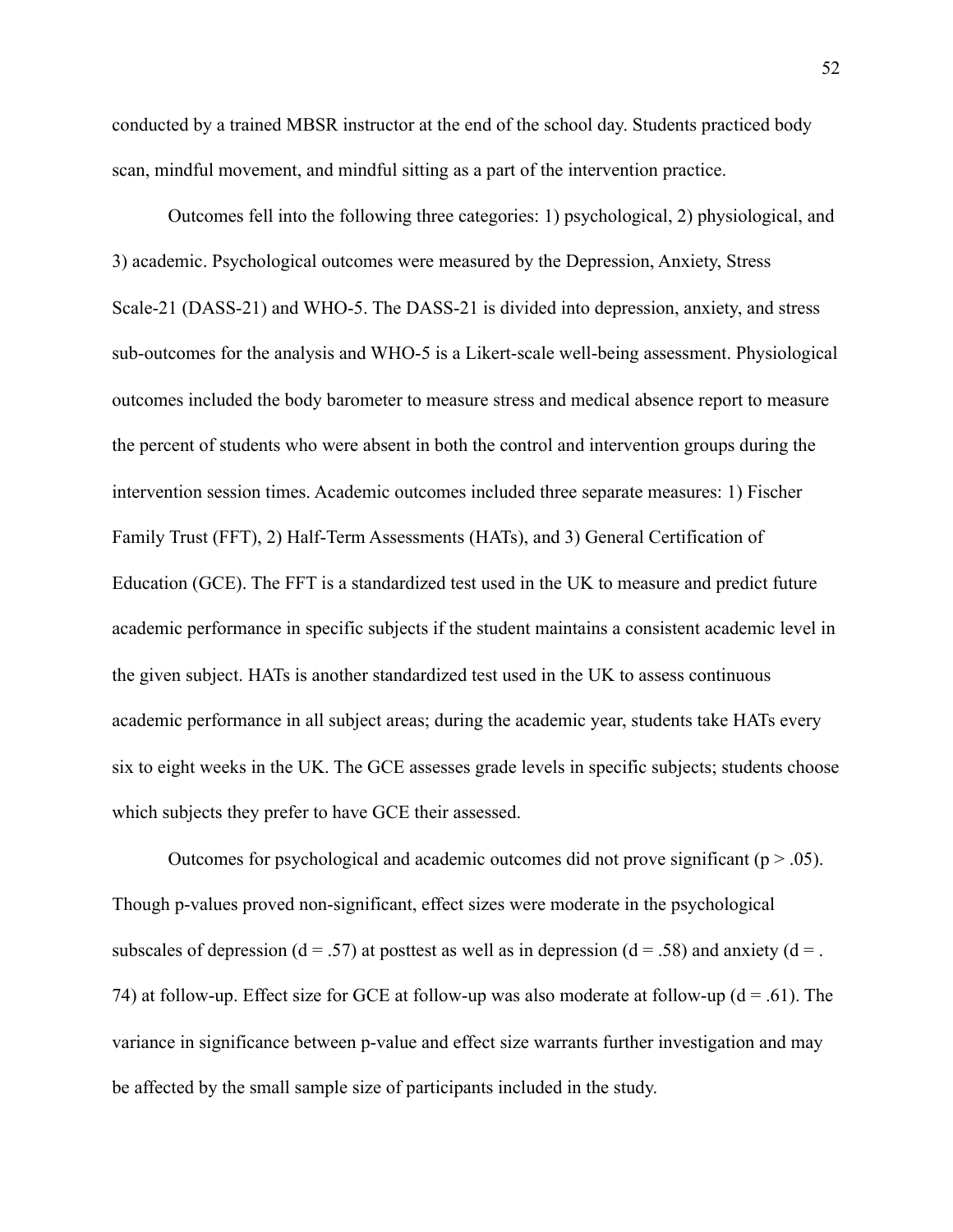conducted by a trained MBSR instructor at the end of the school day. Students practiced body scan, mindful movement, and mindful sitting as a part of the intervention practice.

Outcomes fell into the following three categories: 1) psychological, 2) physiological, and 3) academic. Psychological outcomes were measured by the Depression, Anxiety, Stress Scale-21 (DASS-21) and WHO-5. The DASS-21 is divided into depression, anxiety, and stress sub-outcomes for the analysis and WHO-5 is a Likert-scale well-being assessment. Physiological outcomes included the body barometer to measure stress and medical absence report to measure the percent of students who were absent in both the control and intervention groups during the intervention session times. Academic outcomes included three separate measures: 1) Fischer Family Trust (FFT), 2) Half-Term Assessments (HATs), and 3) General Certification of Education (GCE). The FFT is a standardized test used in the UK to measure and predict future academic performance in specific subjects if the student maintains a consistent academic level in the given subject. HATs is another standardized test used in the UK to assess continuous academic performance in all subject areas; during the academic year, students take HATs every six to eight weeks in the UK. The GCE assesses grade levels in specific subjects; students choose which subjects they prefer to have GCE their assessed.

Outcomes for psychological and academic outcomes did not prove significant ($p > .05$). Though p-values proved non-significant, effect sizes were moderate in the psychological subscales of depression ($d = .57$) at posttest as well as in depression ($d = .58$) and anxiety ($d = .74$) at follow-up. Effect size for GCE at follow-up was also moderate at follow-up ($d = .61$). The variance in significance between p-value and effect size warrants further investigation and may be affected by the small sample size of participants included in the study.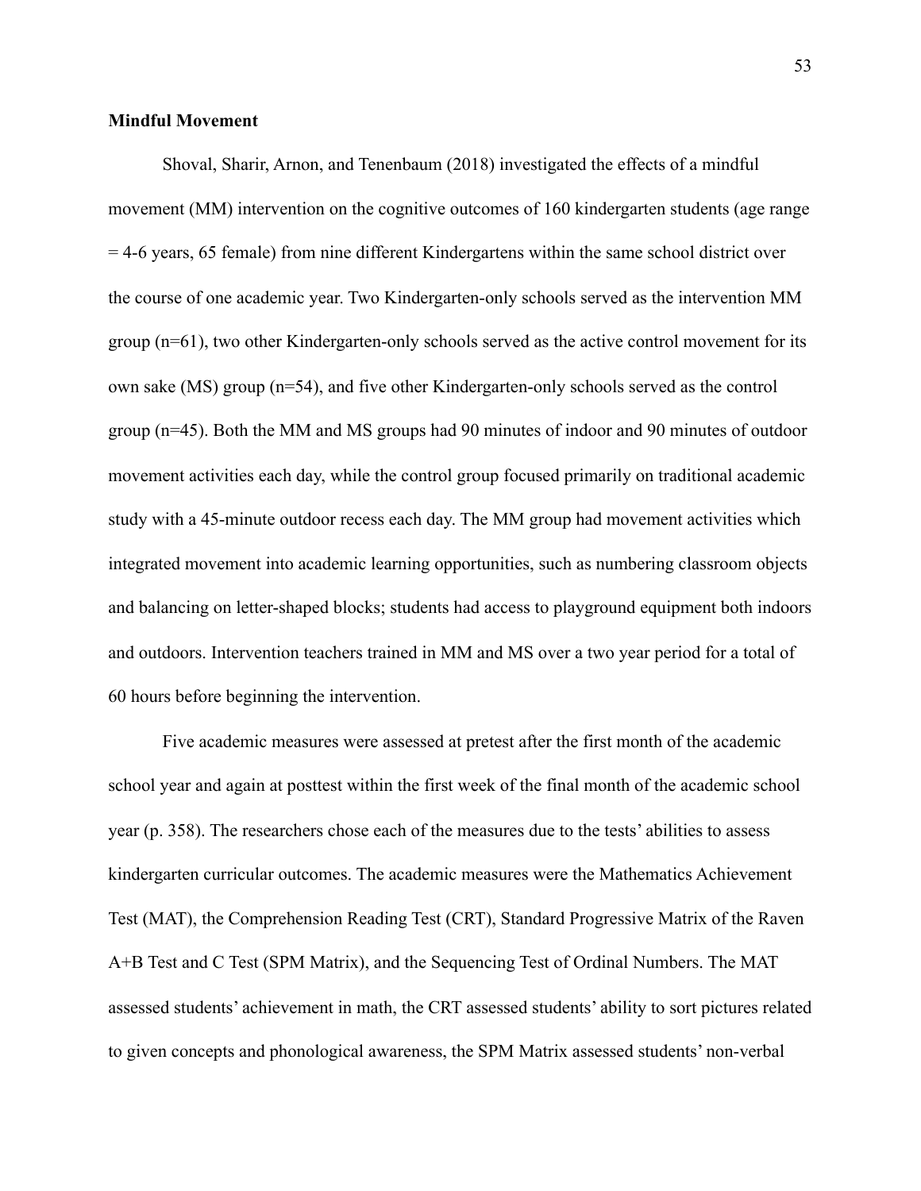**Mindful Movement**

Shoval, Sharir, Arnon, and Tenenbaum (2018) investigated the effects of a mindful movement (MM) intervention on the cognitive outcomes of 160 kindergarten students (age range = 4-6 years, 65 female) from nine different Kindergartens within the same school district over the course of one academic year. Two Kindergarten-only schools served as the intervention MM group (n=61), two other Kindergarten-only schools served as the active control movement for its own sake (MS) group (n=54), and five other Kindergarten-only schools served as the control group (n=45). Both the MM and MS groups had 90 minutes of indoor and 90 minutes of outdoor movement activities each day, while the control group focused primarily on traditional academic study with a 45-minute outdoor recess each day. The MM group had movement activities which integrated movement into academic learning opportunities, such as numbering classroom objects and balancing on letter-shaped blocks; students had access to playground equipment both indoors and outdoors. Intervention teachers trained in MM and MS over a two year period for a total of 60 hours before beginning the intervention.

Five academic measures were assessed at pretest after the first month of the academic school year and again at posttest within the first week of the final month of the academic school year (p. 358). The researchers chose each of the measures due to the tests' abilities to assess kindergarten curricular outcomes. The academic measures were the Mathematics Achievement Test (MAT), the Comprehension Reading Test (CRT), Standard Progressive Matrix of the Raven A+B Test and C Test (SPM Matrix), and the Sequencing Test of Ordinal Numbers. The MAT assessed students' achievement in math, the CRT assessed students' ability to sort pictures related to given concepts and phonological awareness, the SPM Matrix assessed students' non-verbal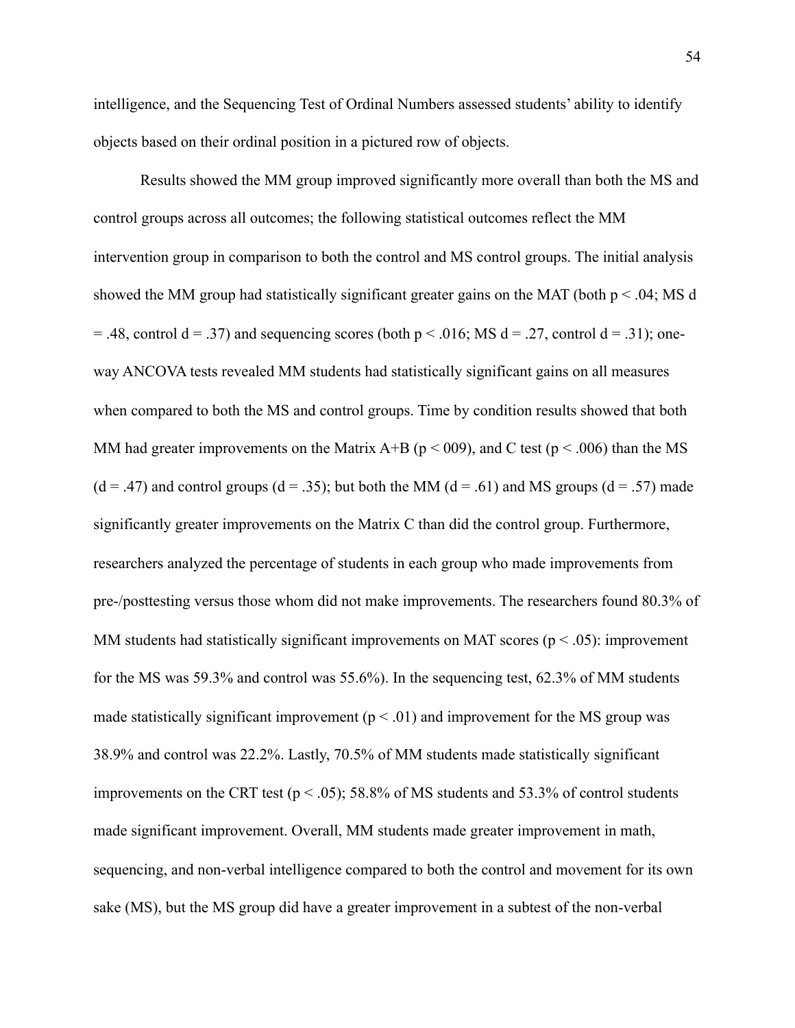intelligence, and the Sequencing Test of Ordinal Numbers assessed students' ability to identify objects based on their ordinal position in a pictured row of objects.

Results showed the MM group improved significantly more overall than both the MS and control groups across all outcomes; the following statistical outcomes reflect the MM intervention group in comparison to both the control and MS control groups. The initial analysis showed the MM group had statistically significant greater gains on the MAT (both $p < .04$; MS $d = .48$, control $d = .37$) and sequencing scores (both $p < .016$; MS $d = .27$, control $d = .31$); one-way ANCOVA tests revealed MM students had statistically significant gains on all measures when compared to both the MS and control groups. Time by condition results showed that both MM had greater improvements on the Matrix A+B ($p < 009$), and C test ($p < .006$) than the MS ($d = .47$) and control groups ($d = .35$); but both the MM ($d = .61$) and MS groups ($d = .57$) made significantly greater improvements on the Matrix C than did the control group. Furthermore, researchers analyzed the percentage of students in each group who made improvements from pre-/posttesting versus those whom did not make improvements. The researchers found 80.3% of MM students had statistically significant improvements on MAT scores ($p < .05$): improvement for the MS was 59.3% and control was 55.6%). In the sequencing test, 62.3% of MM students made statistically significant improvement ($p < .01$) and improvement for the MS group was 38.9% and control was 22.2%. Lastly, 70.5% of MM students made statistically significant improvements on the CRT test ($p < .05$); 58.8% of MS students and 53.3% of control students made significant improvement. Overall, MM students made greater improvement in math, sequencing, and non-verbal intelligence compared to both the control and movement for its own sake (MS), but the MS group did have a greater improvement in a subtest of the non-verbal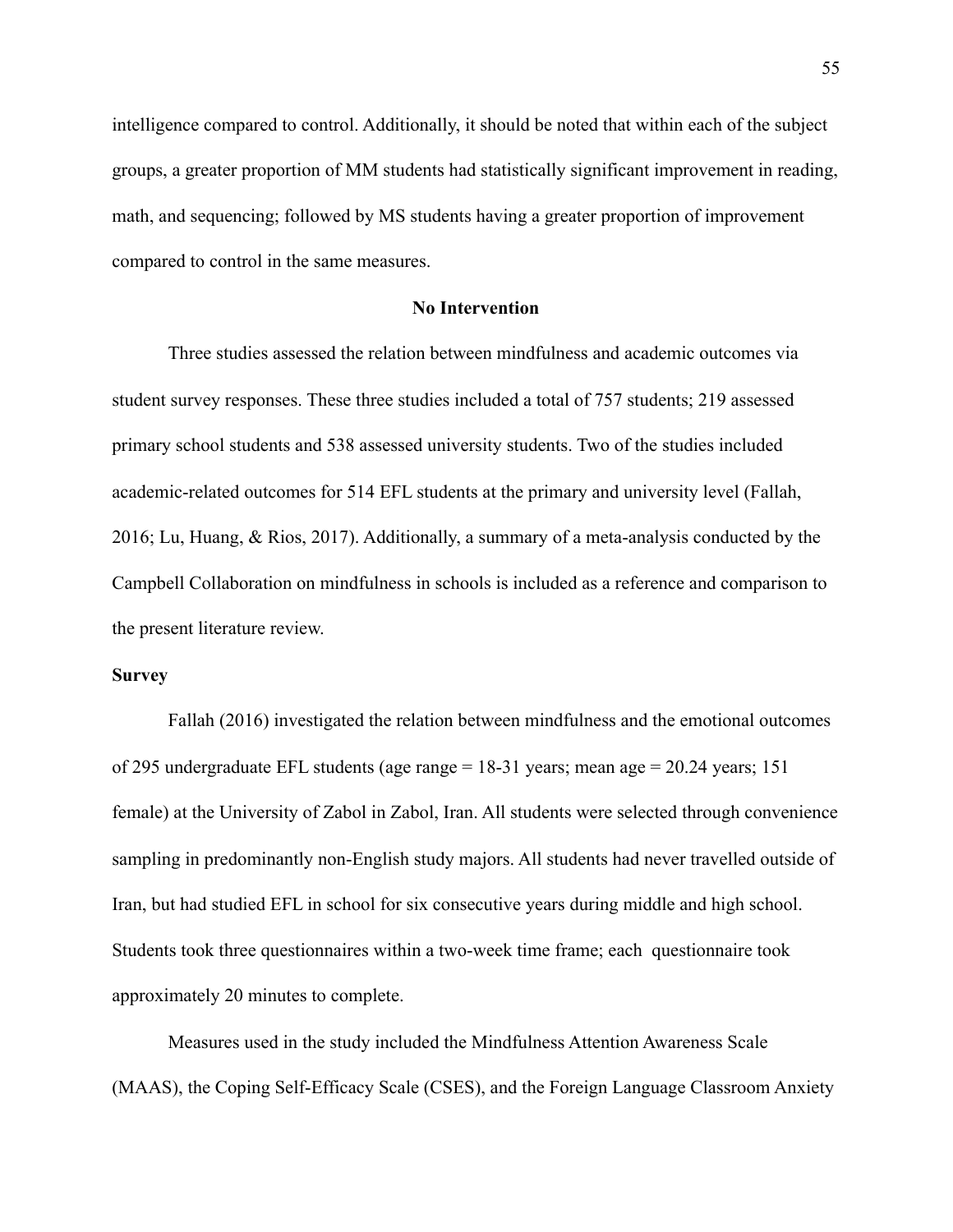intelligence compared to control. Additionally, it should be noted that within each of the subject groups, a greater proportion of MM students had statistically significant improvement in reading, math, and sequencing; followed by MS students having a greater proportion of improvement compared to control in the same measures.

## No Intervention

Three studies assessed the relation between mindfulness and academic outcomes via student survey responses. These three studies included a total of 757 students; 219 assessed primary school students and 538 assessed university students. Two of the studies included academic-related outcomes for 514 EFL students at the primary and university level (Fallah, 2016; Lu, Huang, & Rios, 2017). Additionally, a summary of a meta-analysis conducted by the Campbell Collaboration on mindfulness in schools is included as a reference and comparison to the present literature review.

### Survey

Fallah (2016) investigated the relation between mindfulness and the emotional outcomes of 295 undergraduate EFL students (age range = 18-31 years; mean age = 20.24 years; 151 female) at the University of Zabol in Zabol, Iran. All students were selected through convenience sampling in predominantly non-English study majors. All students had never travelled outside of Iran, but had studied EFL in school for six consecutive years during middle and high school. Students took three questionnaires within a two-week time frame; each questionnaire took approximately 20 minutes to complete.

Measures used in the study included the Mindfulness Attention Awareness Scale (MAAS), the Coping Self-Efficacy Scale (CSES), and the Foreign Language Classroom Anxiety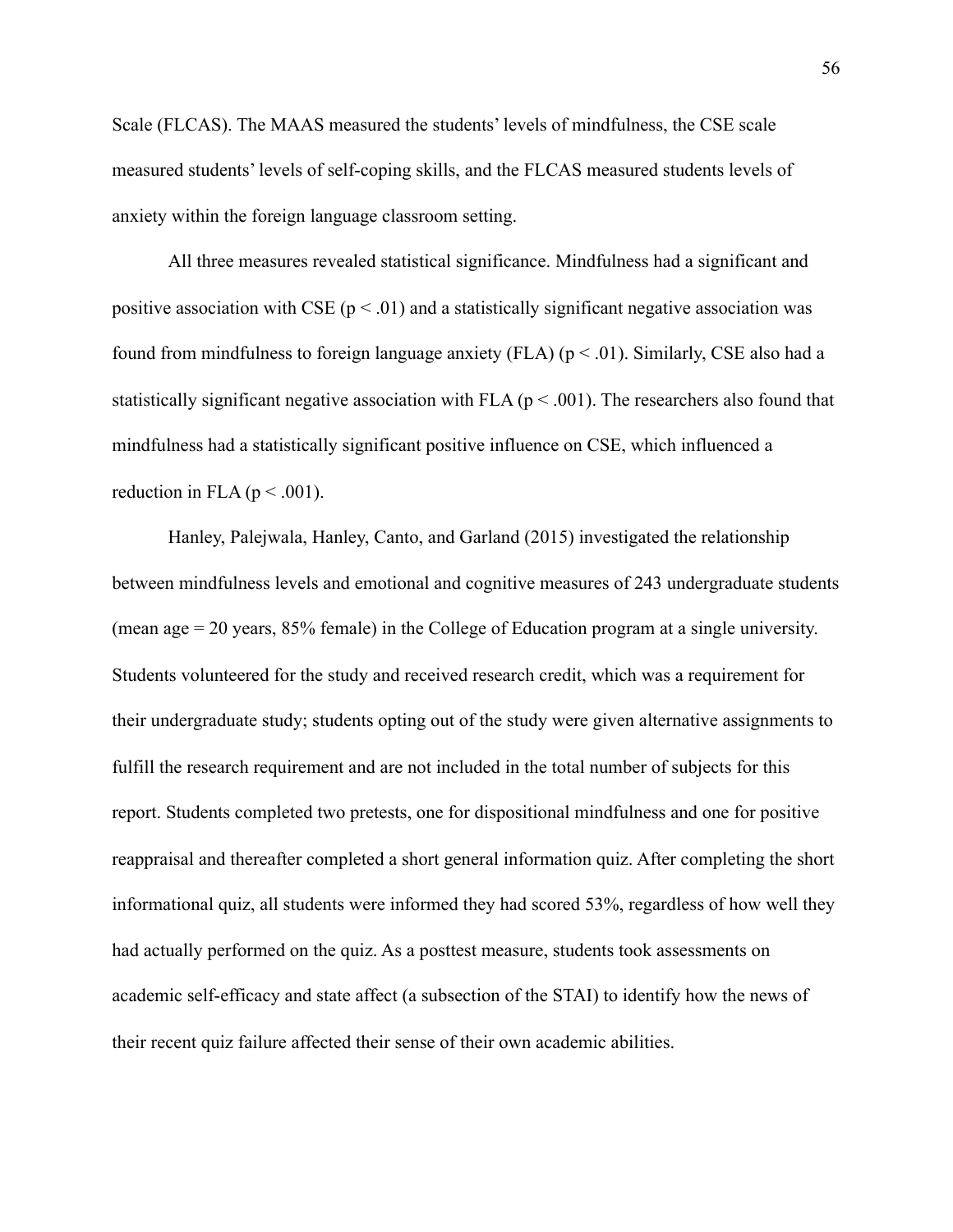Scale (FLCAS). The MAAS measured the students' levels of mindfulness, the CSE scale measured students' levels of self-coping skills, and the FLCAS measured students levels of anxiety within the foreign language classroom setting.

All three measures revealed statistical significance. Mindfulness had a significant and positive association with CSE ($p < .01$) and a statistically significant negative association was found from mindfulness to foreign language anxiety (FLA) ($p < .01$). Similarly, CSE also had a statistically significant negative association with FLA ($p < .001$). The researchers also found that mindfulness had a statistically significant positive influence on CSE, which influenced a reduction in FLA ($p < .001$).

Hanley, Palejwala, Hanley, Canto, and Garland (2015) investigated the relationship between mindfulness levels and emotional and cognitive measures of 243 undergraduate students (mean age = 20 years, 85% female) in the College of Education program at a single university. Students volunteered for the study and received research credit, which was a requirement for their undergraduate study; students opting out of the study were given alternative assignments to fulfill the research requirement and are not included in the total number of subjects for this report. Students completed two pretests, one for dispositional mindfulness and one for positive reappraisal and thereafter completed a short general information quiz. After completing the short informational quiz, all students were informed they had scored 53%, regardless of how well they had actually performed on the quiz. As a posttest measure, students took assessments on academic self-efficacy and state affect (a subsection of the STAI) to identify how the news of their recent quiz failure affected their sense of their own academic abilities.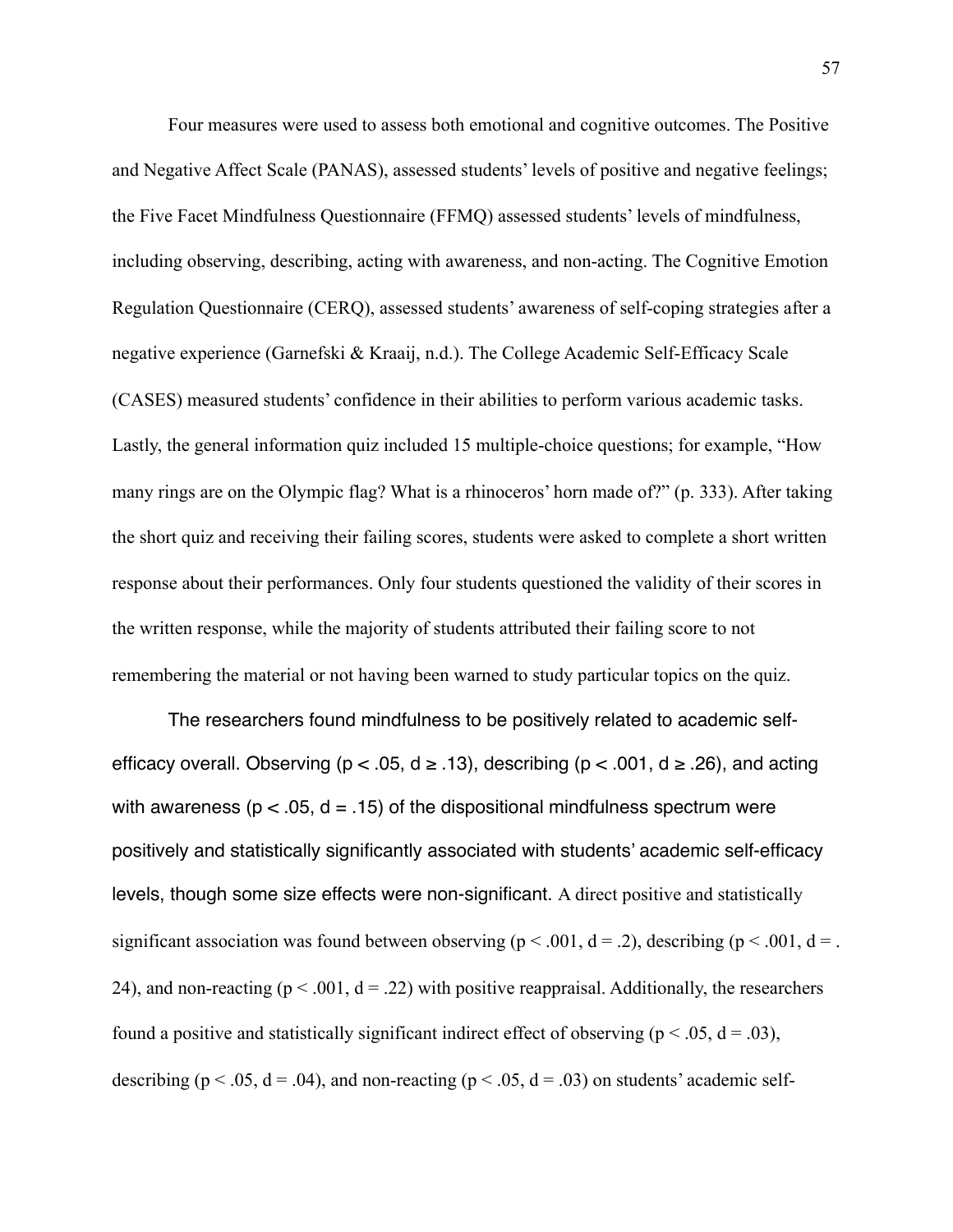Four measures were used to assess both emotional and cognitive outcomes. The Positive and Negative Affect Scale (PANAS), assessed students' levels of positive and negative feelings; the Five Facet Mindfulness Questionnaire (FFMQ) assessed students' levels of mindfulness, including observing, describing, acting with awareness, and non-acting. The Cognitive Emotion Regulation Questionnaire (CERQ), assessed students' awareness of self-coping strategies after a negative experience (Garnefski & Kraaij, n.d.). The College Academic Self-Efficacy Scale (CASES) measured students' confidence in their abilities to perform various academic tasks. Lastly, the general information quiz included 15 multiple-choice questions; for example, "How many rings are on the Olympic flag? What is a rhinoceros' horn made of?" (p. 333). After taking the short quiz and receiving their failing scores, students were asked to complete a short written response about their performances. Only four students questioned the validity of their scores in the written response, while the majority of students attributed their failing score to not remembering the material or not having been warned to study particular topics on the quiz.

The researchers found mindfulness to be positively related to academic self-efficacy overall. Observing ($p < .05$, $d \geq .13$), describing ($p < .001$, $d \geq .26$), and acting with awareness ($p < .05$, $d = .15$) of the dispositional mindfulness spectrum were positively and statistically significantly associated with students' academic self-efficacy levels, though some size effects were non-significant. A direct positive and statistically significant association was found between observing ($p < .001$, $d = .2$), describing ($p < .001$, $d = .24$), and non-reacting ($p < .001$, $d = .22$) with positive reappraisal. Additionally, the researchers found a positive and statistically significant indirect effect of observing ($p < .05$, $d = .03$), describing ($p < .05$, $d = .04$), and non-reacting ($p < .05$, $d = .03$) on students' academic self-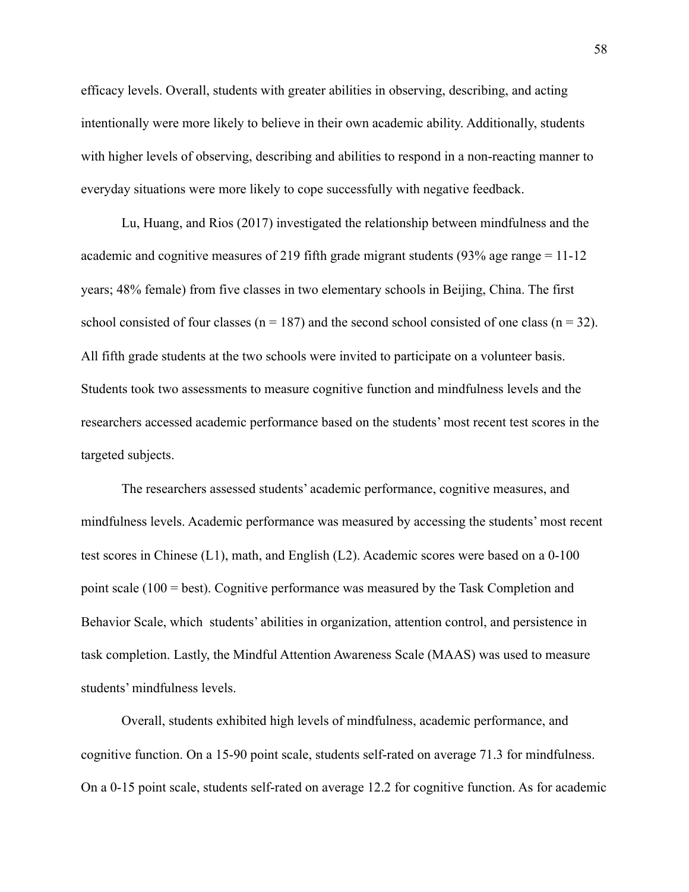efficacy levels. Overall, students with greater abilities in observing, describing, and acting intentionally were more likely to believe in their own academic ability. Additionally, students with higher levels of observing, describing and abilities to respond in a non-reacting manner to everyday situations were more likely to cope successfully with negative feedback.

Lu, Huang, and Rios (2017) investigated the relationship between mindfulness and the academic and cognitive measures of 219 fifth grade migrant students (93% age range = 11-12 years; 48% female) from five classes in two elementary schools in Beijing, China. The first school consisted of four classes (n = 187) and the second school consisted of one class (n = 32). All fifth grade students at the two schools were invited to participate on a volunteer basis. Students took two assessments to measure cognitive function and mindfulness levels and the researchers accessed academic performance based on the students' most recent test scores in the targeted subjects.

The researchers assessed students' academic performance, cognitive measures, and mindfulness levels. Academic performance was measured by accessing the students' most recent test scores in Chinese (L1), math, and English (L2). Academic scores were based on a 0-100 point scale (100 = best). Cognitive performance was measured by the Task Completion and Behavior Scale, which students' abilities in organization, attention control, and persistence in task completion. Lastly, the Mindful Attention Awareness Scale (MAAS) was used to measure students' mindfulness levels.

Overall, students exhibited high levels of mindfulness, academic performance, and cognitive function. On a 15-90 point scale, students self-rated on average 71.3 for mindfulness. On a 0-15 point scale, students self-rated on average 12.2 for cognitive function. As for academic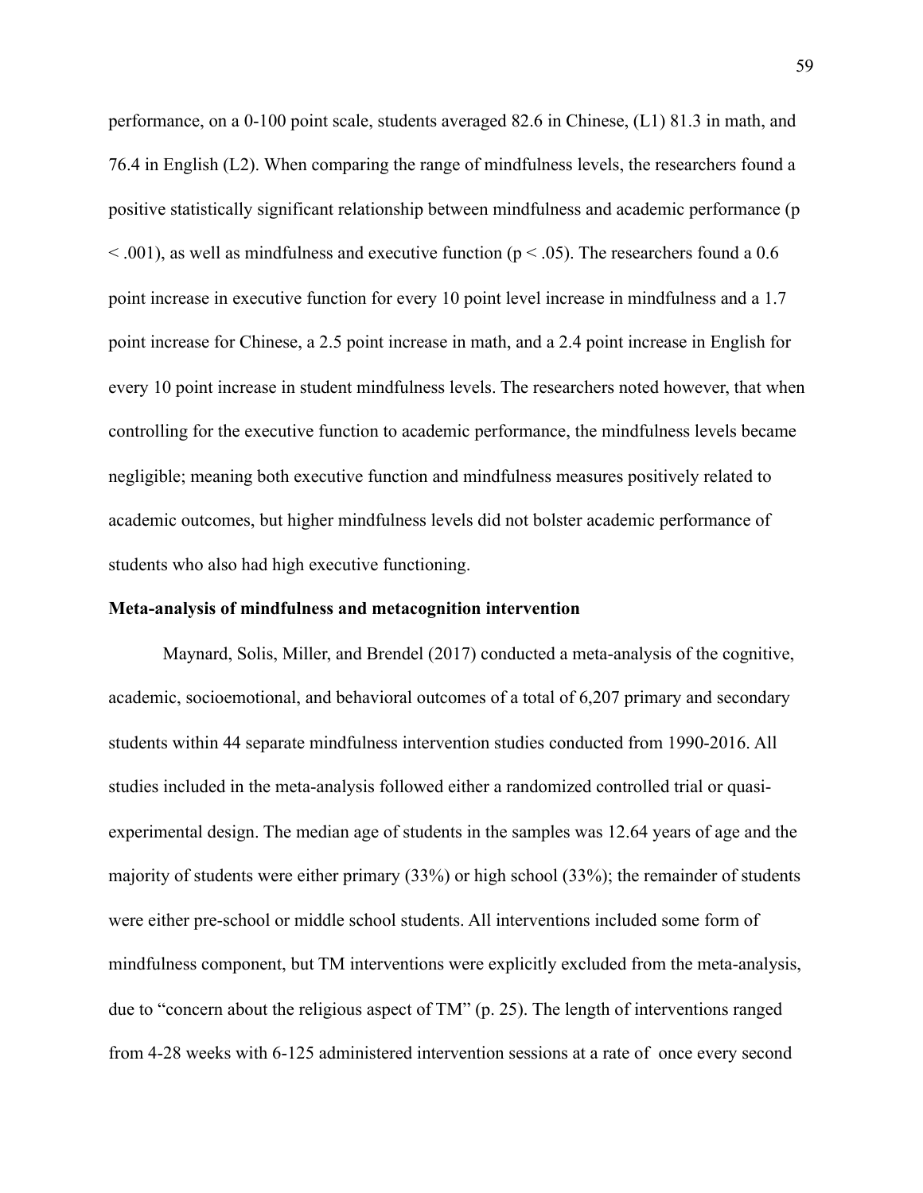performance, on a 0-100 point scale, students averaged 82.6 in Chinese, (L1) 81.3 in math, and 76.4 in English (L2). When comparing the range of mindfulness levels, the researchers found a positive statistically significant relationship between mindfulness and academic performance ($p < .001$), as well as mindfulness and executive function ($p < .05$). The researchers found a 0.6 point increase in executive function for every 10 point level increase in mindfulness and a 1.7 point increase for Chinese, a 2.5 point increase in math, and a 2.4 point increase in English for every 10 point increase in student mindfulness levels. The researchers noted however, that when controlling for the executive function to academic performance, the mindfulness levels became negligible; meaning both executive function and mindfulness measures positively related to academic outcomes, but higher mindfulness levels did not bolster academic performance of students who also had high executive functioning.

**Meta-analysis of mindfulness and metacognition intervention**

Maynard, Solis, Miller, and Brendel (2017) conducted a meta-analysis of the cognitive, academic, socioemotional, and behavioral outcomes of a total of 6,207 primary and secondary students within 44 separate mindfulness intervention studies conducted from 1990-2016. All studies included in the meta-analysis followed either a randomized controlled trial or quasi-experimental design. The median age of students in the samples was 12.64 years of age and the majority of students were either primary (33%) or high school (33%); the remainder of students were either pre-school or middle school students. All interventions included some form of mindfulness component, but TM interventions were explicitly excluded from the meta-analysis, due to "concern about the religious aspect of TM" (p. 25). The length of interventions ranged from 4-28 weeks with 6-125 administered intervention sessions at a rate of once every second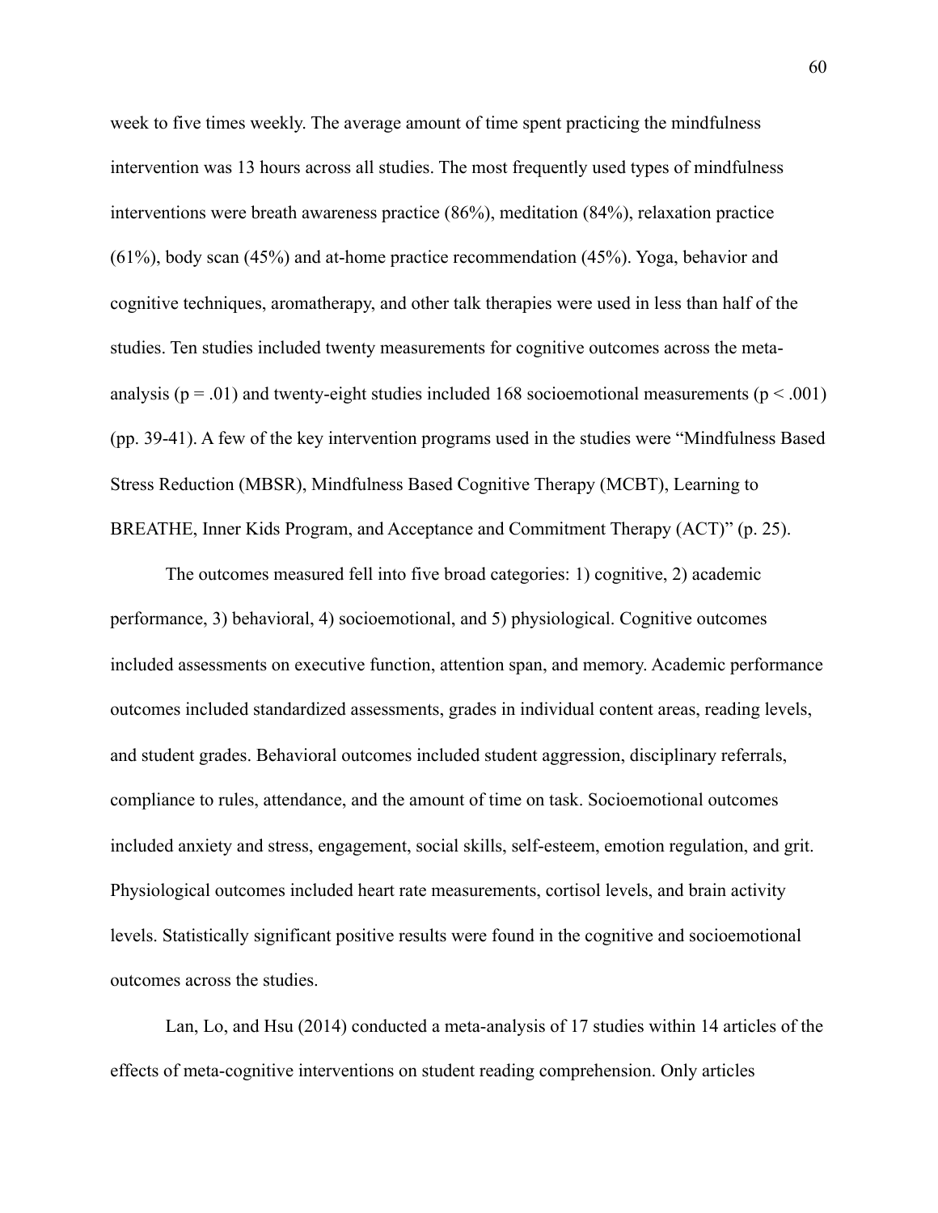week to five times weekly. The average amount of time spent practicing the mindfulness intervention was 13 hours across all studies. The most frequently used types of mindfulness interventions were breath awareness practice (86%), meditation (84%), relaxation practice (61%), body scan (45%) and at-home practice recommendation (45%). Yoga, behavior and cognitive techniques, aromatherapy, and other talk therapies were used in less than half of the studies. Ten studies included twenty measurements for cognitive outcomes across the meta-analysis ($p = .01$) and twenty-eight studies included 168 socioemotional measurements ($p < .001$) (pp. 39-41). A few of the key intervention programs used in the studies were "Mindfulness Based Stress Reduction (MBSR), Mindfulness Based Cognitive Therapy (MCBT), Learning to BREATHE, Inner Kids Program, and Acceptance and Commitment Therapy (ACT)" (p. 25).

The outcomes measured fell into five broad categories: 1) cognitive, 2) academic performance, 3) behavioral, 4) socioemotional, and 5) physiological. Cognitive outcomes included assessments on executive function, attention span, and memory. Academic performance outcomes included standardized assessments, grades in individual content areas, reading levels, and student grades. Behavioral outcomes included student aggression, disciplinary referrals, compliance to rules, attendance, and the amount of time on task. Socioemotional outcomes included anxiety and stress, engagement, social skills, self-esteem, emotion regulation, and grit. Physiological outcomes included heart rate measurements, cortisol levels, and brain activity levels. Statistically significant positive results were found in the cognitive and socioemotional outcomes across the studies.

Lan, Lo, and Hsu (2014) conducted a meta-analysis of 17 studies within 14 articles of the effects of meta-cognitive interventions on student reading comprehension. Only articles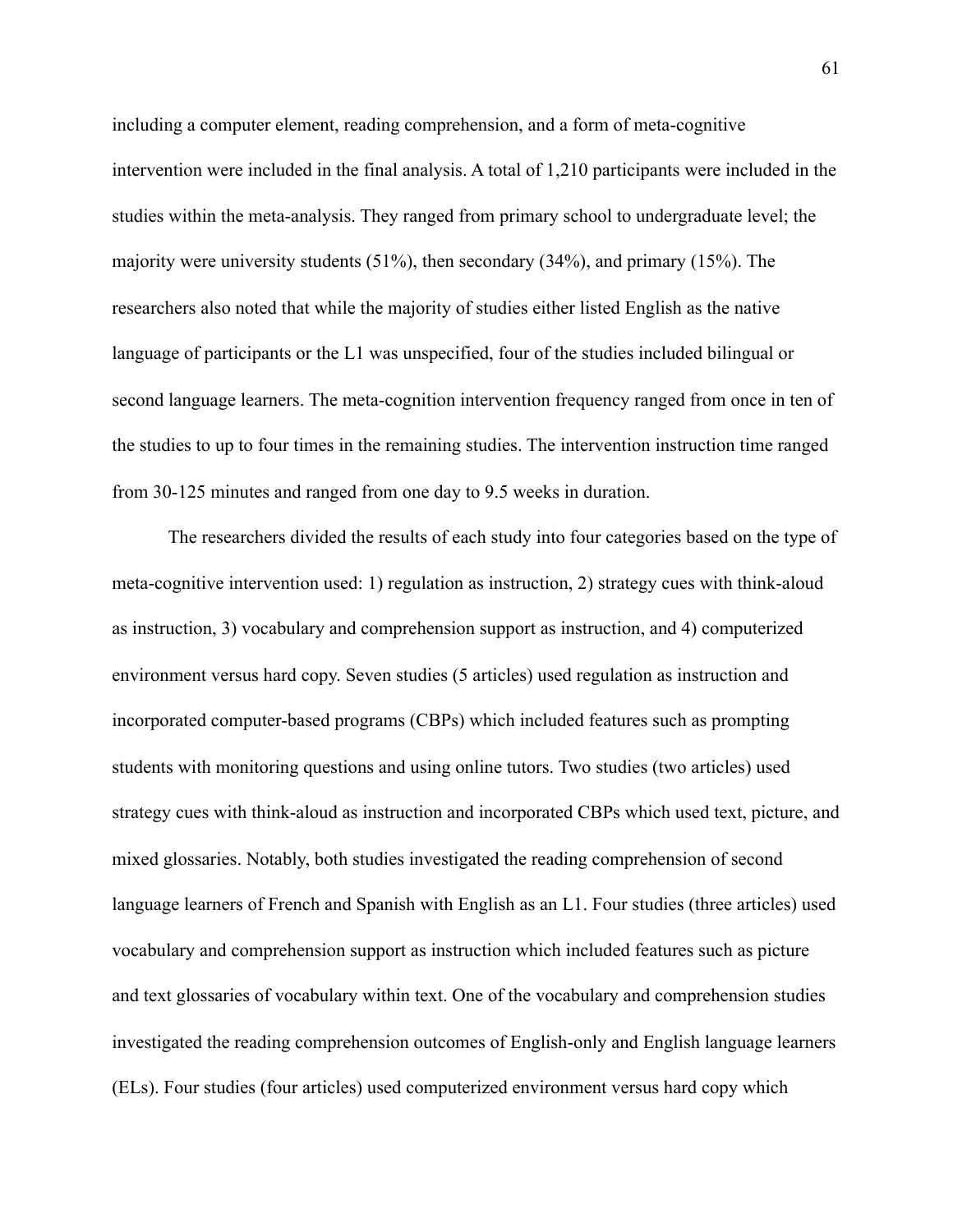including a computer element, reading comprehension, and a form of meta-cognitive intervention were included in the final analysis. A total of 1,210 participants were included in the studies within the meta-analysis. They ranged from primary school to undergraduate level; the majority were university students (51%), then secondary (34%), and primary (15%). The researchers also noted that while the majority of studies either listed English as the native language of participants or the L1 was unspecified, four of the studies included bilingual or second language learners. The meta-cognition intervention frequency ranged from once in ten of the studies to up to four times in the remaining studies. The intervention instruction time ranged from 30-125 minutes and ranged from one day to 9.5 weeks in duration.

The researchers divided the results of each study into four categories based on the type of meta-cognitive intervention used: 1) regulation as instruction, 2) strategy cues with think-aloud as instruction, 3) vocabulary and comprehension support as instruction, and 4) computerized environment versus hard copy. Seven studies (5 articles) used regulation as instruction and incorporated computer-based programs (CBPs) which included features such as prompting students with monitoring questions and using online tutors. Two studies (two articles) used strategy cues with think-aloud as instruction and incorporated CBPs which used text, picture, and mixed glossaries. Notably, both studies investigated the reading comprehension of second language learners of French and Spanish with English as an L1. Four studies (three articles) used vocabulary and comprehension support as instruction which included features such as picture and text glossaries of vocabulary within text. One of the vocabulary and comprehension studies investigated the reading comprehension outcomes of English-only and English language learners (ELs). Four studies (four articles) used computerized environment versus hard copy which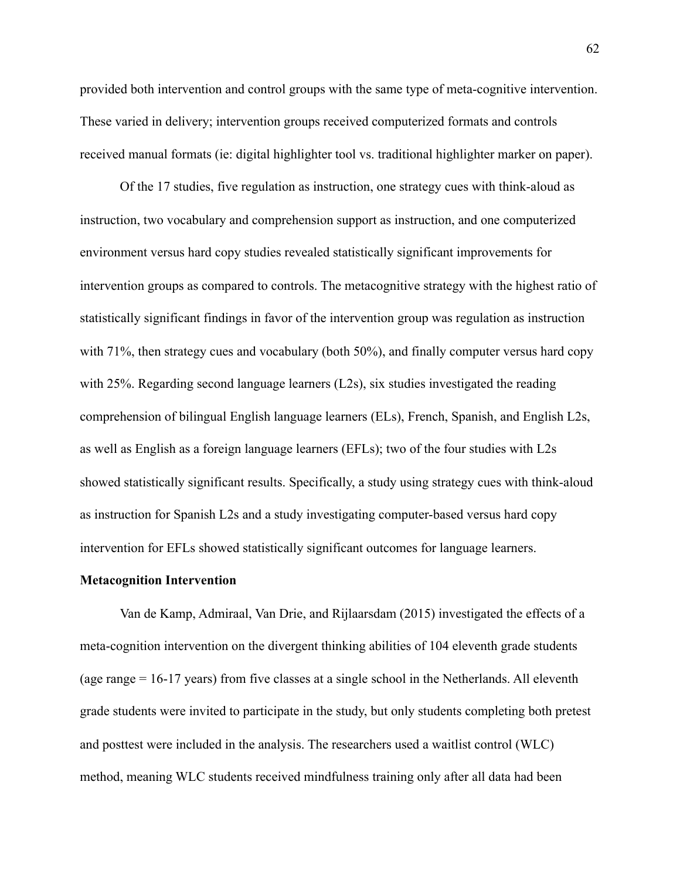provided both intervention and control groups with the same type of meta-cognitive intervention. These varied in delivery; intervention groups received computerized formats and controls received manual formats (ie: digital highlighter tool vs. traditional highlighter marker on paper).

Of the 17 studies, five regulation as instruction, one strategy cues with think-aloud as instruction, two vocabulary and comprehension support as instruction, and one computerized environment versus hard copy studies revealed statistically significant improvements for intervention groups as compared to controls. The metacognitive strategy with the highest ratio of statistically significant findings in favor of the intervention group was regulation as instruction with 71%, then strategy cues and vocabulary (both 50%), and finally computer versus hard copy with 25%. Regarding second language learners (L2s), six studies investigated the reading comprehension of bilingual English language learners (ELs), French, Spanish, and English L2s, as well as English as a foreign language learners (EFLs); two of the four studies with L2s showed statistically significant results. Specifically, a study using strategy cues with think-aloud as instruction for Spanish L2s and a study investigating computer-based versus hard copy intervention for EFLs showed statistically significant outcomes for language learners.

**Metacognition Intervention**

Van de Kamp, Admiraal, Van Drie, and Rijlaarsdam (2015) investigated the effects of a meta-cognition intervention on the divergent thinking abilities of 104 eleventh grade students (age range = 16-17 years) from five classes at a single school in the Netherlands. All eleventh grade students were invited to participate in the study, but only students completing both pretest and posttest were included in the analysis. The researchers used a waitlist control (WLC) method, meaning WLC students received mindfulness training only after all data had been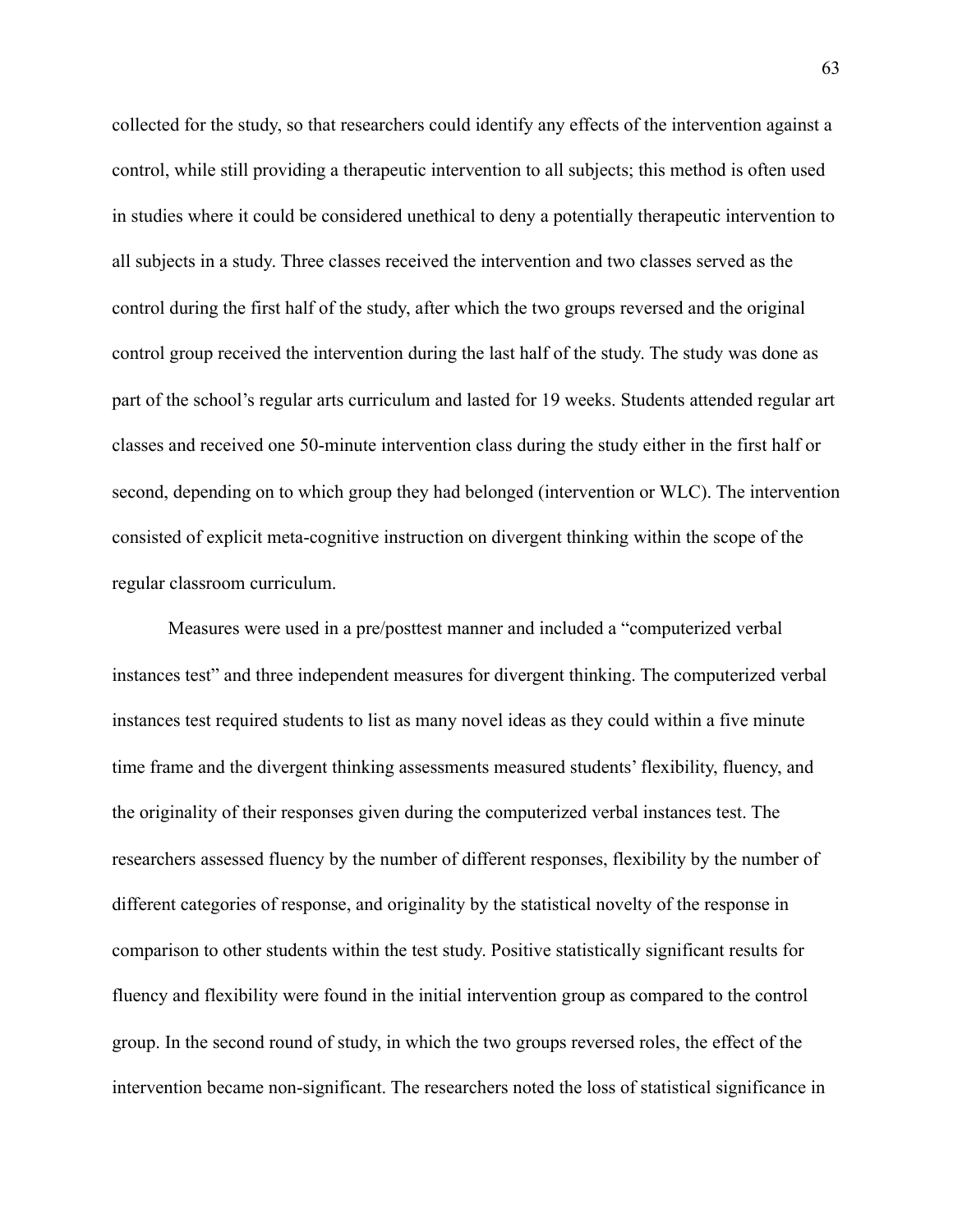collected for the study, so that researchers could identify any effects of the intervention against a control, while still providing a therapeutic intervention to all subjects; this method is often used in studies where it could be considered unethical to deny a potentially therapeutic intervention to all subjects in a study. Three classes received the intervention and two classes served as the control during the first half of the study, after which the two groups reversed and the original control group received the intervention during the last half of the study. The study was done as part of the school's regular arts curriculum and lasted for 19 weeks. Students attended regular art classes and received one 50-minute intervention class during the study either in the first half or second, depending on to which group they had belonged (intervention or WLC). The intervention consisted of explicit meta-cognitive instruction on divergent thinking within the scope of the regular classroom curriculum.

Measures were used in a pre/posttest manner and included a "computerized verbal instances test" and three independent measures for divergent thinking. The computerized verbal instances test required students to list as many novel ideas as they could within a five minute time frame and the divergent thinking assessments measured students' flexibility, fluency, and the originality of their responses given during the computerized verbal instances test. The researchers assessed fluency by the number of different responses, flexibility by the number of different categories of response, and originality by the statistical novelty of the response in comparison to other students within the test study. Positive statistically significant results for fluency and flexibility were found in the initial intervention group as compared to the control group. In the second round of study, in which the two groups reversed roles, the effect of the intervention became non-significant. The researchers noted the loss of statistical significance in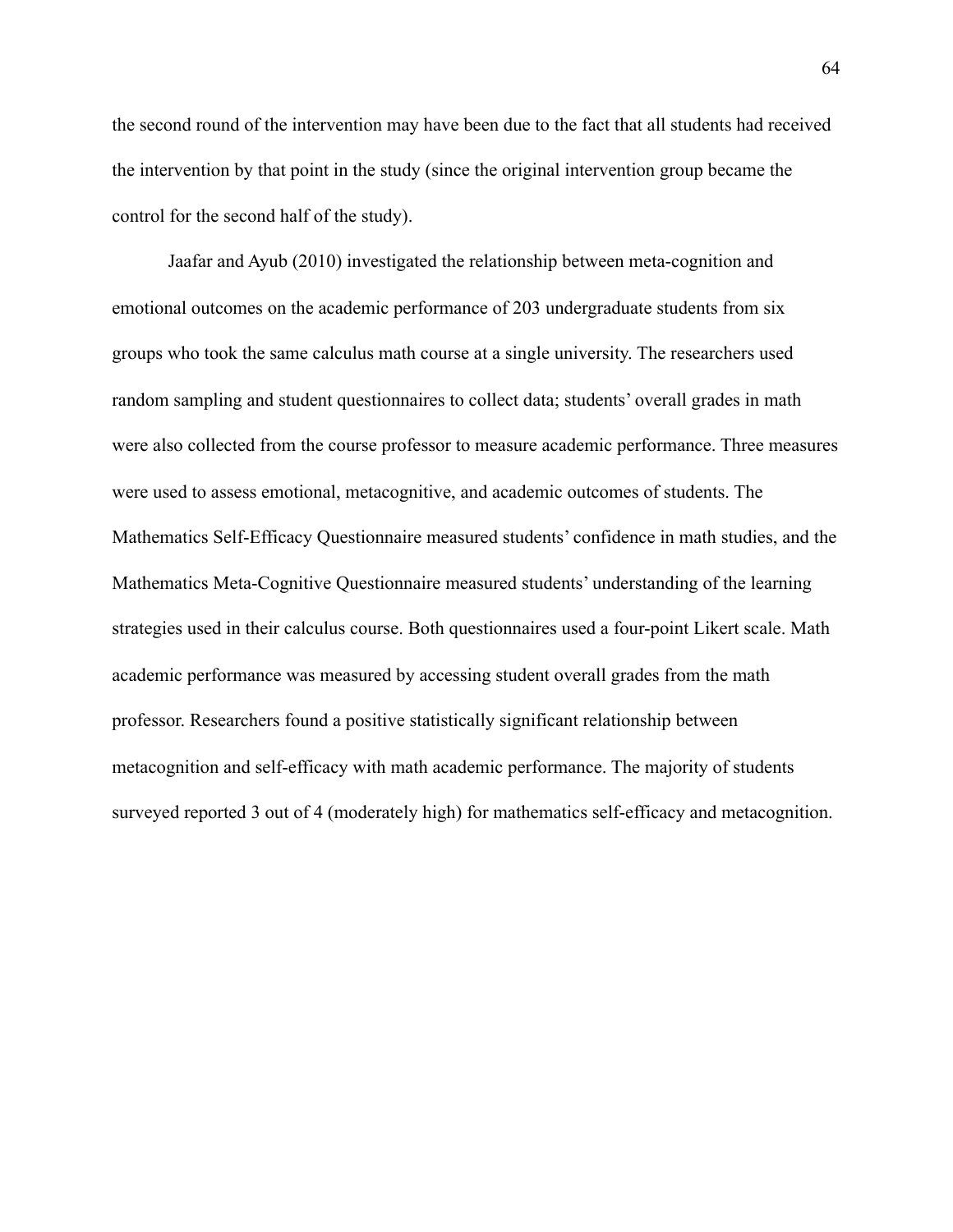the second round of the intervention may have been due to the fact that all students had received the intervention by that point in the study (since the original intervention group became the control for the second half of the study).

Jaafar and Ayub (2010) investigated the relationship between meta-cognition and emotional outcomes on the academic performance of 203 undergraduate students from six groups who took the same calculus math course at a single university. The researchers used random sampling and student questionnaires to collect data; students' overall grades in math were also collected from the course professor to measure academic performance. Three measures were used to assess emotional, metacognitive, and academic outcomes of students. The Mathematics Self-Efficacy Questionnaire measured students' confidence in math studies, and the Mathematics Meta-Cognitive Questionnaire measured students' understanding of the learning strategies used in their calculus course. Both questionnaires used a four-point Likert scale. Math academic performance was measured by accessing student overall grades from the math professor. Researchers found a positive statistically significant relationship between metacognition and self-efficacy with math academic performance. The majority of students surveyed reported 3 out of 4 (moderately high) for mathematics self-efficacy and metacognition.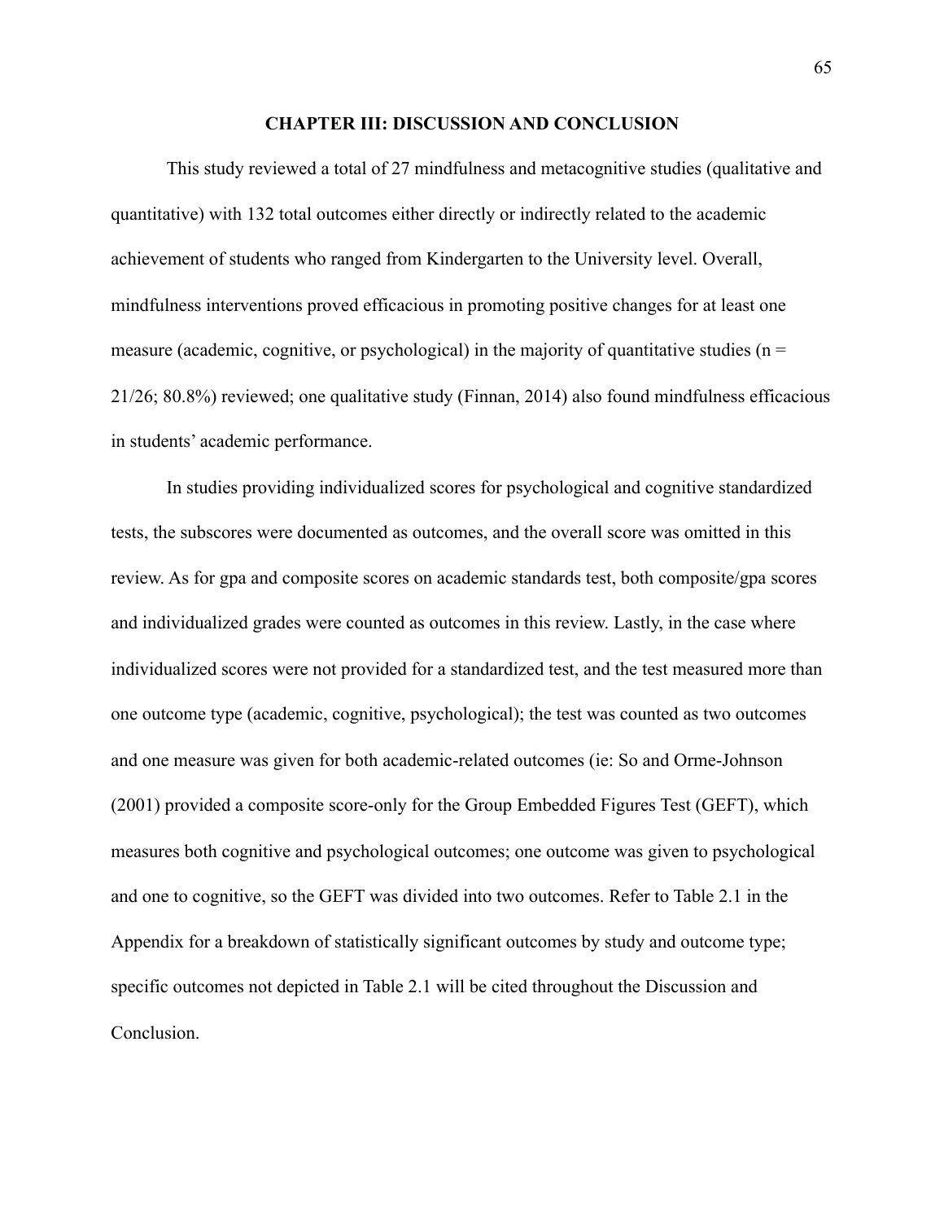# CHAPTER III: DISCUSSION AND CONCLUSION

This study reviewed a total of 27 mindfulness and metacognitive studies (qualitative and quantitative) with 132 total outcomes either directly or indirectly related to the academic achievement of students who ranged from Kindergarten to the University level. Overall, mindfulness interventions proved efficacious in promoting positive changes for at least one measure (academic, cognitive, or psychological) in the majority of quantitative studies ($n = 21/26$; 80.8%) reviewed; one qualitative study (Finnan, 2014) also found mindfulness efficacious in students' academic performance.

In studies providing individualized scores for psychological and cognitive standardized tests, the subscores were documented as outcomes, and the overall score was omitted in this review. As for gpa and composite scores on academic standards test, both composite/gpa scores and individualized grades were counted as outcomes in this review. Lastly, in the case where individualized scores were not provided for a standardized test, and the test measured more than one outcome type (academic, cognitive, psychological); the test was counted as two outcomes and one measure was given for both academic-related outcomes (ie: So and Orme-Johnson (2001) provided a composite score-only for the Group Embedded Figures Test (GEFT), which measures both cognitive and psychological outcomes; one outcome was given to psychological and one to cognitive, so the GEFT was divided into two outcomes. Refer to Table 2.1 in the Appendix for a breakdown of statistically significant outcomes by study and outcome type; specific outcomes not depicted in Table 2.1 will be cited throughout the Discussion and Conclusion.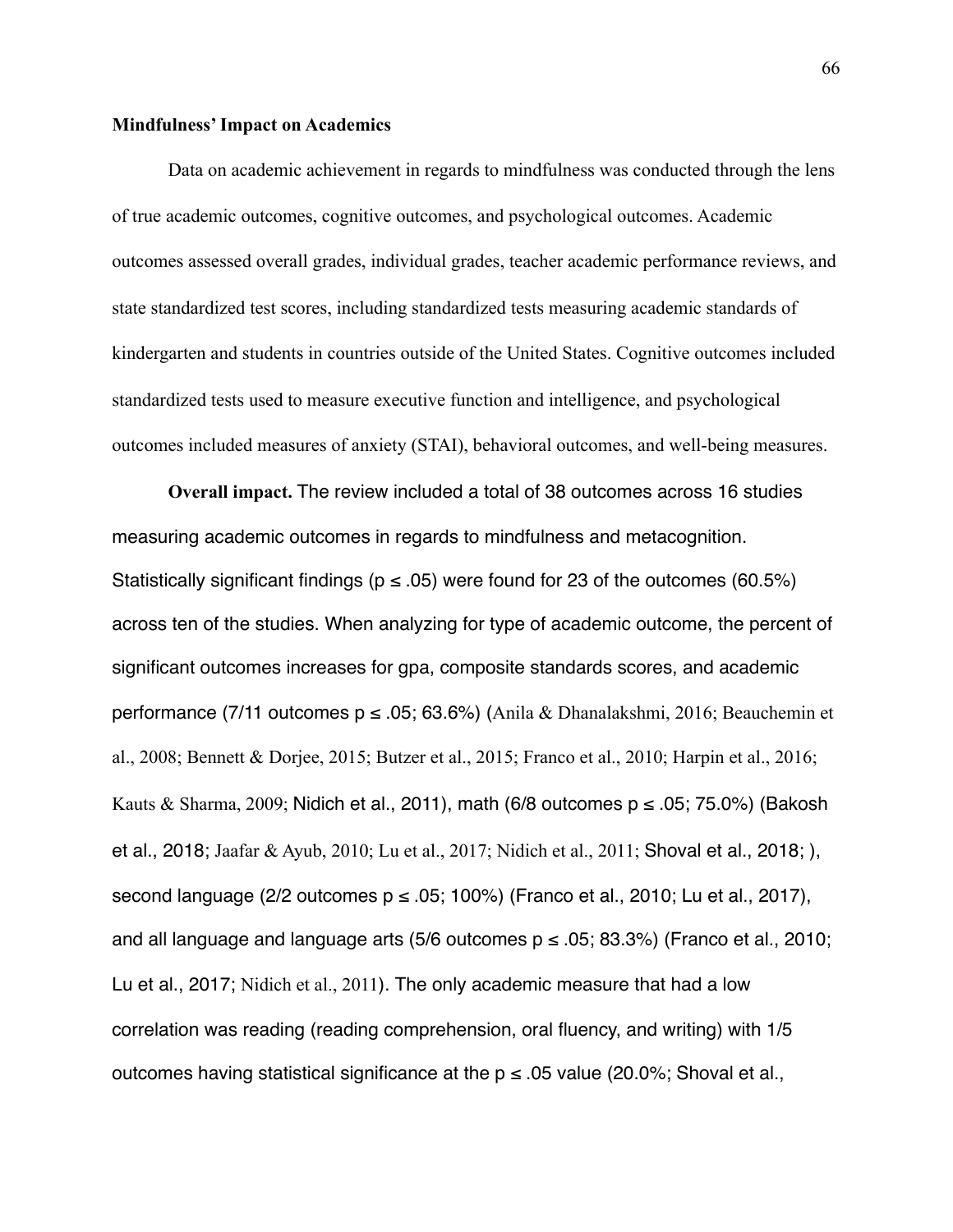**Mindfulness' Impact on Academics**

Data on academic achievement in regards to mindfulness was conducted through the lens of true academic outcomes, cognitive outcomes, and psychological outcomes. Academic outcomes assessed overall grades, individual grades, teacher academic performance reviews, and state standardized test scores, including standardized tests measuring academic standards of kindergarten and students in countries outside of the United States. Cognitive outcomes included standardized tests used to measure executive function and intelligence, and psychological outcomes included measures of anxiety (STAI), behavioral outcomes, and well-being measures.

**Overall impact.** The review included a total of 38 outcomes across 16 studies measuring academic outcomes in regards to mindfulness and metacognition. Statistically significant findings ($p \leq .05$) were found for 23 of the outcomes (60.5%) across ten of the studies. When analyzing for type of academic outcome, the percent of significant outcomes increases for gpa, composite standards scores, and academic performance (7/11 outcomes $p \leq .05$; 63.6%) (Anila & Dhanalakshmi, 2016; Beauchemin et al., 2008; Bennett & Dorjee, 2015; Butzer et al., 2015; Franco et al., 2010; Harpin et al., 2016; Kauts & Sharma, 2009; Nidich et al., 2011), math (6/8 outcomes $p \leq .05$; 75.0%) (Bakosh et al., 2018; Jaafar & Ayub, 2010; Lu et al., 2017; Nidich et al., 2011; Shoval et al., 2018; ), second language (2/2 outcomes $p \leq .05$; 100%) (Franco et al., 2010; Lu et al., 2017), and all language and language arts (5/6 outcomes $p \leq .05$; 83.3%) (Franco et al., 2010; Lu et al., 2017; Nidich et al., 2011). The only academic measure that had a low correlation was reading (reading comprehension, oral fluency, and writing) with 1/5 outcomes having statistical significance at the $p \leq .05$ value (20.0%; Shoval et al.,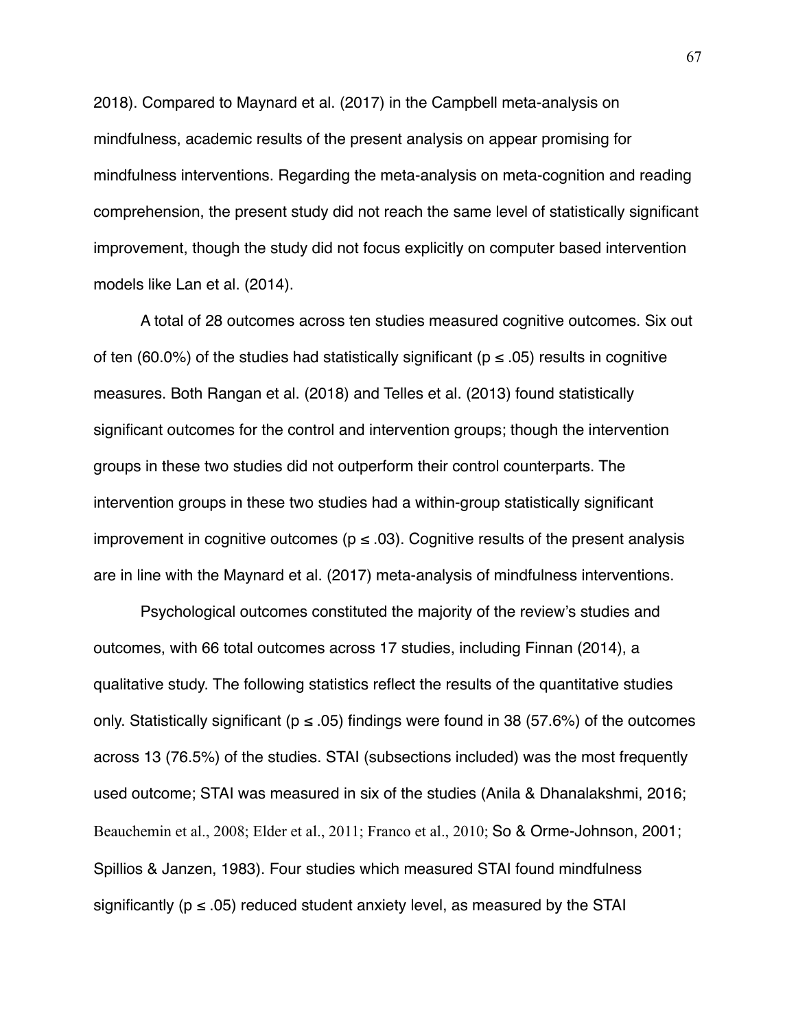2018). Compared to Maynard et al. (2017) in the Campbell meta-analysis on mindfulness, academic results of the present analysis on appear promising for mindfulness interventions. Regarding the meta-analysis on meta-cognition and reading comprehension, the present study did not reach the same level of statistically significant improvement, though the study did not focus explicitly on computer based intervention models like Lan et al. (2014).

A total of 28 outcomes across ten studies measured cognitive outcomes. Six out of ten (60.0%) of the studies had statistically significant ($p \leq .05$) results in cognitive measures. Both Rangan et al. (2018) and Telles et al. (2013) found statistically significant outcomes for the control and intervention groups; though the intervention groups in these two studies did not outperform their control counterparts. The intervention groups in these two studies had a within-group statistically significant improvement in cognitive outcomes ($p \leq .03$). Cognitive results of the present analysis are in line with the Maynard et al. (2017) meta-analysis of mindfulness interventions.

Psychological outcomes constituted the majority of the review's studies and outcomes, with 66 total outcomes across 17 studies, including Finnan (2014), a qualitative study. The following statistics reflect the results of the quantitative studies only. Statistically significant ($p \leq .05$) findings were found in 38 (57.6%) of the outcomes across 13 (76.5%) of the studies. STAI (subsections included) was the most frequently used outcome; STAI was measured in six of the studies (Anila & Dhanalakshmi, 2016; Beauchemin et al., 2008; Elder et al., 2011; Franco et al., 2010; So & Orme-Johnson, 2001; Spillios & Janzen, 1983). Four studies which measured STAI found mindfulness significantly ($p \leq .05$) reduced student anxiety level, as measured by the STAI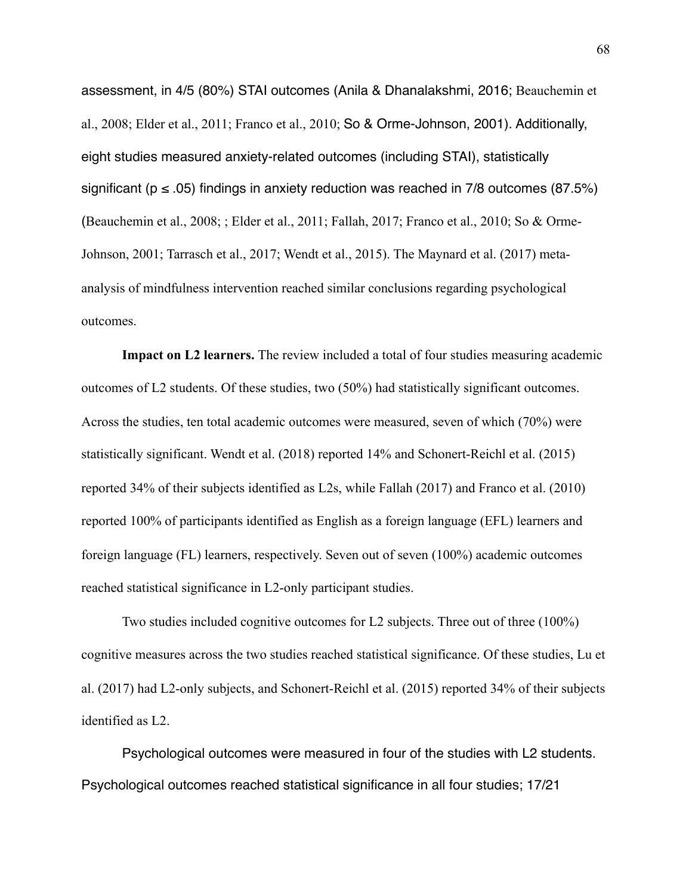assessment, in 4/5 (80%) STAI outcomes (Anila & Dhanalakshmi, 2016; Beauchemin et al., 2008; Elder et al., 2011; Franco et al., 2010; So & Orme-Johnson, 2001). Additionally, eight studies measured anxiety-related outcomes (including STAI), statistically significant ($p \leq .05$) findings in anxiety reduction was reached in 7/8 outcomes (87.5%) (Beauchemin et al., 2008; ; Elder et al., 2011; Fallah, 2017; Franco et al., 2010; So & Orme-Johnson, 2001; Tarrasch et al., 2017; Wendt et al., 2015). The Maynard et al. (2017) meta-analysis of mindfulness intervention reached similar conclusions regarding psychological outcomes.

**Impact on L2 learners.** The review included a total of four studies measuring academic outcomes of L2 students. Of these studies, two (50%) had statistically significant outcomes. Across the studies, ten total academic outcomes were measured, seven of which (70%) were statistically significant. Wendt et al. (2018) reported 14% and Schonert-Reichl et al. (2015) reported 34% of their subjects identified as L2s, while Fallah (2017) and Franco et al. (2010) reported 100% of participants identified as English as a foreign language (EFL) learners and foreign language (FL) learners, respectively. Seven out of seven (100%) academic outcomes reached statistical significance in L2-only participant studies.

Two studies included cognitive outcomes for L2 subjects. Three out of three (100%) cognitive measures across the two studies reached statistical significance. Of these studies, Lu et al. (2017) had L2-only subjects, and Schonert-Reichl et al. (2015) reported 34% of their subjects identified as L2.

Psychological outcomes were measured in four of the studies with L2 students. Psychological outcomes reached statistical significance in all four studies; 17/21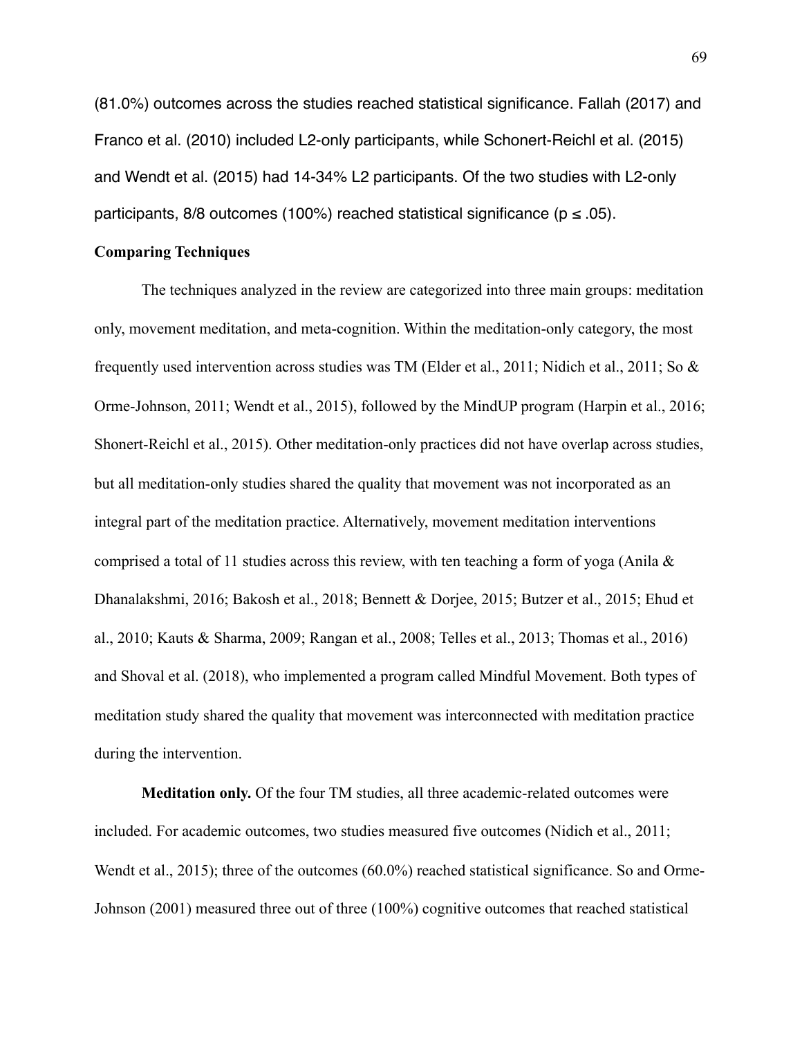(81.0%) outcomes across the studies reached statistical significance. Fallah (2017) and Franco et al. (2010) included L2-only participants, while Schonert-Reichl et al. (2015) and Wendt et al. (2015) had 14-34% L2 participants. Of the two studies with L2-only participants, 8/8 outcomes (100%) reached statistical significance ($p \leq .05$).

**Comparing Techniques**

The techniques analyzed in the review are categorized into three main groups: meditation only, movement meditation, and meta-cognition. Within the meditation-only category, the most frequently used intervention across studies was TM (Elder et al., 2011; Nidich et al., 2011; So & Orme-Johnson, 2011; Wendt et al., 2015), followed by the MindUP program (Harpin et al., 2016; Shonert-Reichl et al., 2015). Other meditation-only practices did not have overlap across studies, but all meditation-only studies shared the quality that movement was not incorporated as an integral part of the meditation practice. Alternatively, movement meditation interventions comprised a total of 11 studies across this review, with ten teaching a form of yoga (Anila & Dhanalakshmi, 2016; Bakosh et al., 2018; Bennett & Dorjee, 2015; Butzer et al., 2015; Ehud et al., 2010; Kauts & Sharma, 2009; Rangan et al., 2008; Telles et al., 2013; Thomas et al., 2016) and Shoval et al. (2018), who implemented a program called Mindful Movement. Both types of meditation study shared the quality that movement was interconnected with meditation practice during the intervention.

**Meditation only.** Of the four TM studies, all three academic-related outcomes were included. For academic outcomes, two studies measured five outcomes (Nidich et al., 2011; Wendt et al., 2015); three of the outcomes (60.0%) reached statistical significance. So and Orme-Johnson (2001) measured three out of three (100%) cognitive outcomes that reached statistical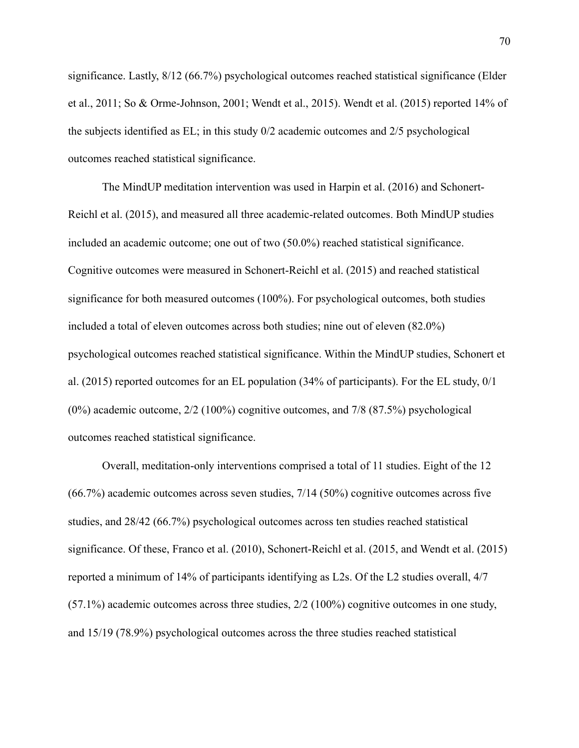significance. Lastly, 8/12 (66.7%) psychological outcomes reached statistical significance (Elder et al., 2011; So & Orme-Johnson, 2001; Wendt et al., 2015). Wendt et al. (2015) reported 14% of the subjects identified as EL; in this study 0/2 academic outcomes and 2/5 psychological outcomes reached statistical significance.

The MindUP meditation intervention was used in Harpin et al. (2016) and Schonert-Reichl et al. (2015), and measured all three academic-related outcomes. Both MindUP studies included an academic outcome; one out of two (50.0%) reached statistical significance. Cognitive outcomes were measured in Schonert-Reichl et al. (2015) and reached statistical significance for both measured outcomes (100%). For psychological outcomes, both studies included a total of eleven outcomes across both studies; nine out of eleven (82.0%) psychological outcomes reached statistical significance. Within the MindUP studies, Schonert et al. (2015) reported outcomes for an EL population (34% of participants). For the EL study, 0/1 (0%) academic outcome, 2/2 (100%) cognitive outcomes, and 7/8 (87.5%) psychological outcomes reached statistical significance.

Overall, meditation-only interventions comprised a total of 11 studies. Eight of the 12 (66.7%) academic outcomes across seven studies, 7/14 (50%) cognitive outcomes across five studies, and 28/42 (66.7%) psychological outcomes across ten studies reached statistical significance. Of these, Franco et al. (2010), Schonert-Reichl et al. (2015, and Wendt et al. (2015) reported a minimum of 14% of participants identifying as L2s. Of the L2 studies overall, 4/7 (57.1%) academic outcomes across three studies, 2/2 (100%) cognitive outcomes in one study, and 15/19 (78.9%) psychological outcomes across the three studies reached statistical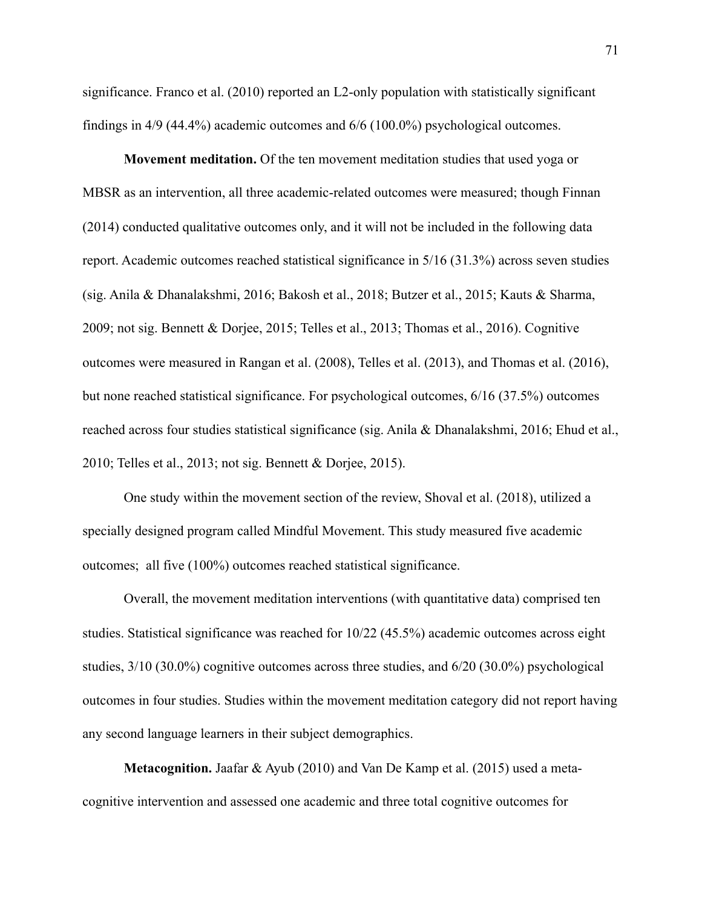significance. Franco et al. (2010) reported an L2-only population with statistically significant findings in 4/9 (44.4%) academic outcomes and 6/6 (100.0%) psychological outcomes.

**Movement meditation.** Of the ten movement meditation studies that used yoga or MBSR as an intervention, all three academic-related outcomes were measured; though Finnan (2014) conducted qualitative outcomes only, and it will not be included in the following data report. Academic outcomes reached statistical significance in 5/16 (31.3%) across seven studies (sig. Anila & Dhanalakshmi, 2016; Bakosh et al., 2018; Butzer et al., 2015; Kauts & Sharma, 2009; not sig. Bennett & Dorjee, 2015; Telles et al., 2013; Thomas et al., 2016). Cognitive outcomes were measured in Rangan et al. (2008), Telles et al. (2013), and Thomas et al. (2016), but none reached statistical significance. For psychological outcomes, 6/16 (37.5%) outcomes reached across four studies statistical significance (sig. Anila & Dhanalakshmi, 2016; Ehud et al., 2010; Telles et al., 2013; not sig. Bennett & Dorjee, 2015).

One study within the movement section of the review, Shoval et al. (2018), utilized a specially designed program called Mindful Movement. This study measured five academic outcomes; all five (100%) outcomes reached statistical significance.

Overall, the movement meditation interventions (with quantitative data) comprised ten studies. Statistical significance was reached for 10/22 (45.5%) academic outcomes across eight studies, 3/10 (30.0%) cognitive outcomes across three studies, and 6/20 (30.0%) psychological outcomes in four studies. Studies within the movement meditation category did not report having any second language learners in their subject demographics.

**Metacognition.** Jaafar & Ayub (2010) and Van De Kamp et al. (2015) used a meta-cognitive intervention and assessed one academic and three total cognitive outcomes for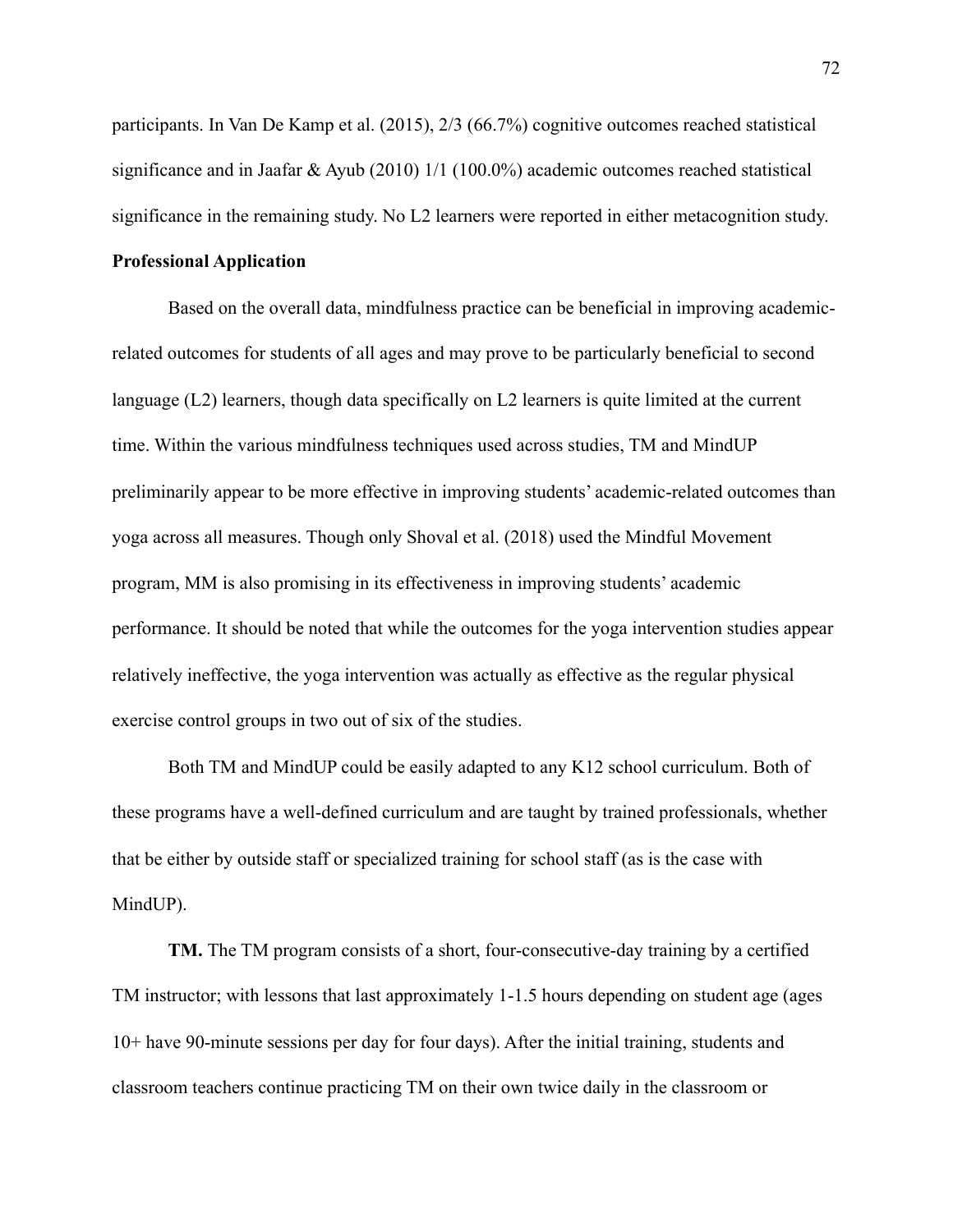participants. In Van De Kamp et al. (2015), 2/3 (66.7%) cognitive outcomes reached statistical significance and in Jaafar & Ayub (2010) 1/1 (100.0%) academic outcomes reached statistical significance in the remaining study. No L2 learners were reported in either metacognition study.

**Professional Application**

Based on the overall data, mindfulness practice can be beneficial in improving academic-related outcomes for students of all ages and may prove to be particularly beneficial to second language (L2) learners, though data specifically on L2 learners is quite limited at the current time. Within the various mindfulness techniques used across studies, TM and MindUP preliminarily appear to be more effective in improving students' academic-related outcomes than yoga across all measures. Though only Shoval et al. (2018) used the Mindful Movement program, MM is also promising in its effectiveness in improving students' academic performance. It should be noted that while the outcomes for the yoga intervention studies appear relatively ineffective, the yoga intervention was actually as effective as the regular physical exercise control groups in two out of six of the studies.

Both TM and MindUP could be easily adapted to any K12 school curriculum. Both of these programs have a well-defined curriculum and are taught by trained professionals, whether that be either by outside staff or specialized training for school staff (as is the case with MindUP).

**TM.** The TM program consists of a short, four-consecutive-day training by a certified TM instructor; with lessons that last approximately 1-1.5 hours depending on student age (ages 10+ have 90-minute sessions per day for four days). After the initial training, students and classroom teachers continue practicing TM on their own twice daily in the classroom or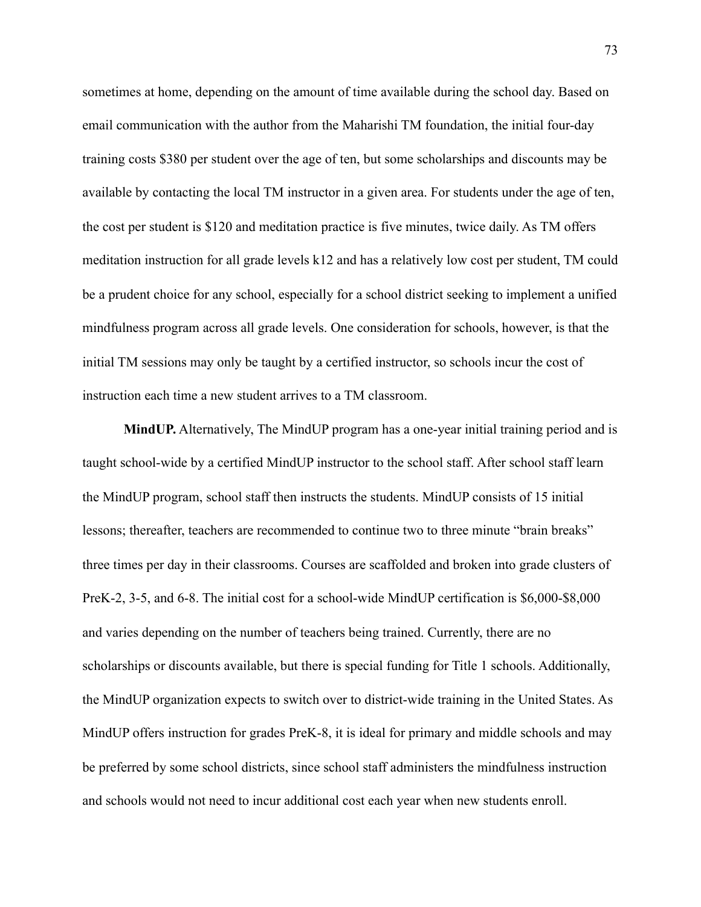sometimes at home, depending on the amount of time available during the school day. Based on email communication with the author from the Maharishi TM foundation, the initial four-day training costs $380 per student over the age of ten, but some scholarships and discounts may be available by contacting the local TM instructor in a given area. For students under the age of ten, the cost per student is $120 and meditation practice is five minutes, twice daily. As TM offers meditation instruction for all grade levels k12 and has a relatively low cost per student, TM could be a prudent choice for any school, especially for a school district seeking to implement a unified mindfulness program across all grade levels. One consideration for schools, however, is that the initial TM sessions may only be taught by a certified instructor, so schools incur the cost of instruction each time a new student arrives to a TM classroom.

**MindUP.** Alternatively, The MindUP program has a one-year initial training period and is taught school-wide by a certified MindUP instructor to the school staff. After school staff learn the MindUP program, school staff then instructs the students. MindUP consists of 15 initial lessons; thereafter, teachers are recommended to continue two to three minute "brain breaks" three times per day in their classrooms. Courses are scaffolded and broken into grade clusters of PreK-2, 3-5, and 6-8. The initial cost for a school-wide MindUP certification is $6,000-$8,000 and varies depending on the number of teachers being trained. Currently, there are no scholarships or discounts available, but there is special funding for Title 1 schools. Additionally, the MindUP organization expects to switch over to district-wide training in the United States. As MindUP offers instruction for grades PreK-8, it is ideal for primary and middle schools and may be preferred by some school districts, since school staff administers the mindfulness instruction and schools would not need to incur additional cost each year when new students enroll.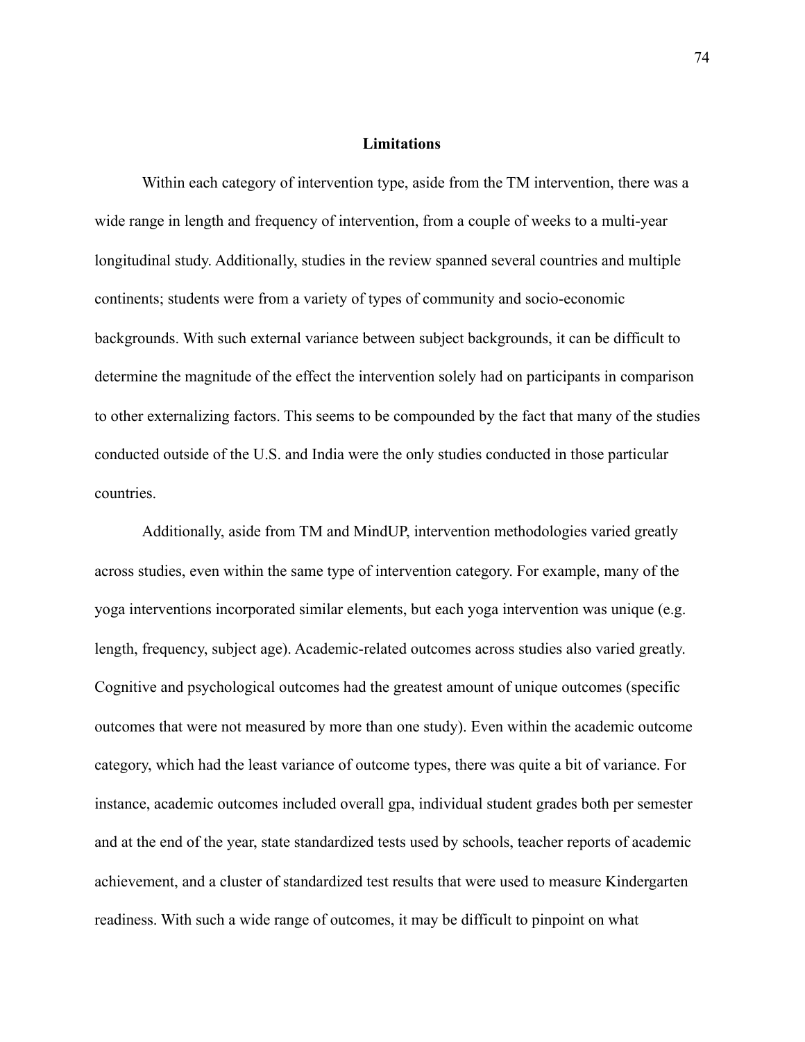## Limitations

Within each category of intervention type, aside from the TM intervention, there was a wide range in length and frequency of intervention, from a couple of weeks to a multi-year longitudinal study. Additionally, studies in the review spanned several countries and multiple continents; students were from a variety of types of community and socio-economic backgrounds. With such external variance between subject backgrounds, it can be difficult to determine the magnitude of the effect the intervention solely had on participants in comparison to other externalizing factors. This seems to be compounded by the fact that many of the studies conducted outside of the U.S. and India were the only studies conducted in those particular countries.

Additionally, aside from TM and MindUP, intervention methodologies varied greatly across studies, even within the same type of intervention category. For example, many of the yoga interventions incorporated similar elements, but each yoga intervention was unique (e.g. length, frequency, subject age). Academic-related outcomes across studies also varied greatly. Cognitive and psychological outcomes had the greatest amount of unique outcomes (specific outcomes that were not measured by more than one study). Even within the academic outcome category, which had the least variance of outcome types, there was quite a bit of variance. For instance, academic outcomes included overall gpa, individual student grades both per semester and at the end of the year, state standardized tests used by schools, teacher reports of academic achievement, and a cluster of standardized test results that were used to measure Kindergarten readiness. With such a wide range of outcomes, it may be difficult to pinpoint on what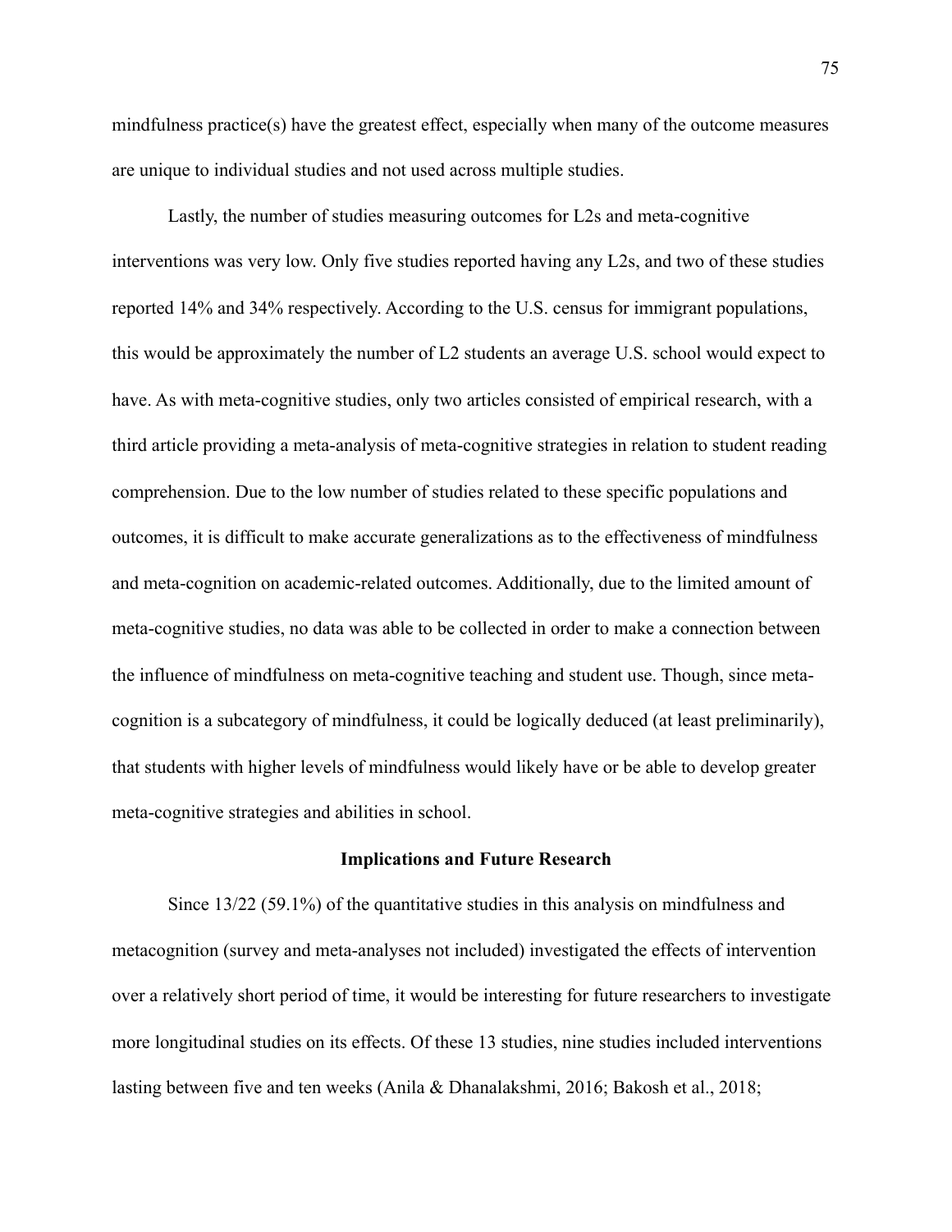mindfulness practice(s) have the greatest effect, especially when many of the outcome measures are unique to individual studies and not used across multiple studies.

Lastly, the number of studies measuring outcomes for L2s and meta-cognitive interventions was very low. Only five studies reported having any L2s, and two of these studies reported 14% and 34% respectively. According to the U.S. census for immigrant populations, this would be approximately the number of L2 students an average U.S. school would expect to have. As with meta-cognitive studies, only two articles consisted of empirical research, with a third article providing a meta-analysis of meta-cognitive strategies in relation to student reading comprehension. Due to the low number of studies related to these specific populations and outcomes, it is difficult to make accurate generalizations as to the effectiveness of mindfulness and meta-cognition on academic-related outcomes. Additionally, due to the limited amount of meta-cognitive studies, no data was able to be collected in order to make a connection between the influence of mindfulness on meta-cognitive teaching and student use. Though, since meta-cognition is a subcategory of mindfulness, it could be logically deduced (at least preliminarily), that students with higher levels of mindfulness would likely have or be able to develop greater meta-cognitive strategies and abilities in school.

## Implications and Future Research

Since 13/22 (59.1%) of the quantitative studies in this analysis on mindfulness and metacognition (survey and meta-analyses not included) investigated the effects of intervention over a relatively short period of time, it would be interesting for future researchers to investigate more longitudinal studies on its effects. Of these 13 studies, nine studies included interventions lasting between five and ten weeks (Anila & Dhanalakshmi, 2016; Bakosh et al., 2018;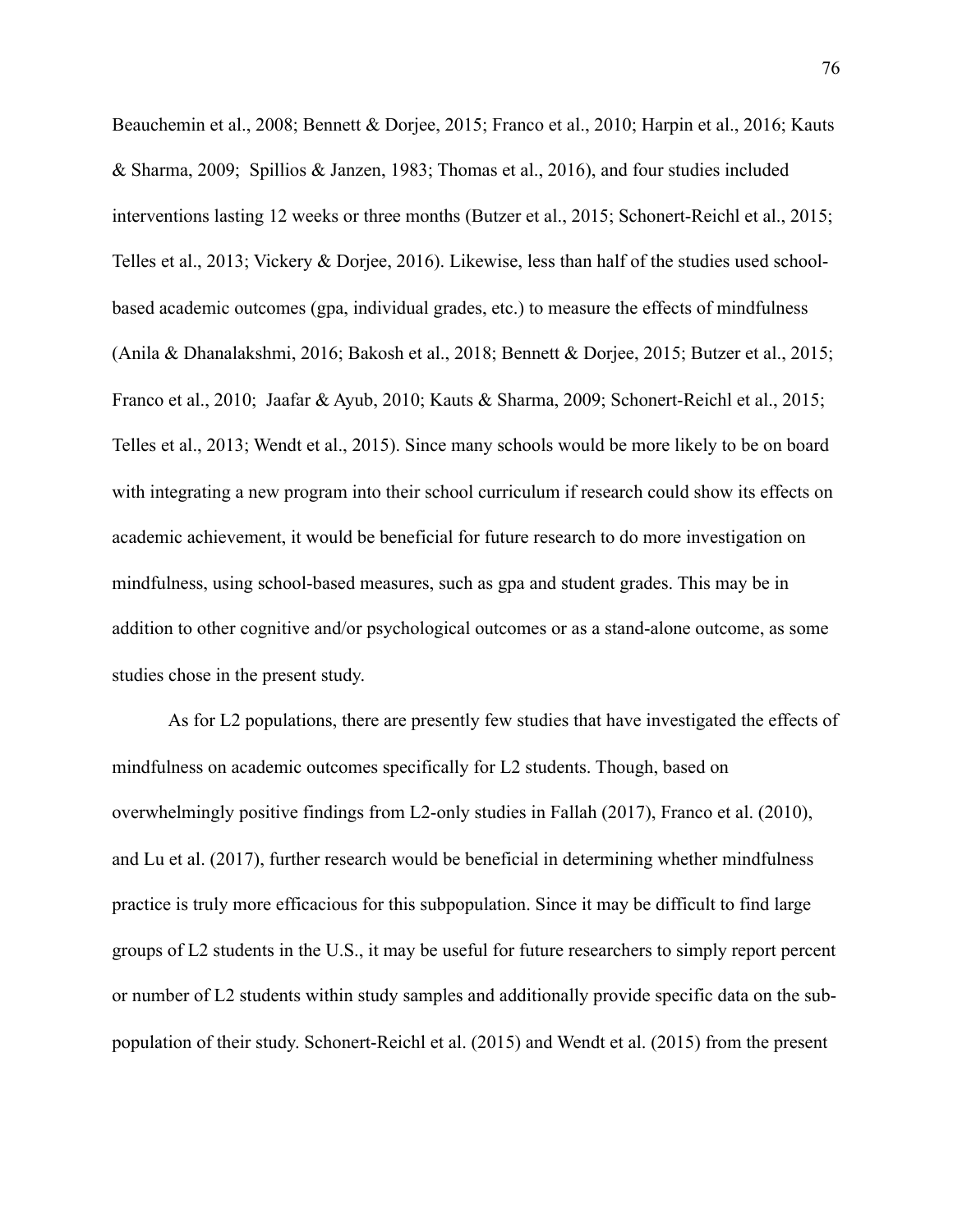Beauchemin et al., 2008; Bennett & Dorjee, 2015; Franco et al., 2010; Harpin et al., 2016; Kauts & Sharma, 2009;  Spillios & Janzen, 1983; Thomas et al., 2016), and four studies included interventions lasting 12 weeks or three months (Butzer et al., 2015; Schonert-Reichl et al., 2015; Telles et al., 2013; Vickery & Dorjee, 2016). Likewise, less than half of the studies used school-based academic outcomes (gpa, individual grades, etc.) to measure the effects of mindfulness (Anila & Dhanalakshmi, 2016; Bakosh et al., 2018; Bennett & Dorjee, 2015; Butzer et al., 2015; Franco et al., 2010;  Jaafar & Ayub, 2010; Kauts & Sharma, 2009; Schonert-Reichl et al., 2015; Telles et al., 2013; Wendt et al., 2015). Since many schools would be more likely to be on board with integrating a new program into their school curriculum if research could show its effects on academic achievement, it would be beneficial for future research to do more investigation on mindfulness, using school-based measures, such as gpa and student grades. This may be in addition to other cognitive and/or psychological outcomes or as a stand-alone outcome, as some studies chose in the present study.

As for L2 populations, there are presently few studies that have investigated the effects of mindfulness on academic outcomes specifically for L2 students. Though, based on overwhelmingly positive findings from L2-only studies in Fallah (2017), Franco et al. (2010), and Lu et al. (2017), further research would be beneficial in determining whether mindfulness practice is truly more efficacious for this subpopulation. Since it may be difficult to find large groups of L2 students in the U.S., it may be useful for future researchers to simply report percent or number of L2 students within study samples and additionally provide specific data on the sub-population of their study. Schonert-Reichl et al. (2015) and Wendt et al. (2015) from the present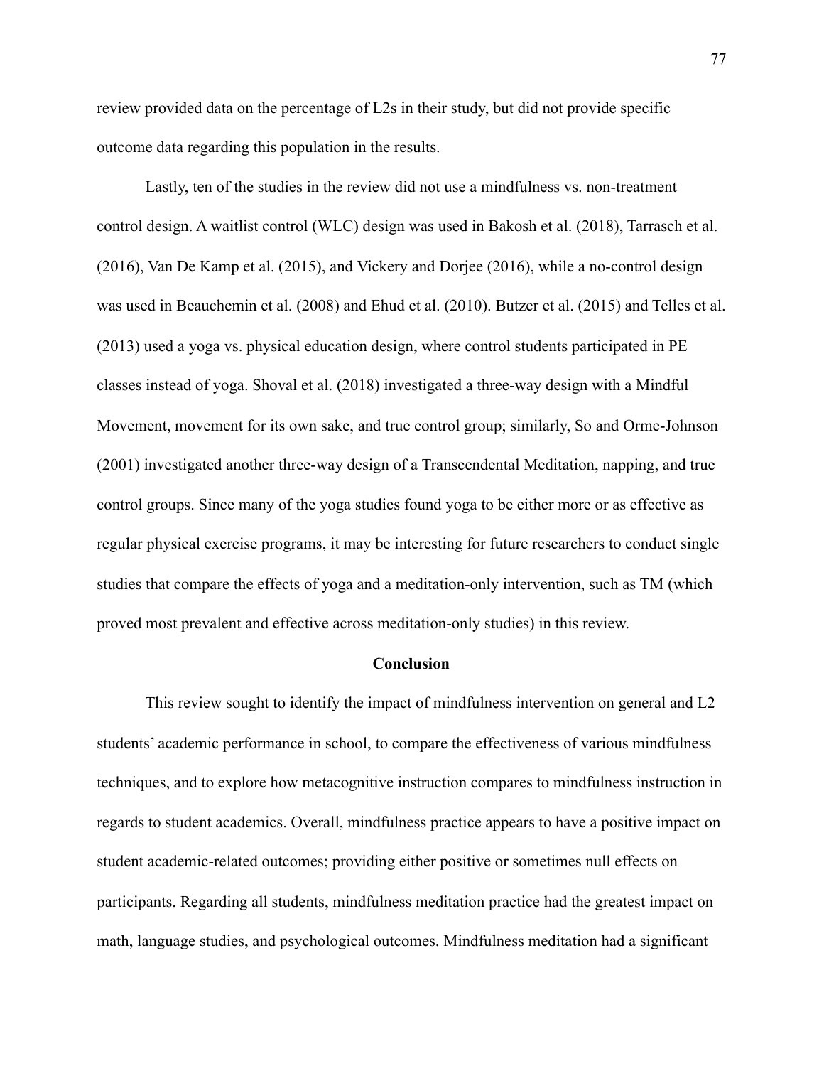review provided data on the percentage of L2s in their study, but did not provide specific outcome data regarding this population in the results.

Lastly, ten of the studies in the review did not use a mindfulness vs. non-treatment control design. A waitlist control (WLC) design was used in Bakosh et al. (2018), Tarrasch et al. (2016), Van De Kamp et al. (2015), and Vickery and Dorjee (2016), while a no-control design was used in Beauchemin et al. (2008) and Ehud et al. (2010). Butzer et al. (2015) and Telles et al. (2013) used a yoga vs. physical education design, where control students participated in PE classes instead of yoga. Shoval et al. (2018) investigated a three-way design with a Mindful Movement, movement for its own sake, and true control group; similarly, So and Orme-Johnson (2001) investigated another three-way design of a Transcendental Meditation, napping, and true control groups. Since many of the yoga studies found yoga to be either more or as effective as regular physical exercise programs, it may be interesting for future researchers to conduct single studies that compare the effects of yoga and a meditation-only intervention, such as TM (which proved most prevalent and effective across meditation-only studies) in this review.

## Conclusion

This review sought to identify the impact of mindfulness intervention on general and L2 students' academic performance in school, to compare the effectiveness of various mindfulness techniques, and to explore how metacognitive instruction compares to mindfulness instruction in regards to student academics. Overall, mindfulness practice appears to have a positive impact on student academic-related outcomes; providing either positive or sometimes null effects on participants. Regarding all students, mindfulness meditation practice had the greatest impact on math, language studies, and psychological outcomes. Mindfulness meditation had a significant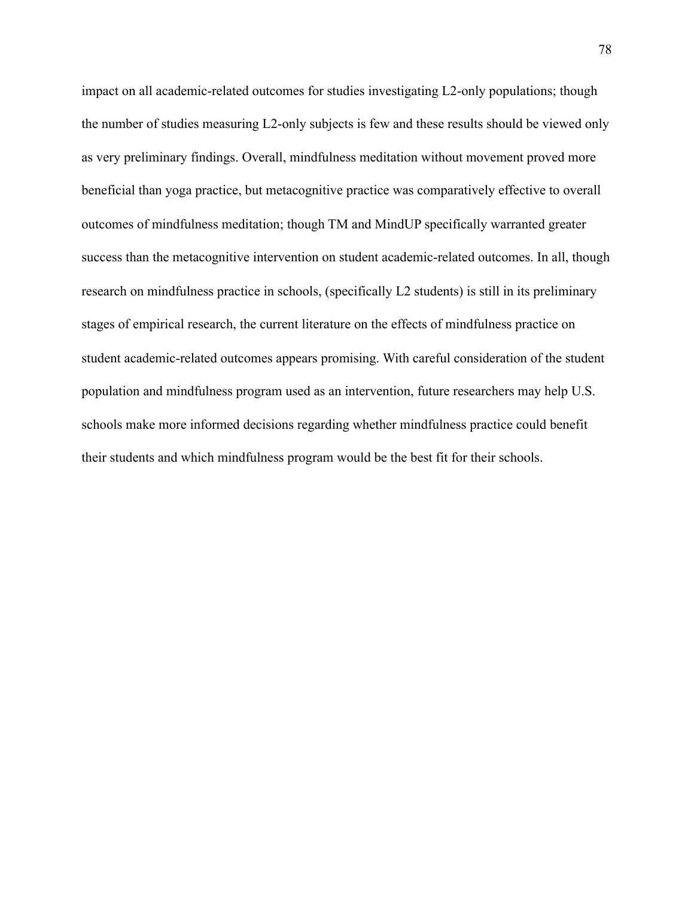impact on all academic-related outcomes for studies investigating L2-only populations; though the number of studies measuring L2-only subjects is few and these results should be viewed only as very preliminary findings. Overall, mindfulness meditation without movement proved more beneficial than yoga practice, but metacognitive practice was comparatively effective to overall outcomes of mindfulness meditation; though TM and MindUP specifically warranted greater success than the metacognitive intervention on student academic-related outcomes. In all, though research on mindfulness practice in schools, (specifically L2 students) is still in its preliminary stages of empirical research, the current literature on the effects of mindfulness practice on student academic-related outcomes appears promising. With careful consideration of the student population and mindfulness program used as an intervention, future researchers may help U.S. schools make more informed decisions regarding whether mindfulness practice could benefit their students and which mindfulness program would be the best fit for their schools.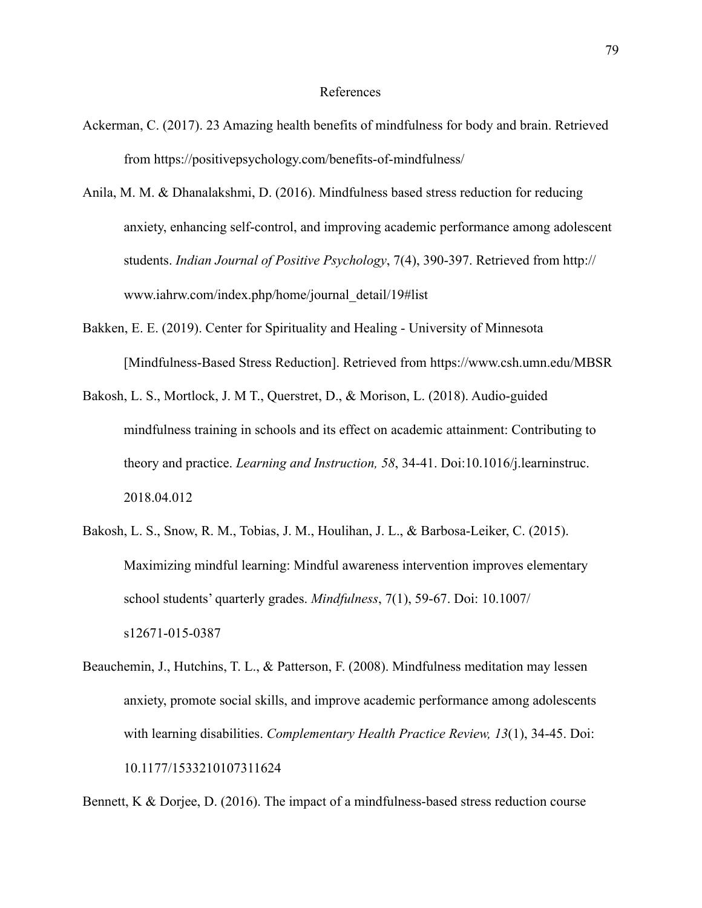# References

Ackerman, C. (2017). 23 Amazing health benefits of mindfulness for body and brain. Retrieved from https://positivepsychology.com/benefits-of-mindfulness/

Anila, M. M. & Dhanalakshmi, D. (2016). Mindfulness based stress reduction for reducing anxiety, enhancing self-control, and improving academic performance among adolescent students. *Indian Journal of Positive Psychology*, 7(4), 390-397. Retrieved from http://www.iahrw.com/index.php/home/journal_detail/19#list

Bakken, E. E. (2019). Center for Spirituality and Healing - University of Minnesota [Mindfulness-Based Stress Reduction]. Retrieved from https://www.csh.umn.edu/MBSR

Bakosh, L. S., Mortlock, J. M T., Querstret, D., & Morison, L. (2018). Audio-guided mindfulness training in schools and its effect on academic attainment: Contributing to theory and practice. *Learning and Instruction, 58*, 34-41. Doi:10.1016/j.learninstruc.2018.04.012

Bakosh, L. S., Snow, R. M., Tobias, J. M., Houlihan, J. L., & Barbosa-Leiker, C. (2015). Maximizing mindful learning: Mindful awareness intervention improves elementary school students' quarterly grades. *Mindfulness*, 7(1), 59-67. Doi: 10.1007/s12671-015-0387

Beauchemin, J., Hutchins, T. L., & Patterson, F. (2008). Mindfulness meditation may lessen anxiety, promote social skills, and improve academic performance among adolescents with learning disabilities. *Complementary Health Practice Review, 13*(1), 34-45. Doi: 10.1177/1533210107311624

Bennett, K & Dorjee, D. (2016). The impact of a mindfulness-based stress reduction course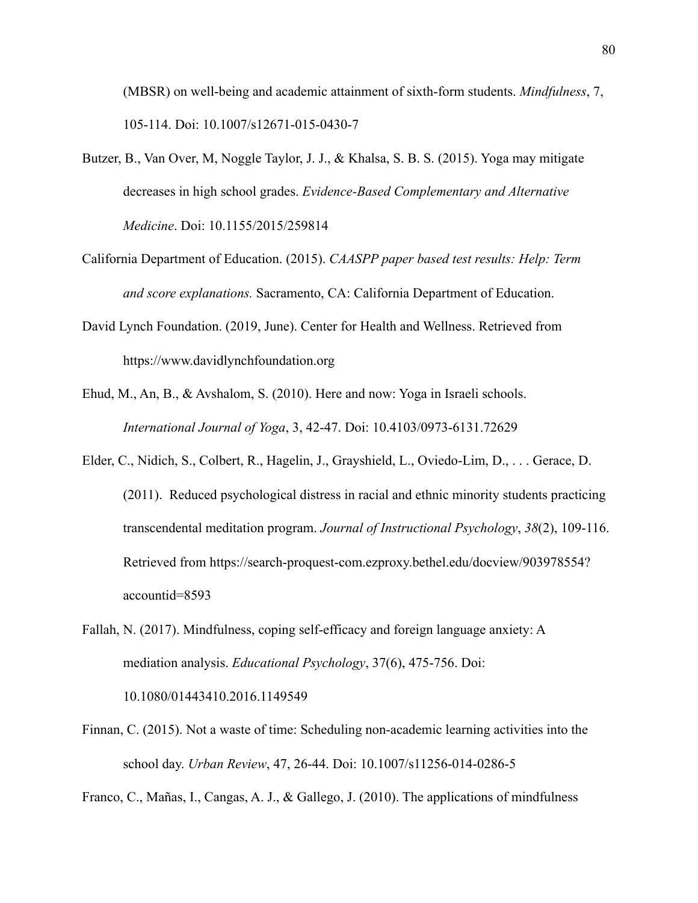(MBSR) on well-being and academic attainment of sixth-form students. *Mindfulness*, 7, 105-114. Doi: 10.1007/s12671-015-0430-7

Butzer, B., Van Over, M, Noggle Taylor, J. J., & Khalsa, S. B. S. (2015). Yoga may mitigate decreases in high school grades. *Evidence-Based Complementary and Alternative Medicine*. Doi: 10.1155/2015/259814

California Department of Education. (2015). *CAASPP paper based test results: Help: Term and score explanations.* Sacramento, CA: California Department of Education.

David Lynch Foundation. (2019, June). Center for Health and Wellness. Retrieved from https://www.davidlynchfoundation.org

Ehud, M., An, B., & Avshalom, S. (2010). Here and now: Yoga in Israeli schools. *International Journal of Yoga*, 3, 42-47. Doi: 10.4103/0973-6131.72629

Elder, C., Nidich, S., Colbert, R., Hagelin, J., Grayshield, L., Oviedo-Lim, D., . . . Gerace, D. (2011). Reduced psychological distress in racial and ethnic minority students practicing transcendental meditation program. *Journal of Instructional Psychology*, *38*(2), 109-116. Retrieved from https://search-proquest-com.ezproxy.bethel.edu/docview/903978554?accountid=8593

Fallah, N. (2017). Mindfulness, coping self-efficacy and foreign language anxiety: A mediation analysis. *Educational Psychology*, 37(6), 475-756. Doi: 10.1080/01443410.2016.1149549

Finnan, C. (2015). Not a waste of time: Scheduling non-academic learning activities into the school day. *Urban Review*, 47, 26-44. Doi: 10.1007/s11256-014-0286-5

Franco, C., Mañas, I., Cangas, A. J., & Gallego, J. (2010). The applications of mindfulness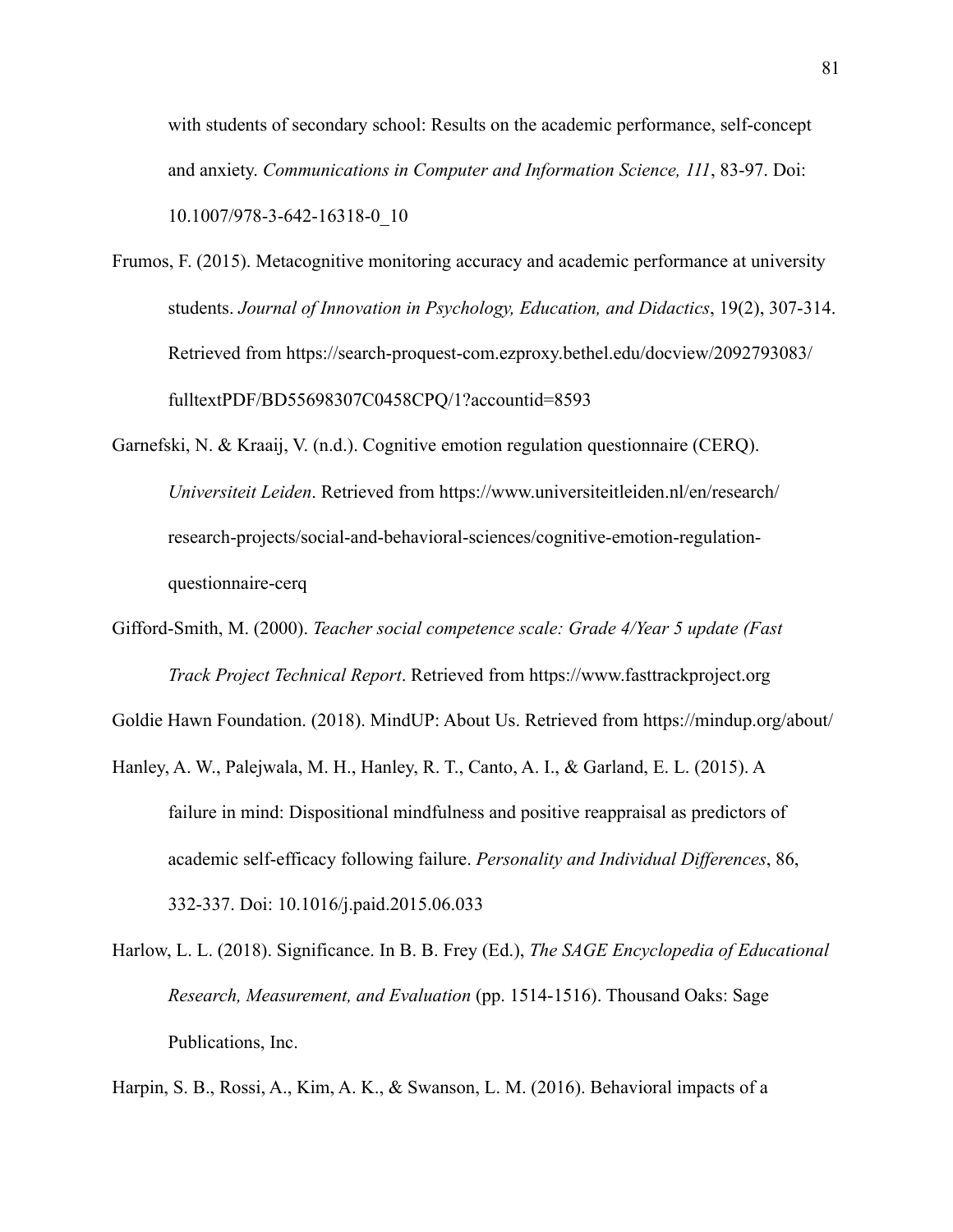with students of secondary school: Results on the academic performance, self-concept and anxiety. *Communications in Computer and Information Science, 111*, 83-97. Doi: 10.1007/978-3-642-16318-0_10

Frumos, F. (2015). Metacognitive monitoring accuracy and academic performance at university students. *Journal of Innovation in Psychology, Education, and Didactics*, 19(2), 307-314. Retrieved from https://search-proquest-com.ezproxy.bethel.edu/docview/2092793083/fulltextPDF/BD55698307C0458CPQ/1?accountid=8593

Garnefski, N. & Kraaij, V. (n.d.). Cognitive emotion regulation questionnaire (CERQ). *Universiteit Leiden*. Retrieved from https://www.universiteitleiden.nl/en/research/research-projects/social-and-behavioral-sciences/cognitive-emotion-regulation-questionnaire-cerq

Gifford-Smith, M. (2000). *Teacher social competence scale: Grade 4/Year 5 update (Fast Track Project Technical Report*. Retrieved from https://www.fasttrackproject.org

Goldie Hawn Foundation. (2018). MindUP: About Us. Retrieved from https://mindup.org/about/

Hanley, A. W., Palejwala, M. H., Hanley, R. T., Canto, A. I., & Garland, E. L. (2015). A failure in mind: Dispositional mindfulness and positive reappraisal as predictors of academic self-efficacy following failure. *Personality and Individual Differences*, 86, 332-337. Doi: 10.1016/j.paid.2015.06.033

Harlow, L. L. (2018). Significance. In B. B. Frey (Ed.), *The SAGE Encyclopedia of Educational Research, Measurement, and Evaluation* (pp. 1514-1516). Thousand Oaks: Sage Publications, Inc.

Harpin, S. B., Rossi, A., Kim, A. K., & Swanson, L. M. (2016). Behavioral impacts of a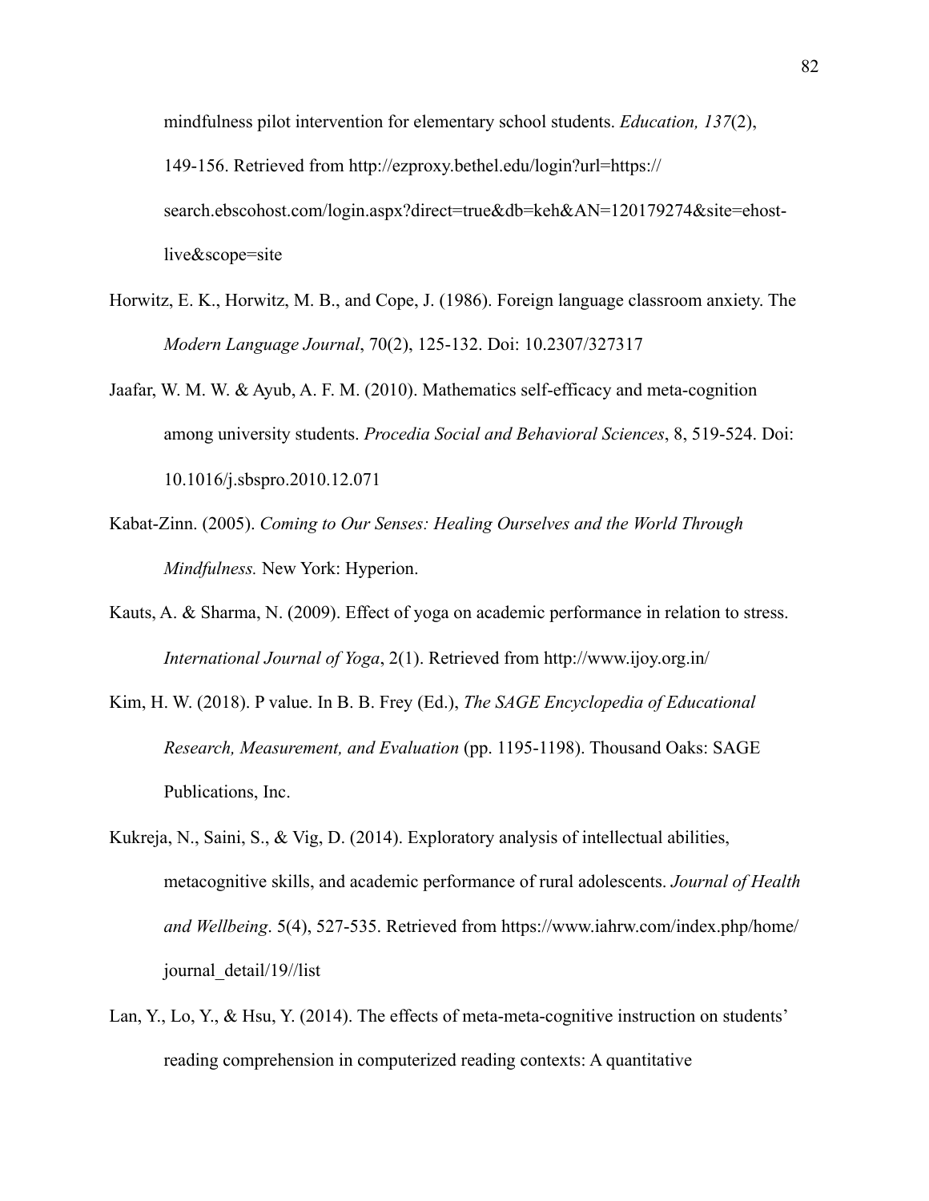mindfulness pilot intervention for elementary school students. *Education, 137*(2), 149-156. Retrieved from http://ezproxy.bethel.edu/login?url=https://search.ebscohost.com/login.aspx?direct=true&db=keh&AN=120179274&site=ehost-live&scope=site

Horwitz, E. K., Horwitz, M. B., and Cope, J. (1986). Foreign language classroom anxiety. The *Modern Language Journal*, 70(2), 125-132. Doi: 10.2307/327317

Jaafar, W. M. W. & Ayub, A. F. M. (2010). Mathematics self-efficacy and meta-cognition among university students. *Procedia Social and Behavioral Sciences*, 8, 519-524. Doi: 10.1016/j.sbspro.2010.12.071

Kabat-Zinn. (2005). *Coming to Our Senses: Healing Ourselves and the World Through Mindfulness.* New York: Hyperion.

Kauts, A. & Sharma, N. (2009). Effect of yoga on academic performance in relation to stress. *International Journal of Yoga*, 2(1). Retrieved from http://www.ijoy.org.in/

Kim, H. W. (2018). P value. In B. B. Frey (Ed.), *The SAGE Encyclopedia of Educational Research, Measurement, and Evaluation* (pp. 1195-1198). Thousand Oaks: SAGE Publications, Inc.

Kukreja, N., Saini, S., & Vig, D. (2014). Exploratory analysis of intellectual abilities, metacognitive skills, and academic performance of rural adolescents. *Journal of Health and Wellbeing*. 5(4), 527-535. Retrieved from https://www.iahrw.com/index.php/home/journal_detail/19//list

Lan, Y., Lo, Y., & Hsu, Y. (2014). The effects of meta-meta-cognitive instruction on students' reading comprehension in computerized reading contexts: A quantitative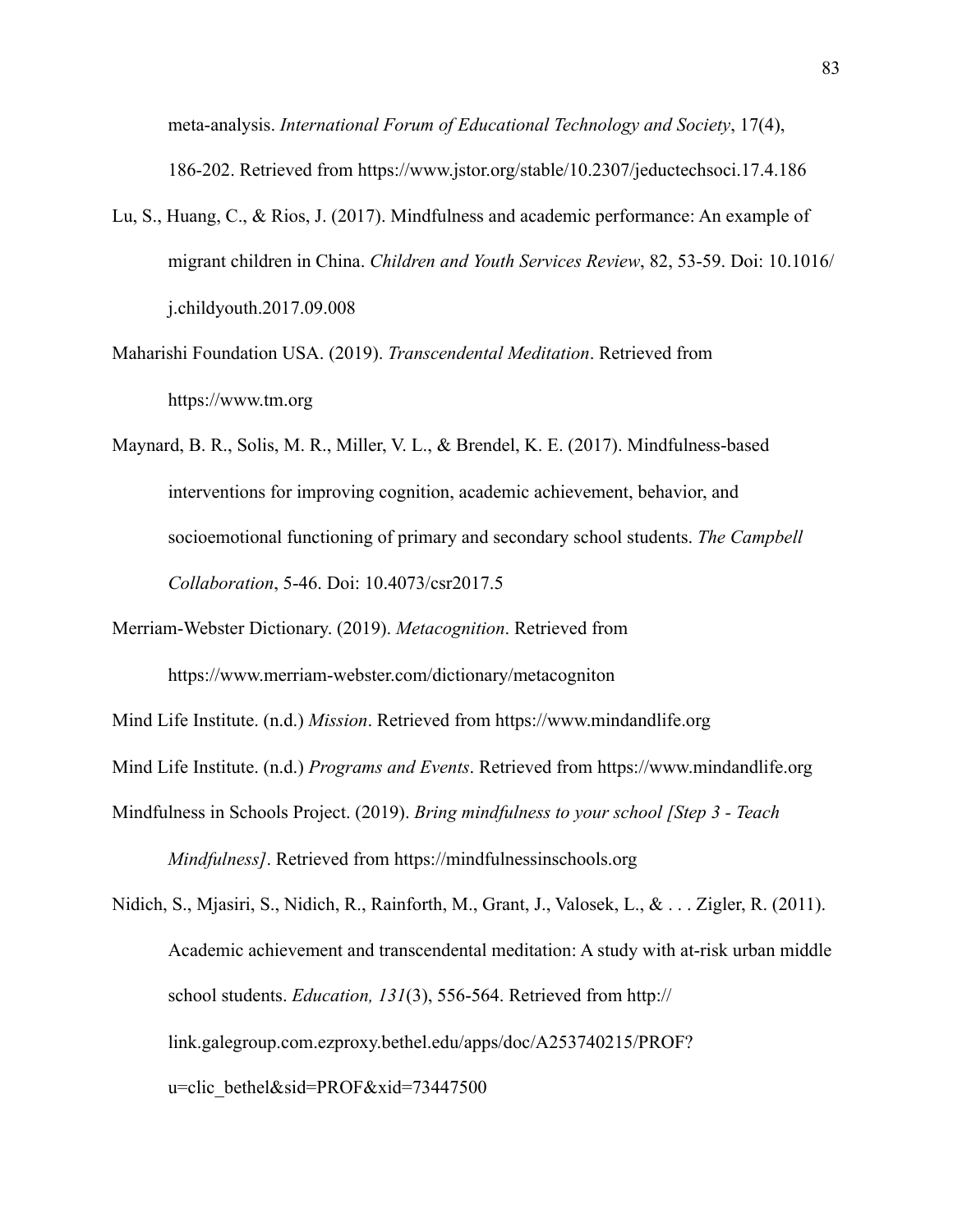meta-analysis. *International Forum of Educational Technology and Society*, 17(4), 186-202. Retrieved from https://www.jstor.org/stable/10.2307/jeductechsoci.17.4.186

Lu, S., Huang, C., & Rios, J. (2017). Mindfulness and academic performance: An example of migrant children in China. *Children and Youth Services Review*, 82, 53-59. Doi: 10.1016/ j.childyouth.2017.09.008

Maharishi Foundation USA. (2019). *Transcendental Meditation*. Retrieved from https://www.tm.org

Maynard, B. R., Solis, M. R., Miller, V. L., & Brendel, K. E. (2017). Mindfulness-based interventions for improving cognition, academic achievement, behavior, and socioemotional functioning of primary and secondary school students. *The Campbell Collaboration*, 5-46. Doi: 10.4073/csr2017.5

Merriam-Webster Dictionary. (2019). *Metacognition*. Retrieved from https://www.merriam-webster.com/dictionary/metacogniton

Mind Life Institute. (n.d.) *Mission*. Retrieved from https://www.mindandlife.org

Mind Life Institute. (n.d.) *Programs and Events*. Retrieved from https://www.mindandlife.org

Mindfulness in Schools Project. (2019). *Bring mindfulness to your school [Step 3 - Teach Mindfulness]*. Retrieved from https://mindfulnessinschools.org

Nidich, S., Mjasiri, S., Nidich, R., Rainforth, M., Grant, J., Valosek, L., & . . . Zigler, R. (2011). Academic achievement and transcendental meditation: A study with at-risk urban middle school students. *Education, 131*(3), 556-564. Retrieved from http://link.galegroup.com.ezproxy.bethel.edu/apps/doc/A253740215/PROF?u=clic_bethel&sid=PROF&xid=73447500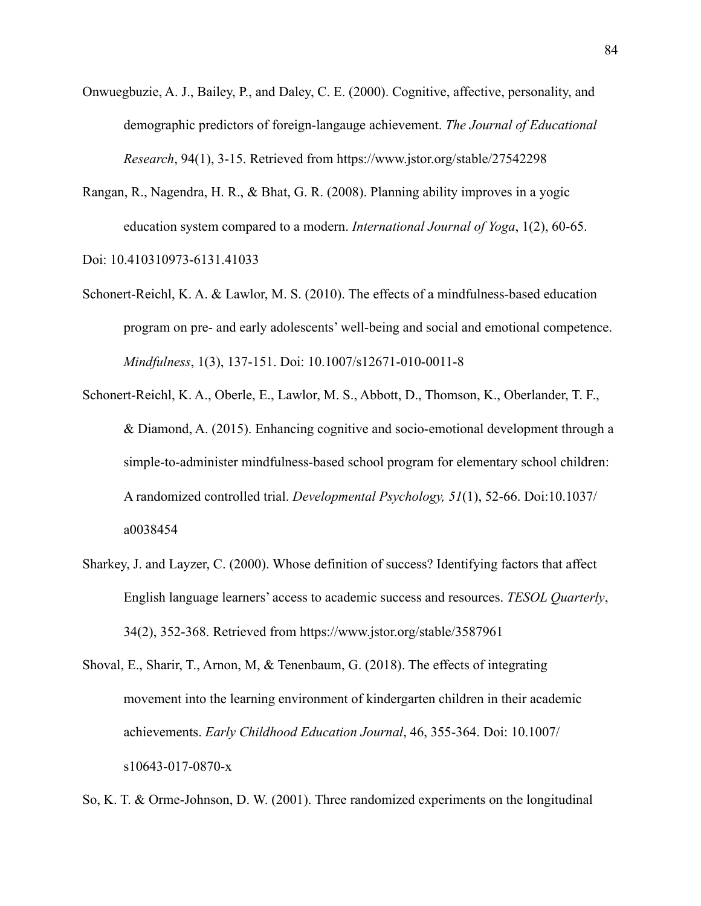Onwuegbuzie, A. J., Bailey, P., and Daley, C. E. (2000). Cognitive, affective, personality, and demographic predictors of foreign-langauge achievement. *The Journal of Educational Research*, 94(1), 3-15. Retrieved from https://www.jstor.org/stable/27542298

Rangan, R., Nagendra, H. R., & Bhat, G. R. (2008). Planning ability improves in a yogic education system compared to a modern. *International Journal of Yoga*, 1(2), 60-65. Doi: 10.410310973-6131.41033

Schonert-Reichl, K. A. & Lawlor, M. S. (2010). The effects of a mindfulness-based education program on pre- and early adolescents' well-being and social and emotional competence. *Mindfulness*, 1(3), 137-151. Doi: 10.1007/s12671-010-0011-8

Schonert-Reichl, K. A., Oberle, E., Lawlor, M. S., Abbott, D., Thomson, K., Oberlander, T. F., & Diamond, A. (2015). Enhancing cognitive and socio-emotional development through a simple-to-administer mindfulness-based school program for elementary school children: A randomized controlled trial. *Developmental Psychology, 51*(1), 52-66. Doi:10.1037/a0038454

Sharkey, J. and Layzer, C. (2000). Whose definition of success? Identifying factors that affect English language learners' access to academic success and resources. *TESOL Quarterly*, 34(2), 352-368. Retrieved from https://www.jstor.org/stable/3587961

Shoval, E., Sharir, T., Arnon, M, & Tenenbaum, G. (2018). The effects of integrating movement into the learning environment of kindergarten children in their academic achievements. *Early Childhood Education Journal*, 46, 355-364. Doi: 10.1007/s10643-017-0870-x

So, K. T. & Orme-Johnson, D. W. (2001). Three randomized experiments on the longitudinal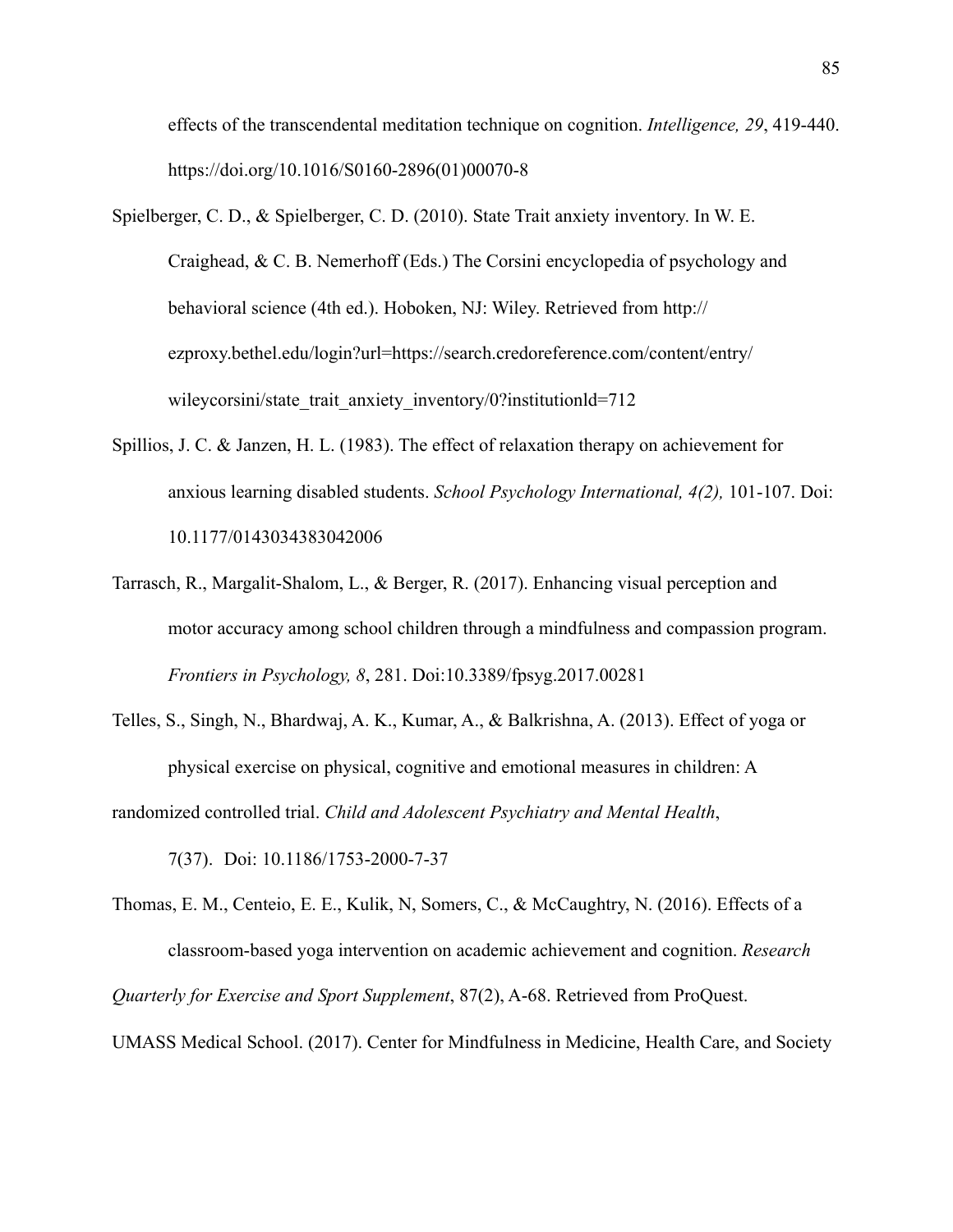effects of the transcendental meditation technique on cognition. *Intelligence, 29*, 419-440. https://doi.org/10.1016/S0160-2896(01)00070-8

Spielberger, C. D., & Spielberger, C. D. (2010). State Trait anxiety inventory. In W. E. Craighead, & C. B. Nemerhoff (Eds.) The Corsini encyclopedia of psychology and behavioral science (4th ed.). Hoboken, NJ: Wiley. Retrieved from http://ezproxy.bethel.edu/login?url=https://search.credoreference.com/content/entry/wileycorsini/state_trait_anxiety_inventory/0?institutionld=712

Spillios, J. C. & Janzen, H. L. (1983). The effect of relaxation therapy on achievement for anxious learning disabled students. *School Psychology International, 4(2),* 101-107. Doi: 10.1177/0143034383042006

Tarrasch, R., Margalit-Shalom, L., & Berger, R. (2017). Enhancing visual perception and motor accuracy among school children through a mindfulness and compassion program. *Frontiers in Psychology, 8*, 281. Doi:10.3389/fpsyg.2017.00281

Telles, S., Singh, N., Bhardwaj, A. K., Kumar, A., & Balkrishna, A. (2013). Effect of yoga or physical exercise on physical, cognitive and emotional measures in children: A randomized controlled trial. *Child and Adolescent Psychiatry and Mental Health*, 7(37). Doi: 10.1186/1753-2000-7-37

Thomas, E. M., Centeio, E. E., Kulik, N, Somers, C., & McCaughtry, N. (2016). Effects of a classroom-based yoga intervention on academic achievement and cognition. *Research Quarterly for Exercise and Sport Supplement*, 87(2), A-68. Retrieved from ProQuest.

UMASS Medical School. (2017). Center for Mindfulness in Medicine, Health Care, and Society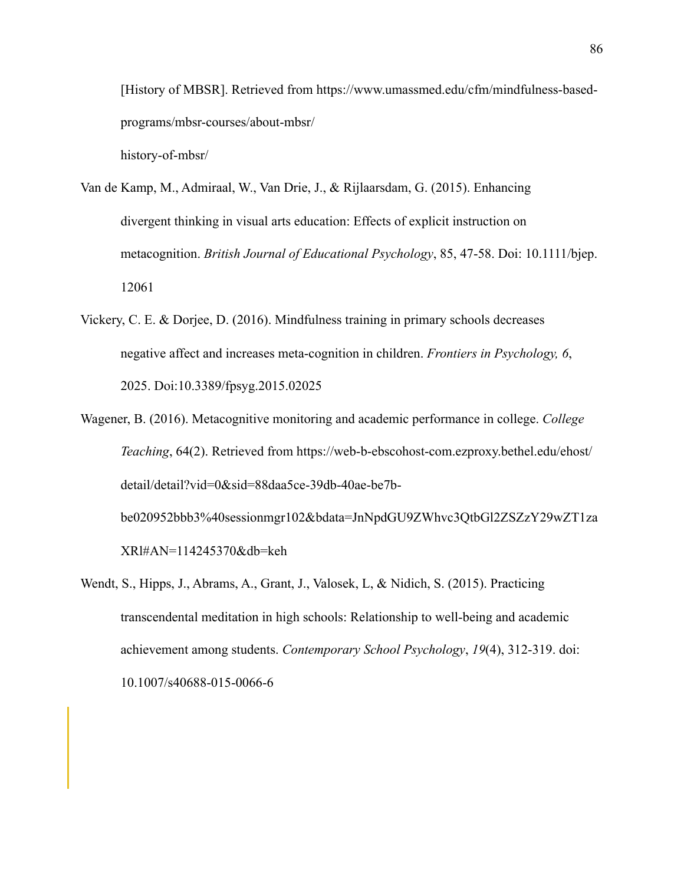[History of MBSR]. Retrieved from https://www.umassmed.edu/cfm/mindfulness-based-programs/mbsr-courses/about-mbsr/history-of-mbsr/

Van de Kamp, M., Admiraal, W., Van Drie, J., & Rijlaarsdam, G. (2015). Enhancing divergent thinking in visual arts education: Effects of explicit instruction on metacognition. *British Journal of Educational Psychology*, 85, 47-58. Doi: 10.1111/bjep.12061

Vickery, C. E. & Dorjee, D. (2016). Mindfulness training in primary schools decreases negative affect and increases meta-cognition in children. *Frontiers in Psychology, 6*, 2025. Doi:10.3389/fpsyg.2015.02025

Wagener, B. (2016). Metacognitive monitoring and academic performance in college. *College Teaching*, 64(2). Retrieved from https://web-b-ebscohost-com.ezproxy.bethel.edu/ehost/detail/detail?vid=0&sid=88daa5ce-39db-40ae-be7b-be020952bbb3%40sessionmgr102&bdata=JnNpdGU9ZWhvc3QtbGl2ZSZzY29wZT1zaXRl#AN=114245370&db=keh

Wendt, S., Hipps, J., Abrams, A., Grant, J., Valosek, L, & Nidich, S. (2015). Practicing transcendental meditation in high schools: Relationship to well-being and academic achievement among students. *Contemporary School Psychology*, *19*(4), 312-319. doi: 10.1007/s40688-015-0066-6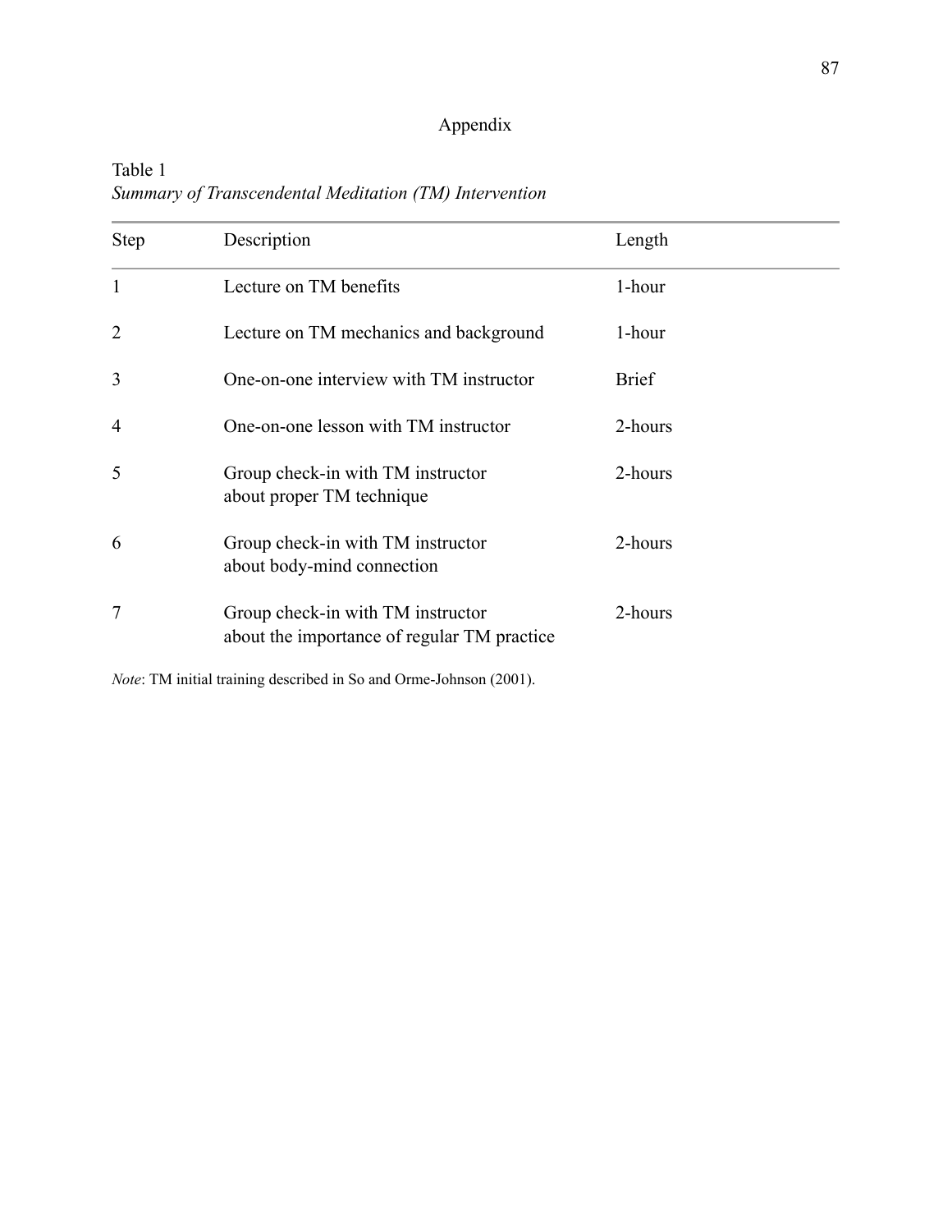# Appendix

Table 1

*Summary of Transcendental Meditation (TM) Intervention*

| Step | Description | Length |
|---|---|---|
| 1 | Lecture on TM benefits | 1-hour |
| 2 | Lecture on TM mechanics and background | 1-hour |
| 3 | One-on-one interview with TM instructor | Brief |
| 4 | One-on-one lesson with TM instructor | 2-hours |
| 5 | Group check-in with TM instructor about proper TM technique | 2-hours |
| 6 | Group check-in with TM instructor about body-mind connection | 2-hours |
| 7 | Group check-in with TM instructor about the importance of regular TM practice | 2-hours |

*Note*: TM initial training described in So and Orme-Johnson (2001).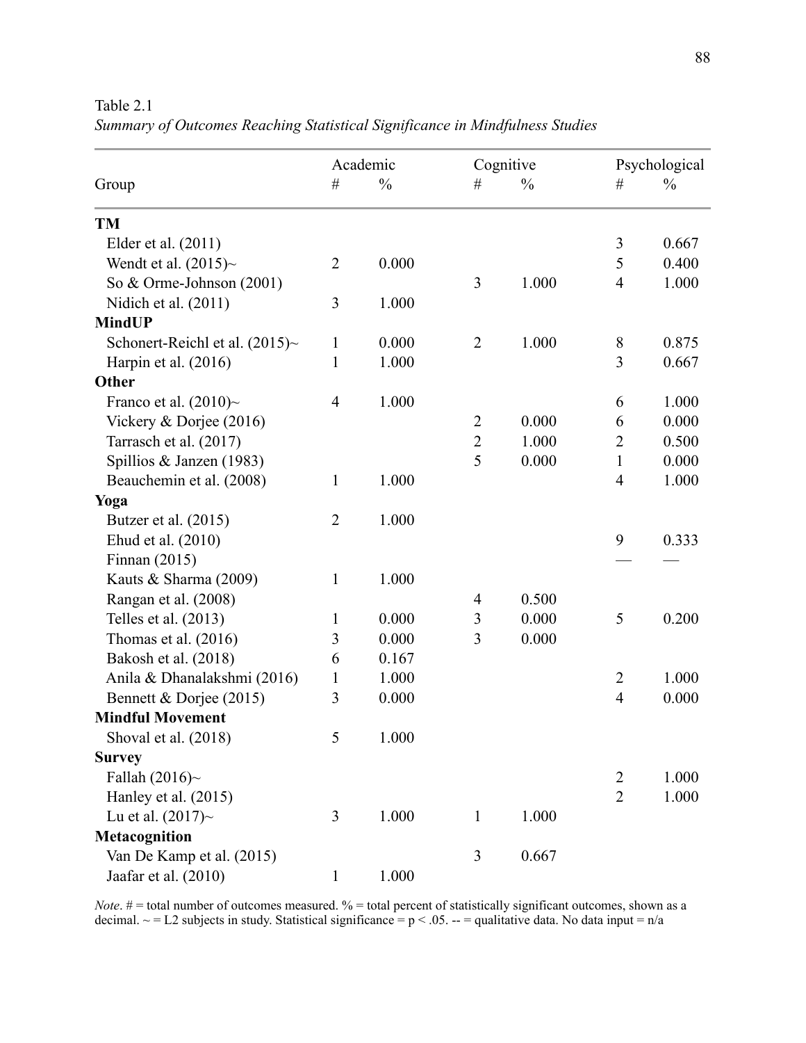Table 2.1

*Summary of Outcomes Reaching Statistical Significance in Mindfulness Studies*

| Group | Academic | | Cognitive | | Psychological | |
|---|---|---|---|---|---|---|
| | # | % | # | % | # | % |
| **TM** | | | | | | |
| Elder et al. (2011) | | | | | 3 | 0.667 |
| Wendt et al. (2015)~ | 2 | 0.000 | | | 5 | 0.400 |
| So & Orme-Johnson (2001) | | | 3 | 1.000 | 4 | 1.000 |
| Nidich et al. (2011) | 3 | 1.000 | | | | |
| **MindUP** | | | | | | |
| Schonert-Reichl et al. (2015)~ | 1 | 0.000 | 2 | 1.000 | 8 | 0.875 |
| Harpin et al. (2016) | 1 | 1.000 | | | 3 | 0.667 |
| **Other** | | | | | | |
| Franco et al. (2010)~ | 4 | 1.000 | | | 6 | 1.000 |
| Vickery & Dorjee (2016) | | | 2 | 0.000 | 6 | 0.000 |
| Tarrasch et al. (2017) | | | 2 | 1.000 | 2 | 0.500 |
| Spillios & Janzen (1983) | | | 5 | 0.000 | 1 | 0.000 |
| Beauchemin et al. (2008) | 1 | 1.000 | | | 4 | 1.000 |
| **Yoga** | | | | | | |
| Butzer et al. (2015) | 2 | 1.000 | | | | |
| Ehud et al. (2010) | | | | | 9 | 0.333 |
| Finnan (2015) | | | | | — | — |
| Kauts & Sharma (2009) | 1 | 1.000 | | | | |
| Rangan et al. (2008) | | | 4 | 0.500 | | |
| Telles et al. (2013) | 1 | 0.000 | 3 | 0.000 | 5 | 0.200 |
| Thomas et al. (2016) | 3 | 0.000 | 3 | 0.000 | | |
| Bakosh et al. (2018) | 6 | 0.167 | | | | |
| Anila & Dhanalakshmi (2016) | 1 | 1.000 | | | 2 | 1.000 |
| Bennett & Dorjee (2015) | 3 | 0.000 | | | 4 | 0.000 |
| **Mindful Movement** | | | | | | |
| Shoval et al. (2018) | 5 | 1.000 | | | | |
| **Survey** | | | | | | |
| Fallah (2016)~ | | | | | 2 | 1.000 |
| Hanley et al. (2015) | | | | | 2 | 1.000 |
| Lu et al. (2017)~ | 3 | 1.000 | 1 | 1.000 | | |
| **Metacognition** | | | | | | |
| Van De Kamp et al. (2015) | | | 3 | 0.667 | | |
| Jaafar et al. (2010) | 1 | 1.000 | | | | |

*Note*. # = total number of outcomes measured. % = total percent of statistically significant outcomes, shown as a decimal. ~ = L2 subjects in study. Statistical significance = $p < .05$. -- = qualitative data. No data input = n/a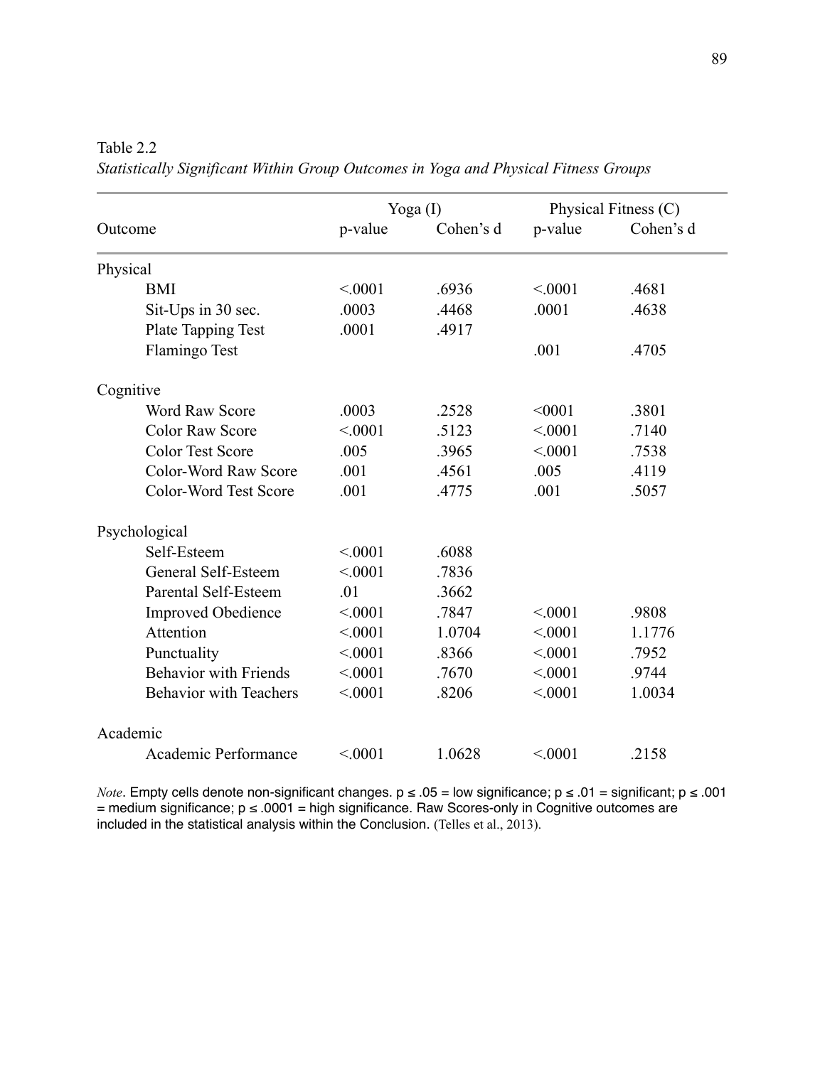Table 2.2

*Statistically Significant Within Group Outcomes in Yoga and Physical Fitness Groups*

| | Yoga (I) | | Physical Fitness (C) | |
|---|---|---|---|---|
| Outcome | p-value | Cohen's d | p-value | Cohen's d |
| Physical | | | | |
| BMI | <.0001 | .6936 | <.0001 | .4681 |
| Sit-Ups in 30 sec. | .0003 | .4468 | .0001 | .4638 |
| Plate Tapping Test | .0001 | .4917 | | |
| Flamingo Test | | | .001 | .4705 |
| Cognitive | | | | |
| Word Raw Score | .0003 | .2528 | <0001 | .3801 |
| Color Raw Score | <.0001 | .5123 | <.0001 | .7140 |
| Color Test Score | .005 | .3965 | <.0001 | .7538 |
| Color-Word Raw Score | .001 | .4561 | .005 | .4119 |
| Color-Word Test Score | .001 | .4775 | .001 | .5057 |
| Psychological | | | | |
| Self-Esteem | <.0001 | .6088 | | |
| General Self-Esteem | <.0001 | .7836 | | |
| Parental Self-Esteem | .01 | .3662 | | |
| Improved Obedience | <.0001 | .7847 | <.0001 | .9808 |
| Attention | <.0001 | 1.0704 | <.0001 | 1.1776 |
| Punctuality | <.0001 | .8366 | <.0001 | .7952 |
| Behavior with Friends | <.0001 | .7670 | <.0001 | .9744 |
| Behavior with Teachers | <.0001 | .8206 | <.0001 | 1.0034 |
| Academic | | | | |
| Academic Performance | <.0001 | 1.0628 | <.0001 | .2158 |

*Note*. Empty cells denote non-significant changes. $p \le .05$ = low significance; $p \le .01$ = significant; $p \le .001$ = medium significance; $p \le .0001$ = high significance. Raw Scores-only in Cognitive outcomes are included in the statistical analysis within the Conclusion. (Telles et al., 2013).